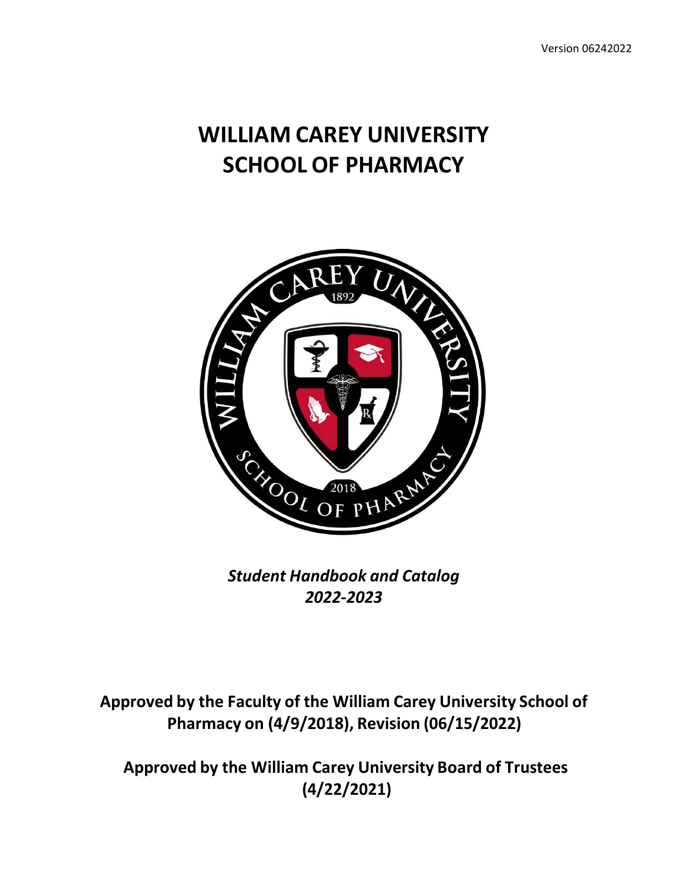Version 06242022

# WILLIAM CAREY UNIVERSITY SCHOOL OF PHARMACY

***Student Handbook and Catalog***
***2022-2023***

**Approved by the Faculty of the William Carey University School of Pharmacy on (4/9/2018), Revision (06/15/2022)**

**Approved by the William Carey University Board of Trustees (4/22/2021)**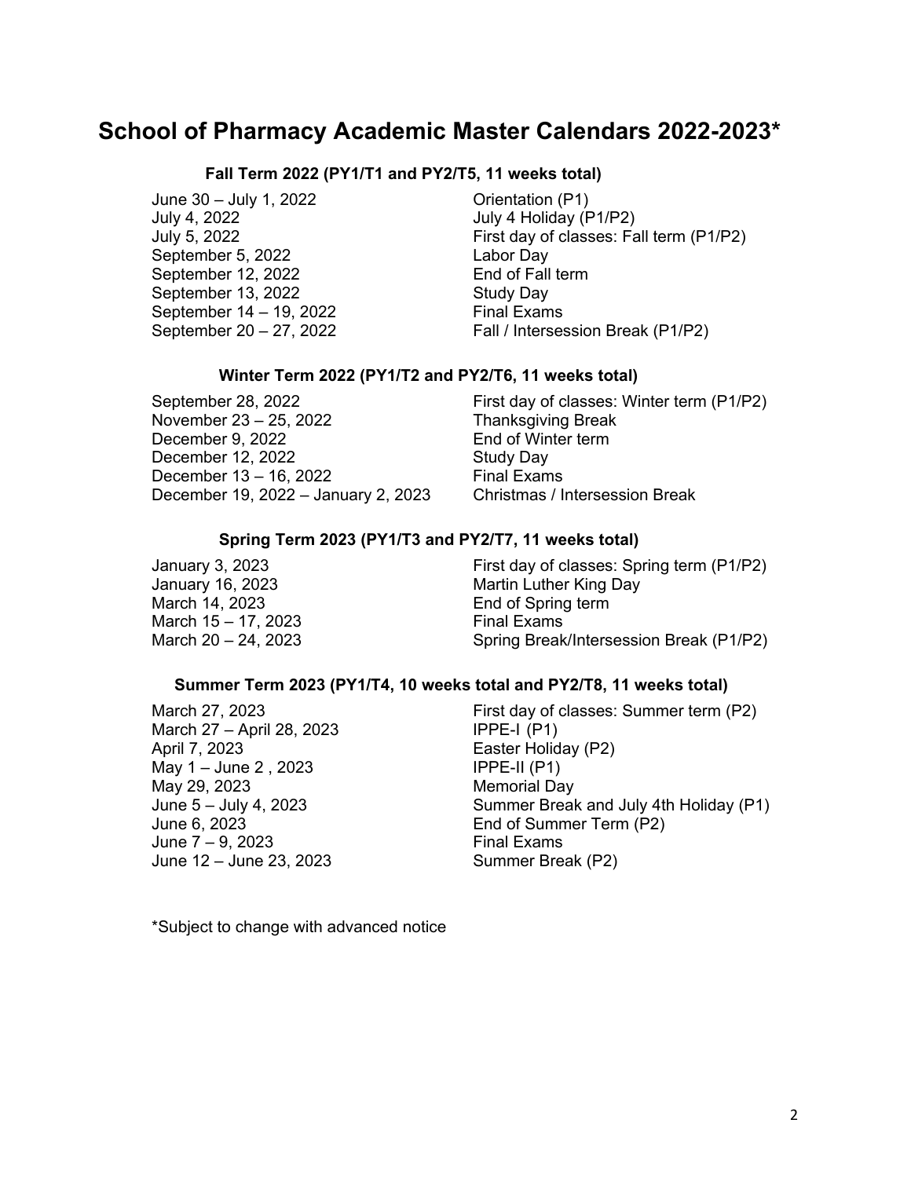# School of Pharmacy Academic Master Calendars 2022-2023*

### Fall Term 2022 (PY1/T1 and PY2/T5, 11 weeks total)

| | |
|---|---|
| June 30 – July 1, 2022 | Orientation (P1) |
| July 4, 2022 | July 4 Holiday (P1/P2) |
| July 5, 2022 | First day of classes: Fall term (P1/P2) |
| September 5, 2022 | Labor Day |
| September 12, 2022 | End of Fall term |
| September 13, 2022 | Study Day |
| September 14 – 19, 2022 | Final Exams |
| September 20 – 27, 2022 | Fall / Intersession Break (P1/P2) |

### Winter Term 2022 (PY1/T2 and PY2/T6, 11 weeks total)

| | |
|---|---|
| September 28, 2022 | First day of classes: Winter term (P1/P2) |
| November 23 – 25, 2022 | Thanksgiving Break |
| December 9, 2022 | End of Winter term |
| December 12, 2022 | Study Day |
| December 13 – 16, 2022 | Final Exams |
| December 19, 2022 – January 2, 2023 | Christmas / Intersession Break |

### Spring Term 2023 (PY1/T3 and PY2/T7, 11 weeks total)

| | |
|---|---|
| January 3, 2023 | First day of classes: Spring term (P1/P2) |
| January 16, 2023 | Martin Luther King Day |
| March 14, 2023 | End of Spring term |
| March 15 – 17, 2023 | Final Exams |
| March 20 – 24, 2023 | Spring Break/Intersession Break (P1/P2) |

### Summer Term 2023 (PY1/T4, 10 weeks total and PY2/T8, 11 weeks total)

| | |
|---|---|
| March 27, 2023 | First day of classes: Summer term (P2) |
| March 27 – April 28, 2023 | IPPE-I (P1) |
| April 7, 2023 | Easter Holiday (P2) |
| May 1 – June 2 , 2023 | IPPE-II (P1) |
| May 29, 2023 | Memorial Day |
| June 5 – July 4, 2023 | Summer Break and July 4th Holiday (P1) |
| June 6, 2023 | End of Summer Term (P2) |
| June 7 – 9, 2023 | Final Exams |
| June 12 – June 23, 2023 | Summer Break (P2) |

*Subject to change with advanced notice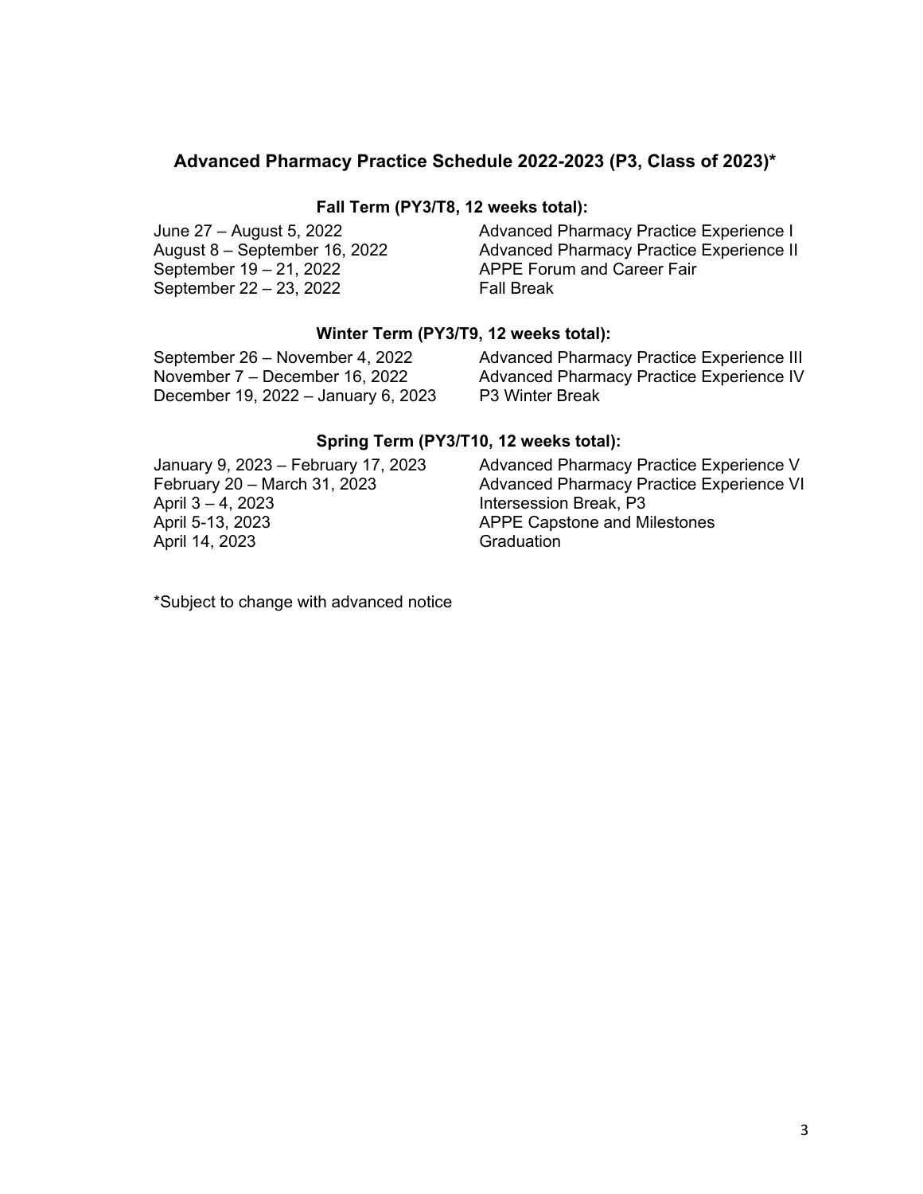## Advanced Pharmacy Practice Schedule 2022-2023 (P3, Class of 2023)*

### Fall Term (PY3/T8, 12 weeks total):

| | |
|---|---|
| June 27 – August 5, 2022 | Advanced Pharmacy Practice Experience I |
| August 8 – September 16, 2022 | Advanced Pharmacy Practice Experience II |
| September 19 – 21, 2022 | APPE Forum and Career Fair |
| September 22 – 23, 2022 | Fall Break |

### Winter Term (PY3/T9, 12 weeks total):

| | |
|---|---|
| September 26 – November 4, 2022 | Advanced Pharmacy Practice Experience III |
| November 7 – December 16, 2022 | Advanced Pharmacy Practice Experience IV |
| December 19, 2022 – January 6, 2023 | P3 Winter Break |

### Spring Term (PY3/T10, 12 weeks total):

| | |
|---|---|
| January 9, 2023 – February 17, 2023 | Advanced Pharmacy Practice Experience V |
| February 20 – March 31, 2023 | Advanced Pharmacy Practice Experience VI |
| April 3 – 4, 2023 | Intersession Break, P3 |
| April 5-13, 2023 | APPE Capstone and Milestones |
| April 14, 2023 | Graduation |

*Subject to change with advanced notice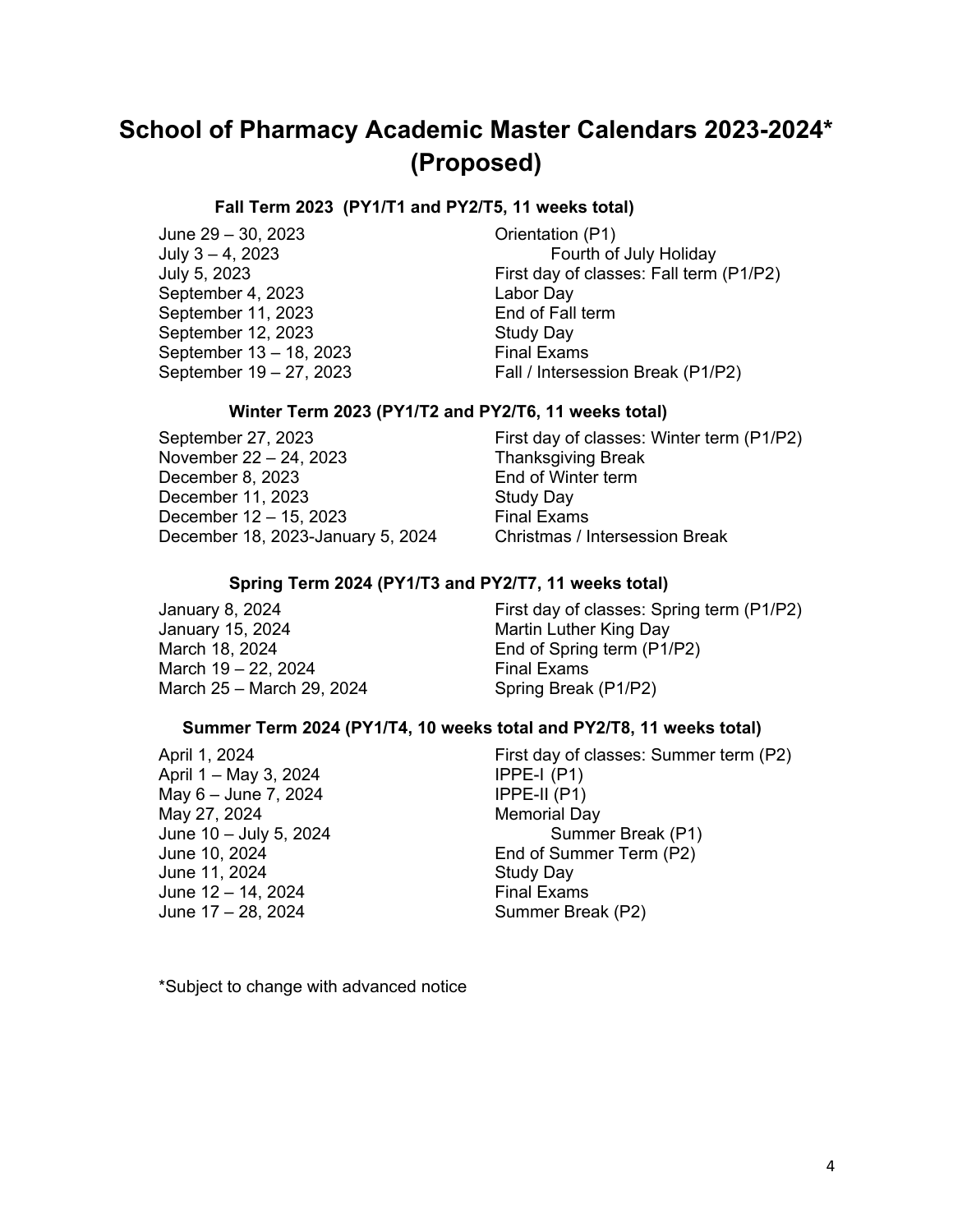# School of Pharmacy Academic Master Calendars 2023-2024* (Proposed)

### Fall Term 2023 (PY1/T1 and PY2/T5, 11 weeks total)

| | |
|---|---|
| June 29 – 30, 2023 | Orientation (P1) |
| July 3 – 4, 2023 | Fourth of July Holiday |
| July 5, 2023 | First day of classes: Fall term (P1/P2) |
| September 4, 2023 | Labor Day |
| September 11, 2023 | End of Fall term |
| September 12, 2023 | Study Day |
| September 13 – 18, 2023 | Final Exams |
| September 19 – 27, 2023 | Fall / Intersession Break (P1/P2) |

### Winter Term 2023 (PY1/T2 and PY2/T6, 11 weeks total)

| | |
|---|---|
| September 27, 2023 | First day of classes: Winter term (P1/P2) |
| November 22 – 24, 2023 | Thanksgiving Break |
| December 8, 2023 | End of Winter term |
| December 11, 2023 | Study Day |
| December 12 – 15, 2023 | Final Exams |
| December 18, 2023-January 5, 2024 | Christmas / Intersession Break |

### Spring Term 2024 (PY1/T3 and PY2/T7, 11 weeks total)

| | |
|---|---|
| January 8, 2024 | First day of classes: Spring term (P1/P2) |
| January 15, 2024 | Martin Luther King Day |
| March 18, 2024 | End of Spring term (P1/P2) |
| March 19 – 22, 2024 | Final Exams |
| March 25 – March 29, 2024 | Spring Break (P1/P2) |

### Summer Term 2024 (PY1/T4, 10 weeks total and PY2/T8, 11 weeks total)

| | |
|---|---|
| April 1, 2024 | First day of classes: Summer term (P2) |
| April 1 – May 3, 2024 | IPPE-I (P1) |
| May 6 – June 7, 2024 | IPPE-II (P1) |
| May 27, 2024 | Memorial Day |
| June 10 – July 5, 2024 | Summer Break (P1) |
| June 10, 2024 | End of Summer Term (P2) |
| June 11, 2024 | Study Day |
| June 12 – 14, 2024 | Final Exams |
| June 17 – 28, 2024 | Summer Break (P2) |

*Subject to change with advanced notice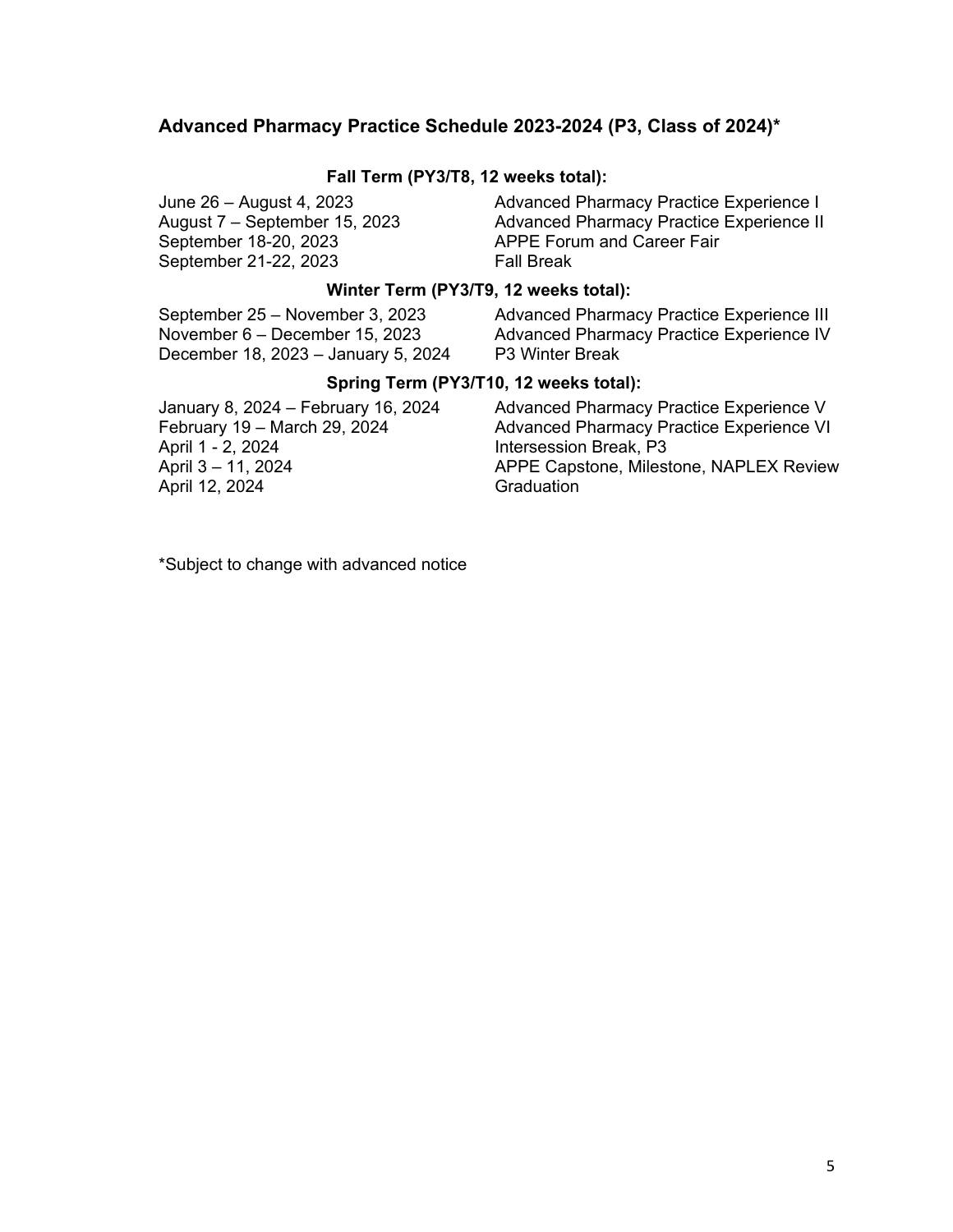## Advanced Pharmacy Practice Schedule 2023-2024 (P3, Class of 2024)*

### Fall Term (PY3/T8, 12 weeks total):

| | |
|---|---|
| June 26 – August 4, 2023 | Advanced Pharmacy Practice Experience I |
| August 7 – September 15, 2023 | Advanced Pharmacy Practice Experience II |
| September 18-20, 2023 | APPE Forum and Career Fair |
| September 21-22, 2023 | Fall Break |

### Winter Term (PY3/T9, 12 weeks total):

| | |
|---|---|
| September 25 – November 3, 2023 | Advanced Pharmacy Practice Experience III |
| November 6 – December 15, 2023 | Advanced Pharmacy Practice Experience IV |
| December 18, 2023 – January 5, 2024 | P3 Winter Break |

### Spring Term (PY3/T10, 12 weeks total):

| | |
|---|---|
| January 8, 2024 – February 16, 2024 | Advanced Pharmacy Practice Experience V |
| February 19 – March 29, 2024 | Advanced Pharmacy Practice Experience VI |
| April 1 - 2, 2024 | Intersession Break, P3 |
| April 3 – 11, 2024 | APPE Capstone, Milestone, NAPLEX Review |
| April 12, 2024 | Graduation |

*Subject to change with advanced notice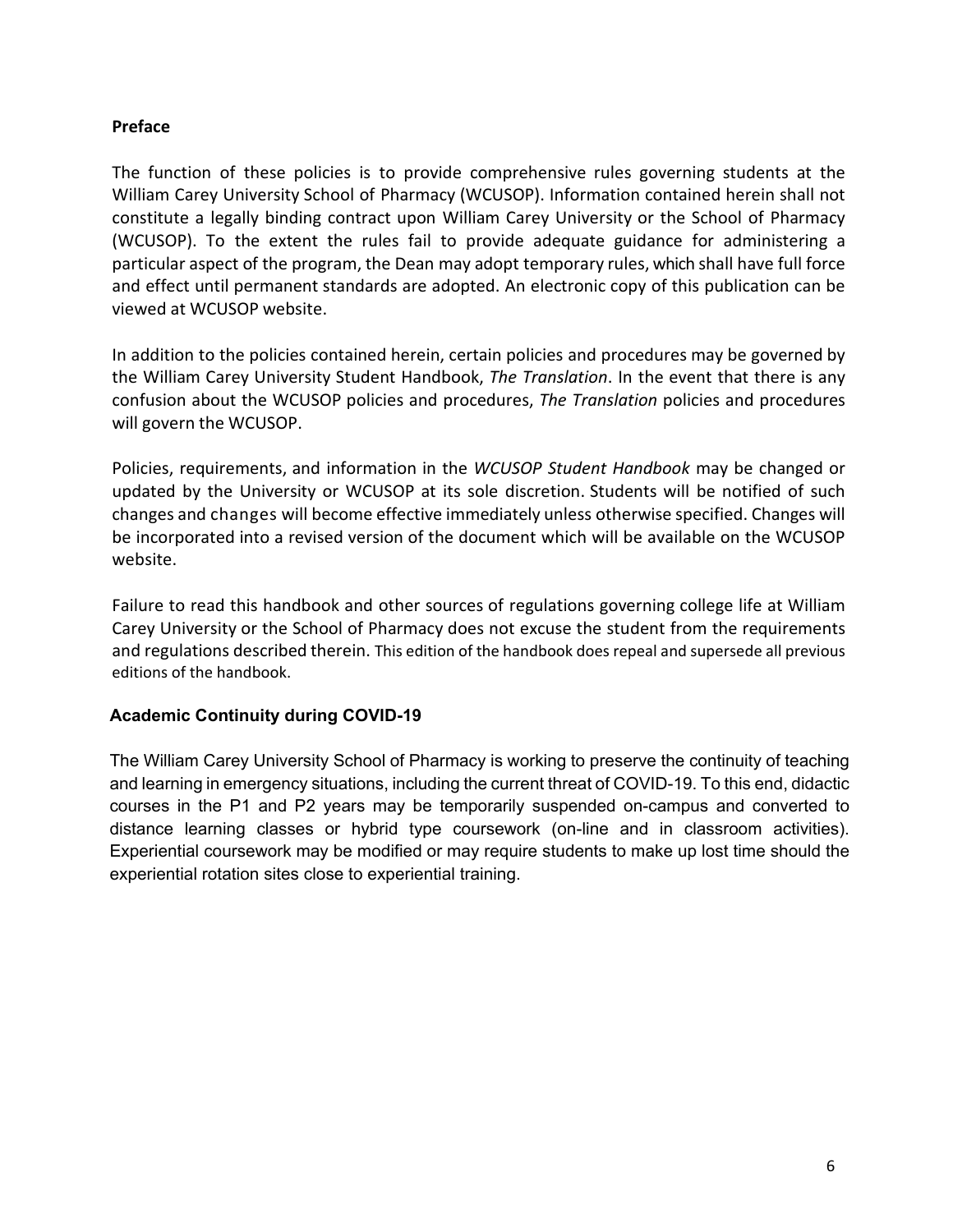**Preface**

The function of these policies is to provide comprehensive rules governing students at the William Carey University School of Pharmacy (WCUSOP). Information contained herein shall not constitute a legally binding contract upon William Carey University or the School of Pharmacy (WCUSOP). To the extent the rules fail to provide adequate guidance for administering a particular aspect of the program, the Dean may adopt temporary rules, which shall have full force and effect until permanent standards are adopted. An electronic copy of this publication can be viewed at WCUSOP website.

In addition to the policies contained herein, certain policies and procedures may be governed by the William Carey University Student Handbook, *The Translation*. In the event that there is any confusion about the WCUSOP policies and procedures, *The Translation* policies and procedures will govern the WCUSOP.

Policies, requirements, and information in the *WCUSOP Student Handbook* may be changed or updated by the University or WCUSOP at its sole discretion. Students will be notified of such changes and changes will become effective immediately unless otherwise specified. Changes will be incorporated into a revised version of the document which will be available on the WCUSOP website.

Failure to read this handbook and other sources of regulations governing college life at William Carey University or the School of Pharmacy does not excuse the student from the requirements and regulations described therein. This edition of the handbook does repeal and supersede all previous editions of the handbook.

**Academic Continuity during COVID-19**

The William Carey University School of Pharmacy is working to preserve the continuity of teaching and learning in emergency situations, including the current threat of COVID-19. To this end, didactic courses in the P1 and P2 years may be temporarily suspended on-campus and converted to distance learning classes or hybrid type coursework (on-line and in classroom activities). Experiential coursework may be modified or may require students to make up lost time should the experiential rotation sites close to experiential training.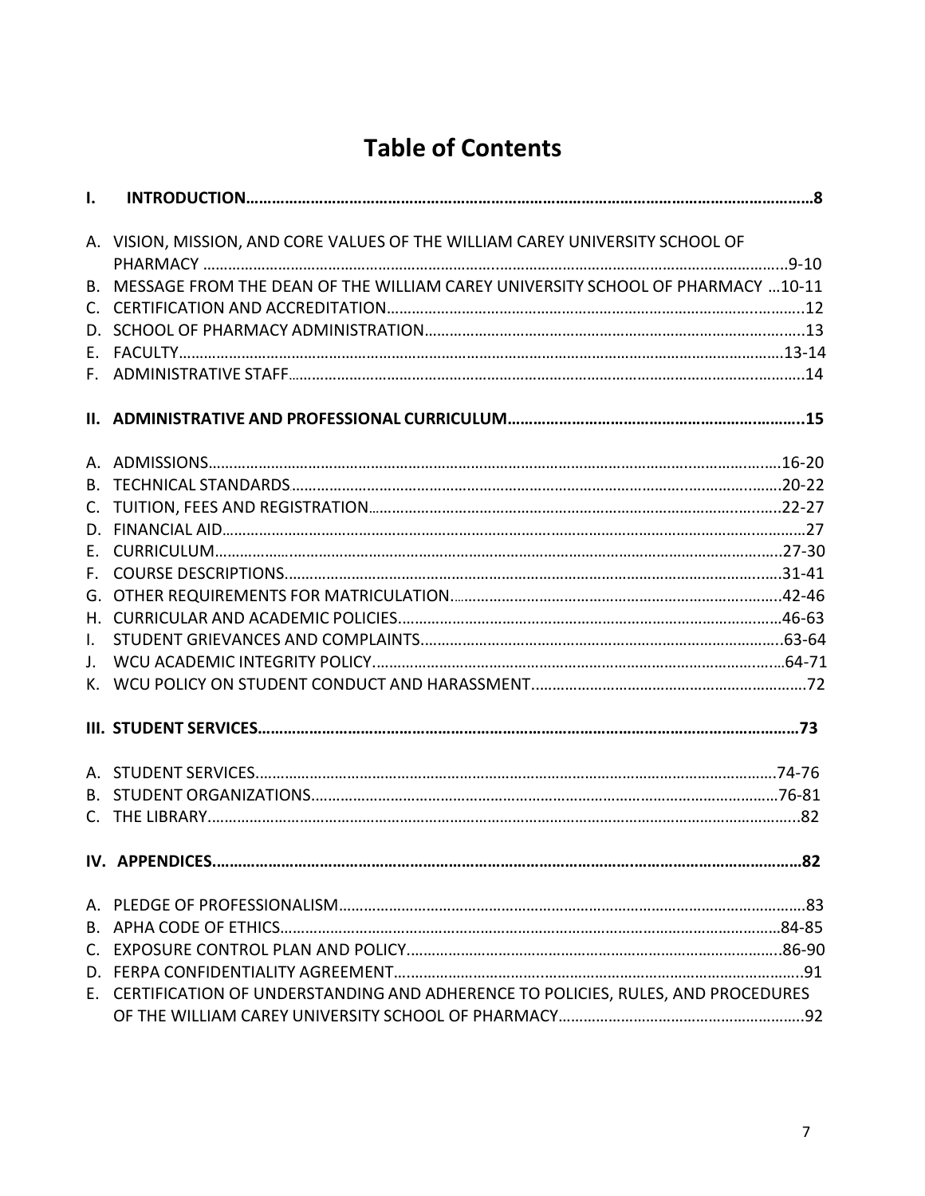# Table of Contents

**I. INTRODUCTION……………………………………………………………………………………………………………8**

A. VISION, MISSION, AND CORE VALUES OF THE WILLIAM CAREY UNIVERSITY SCHOOL OF PHARMACY ……………………………………………………………………………………………………………9-10
B. MESSAGE FROM THE DEAN OF THE WILLIAM CAREY UNIVERSITY SCHOOL OF PHARMACY …10-11
C. CERTIFICATION AND ACCREDITATION…………………………………………………………………………12
D. SCHOOL OF PHARMACY ADMINISTRATION………………………………………………………………13
E. FACULTY………………………………………………………………………………………………………………13-14
F. ADMINISTRATIVE STAFF……………………………………………………………………………………………14

**II. ADMINISTRATIVE AND PROFESSIONAL CURRICULUM………………………………………………15**

A. ADMISSIONS……………………………………………………………………………………………………16-20
B. TECHNICAL STANDARDS…………………………………………………………………………………20-22
C. TUITION, FEES AND REGISTRATION…………………………………………………………………22-27
D. FINANCIAL AID……………………………………………………………………………………………………27
E. CURRICULUM……………………………………………………………………………………………………27-30
F. COURSE DESCRIPTIONS…………………………………………………………………………………31-41
G. OTHER REQUIREMENTS FOR MATRICULATION…………………………………………………42-46
H. CURRICULAR AND ACADEMIC POLICIES……………………………………………………………46-63
I. STUDENT GRIEVANCES AND COMPLAINTS…………………………………………………………63-64
J. WCU ACADEMIC INTEGRITY POLICY…………………………………………………………………64-71
K. WCU POLICY ON STUDENT CONDUCT AND HARASSMENT……………………………………72

**III. STUDENT SERVICES…………………………………………………………………………………………73**

A. STUDENT SERVICES……………………………………………………………………………………………74-76
B. STUDENT ORGANIZATIONS…………………………………………………………………………………76-81
C. THE LIBRARY………………………………………………………………………………………………………82

**IV. APPENDICES…………………………………………………………………………………………………82**

A. PLEDGE OF PROFESSIONALISM……………………………………………………………………………83
B. APHA CODE OF ETHICS…………………………………………………………………………………84-85
C. EXPOSURE CONTROL PLAN AND POLICY…………………………………………………………86-90
D. FERPA CONFIDENTIALITY AGREEMENT…………………………………………………………………91
E. CERTIFICATION OF UNDERSTANDING AND ADHERENCE TO POLICIES, RULES, AND PROCEDURES OF THE WILLIAM CAREY UNIVERSITY SCHOOL OF PHARMACY…………………………………92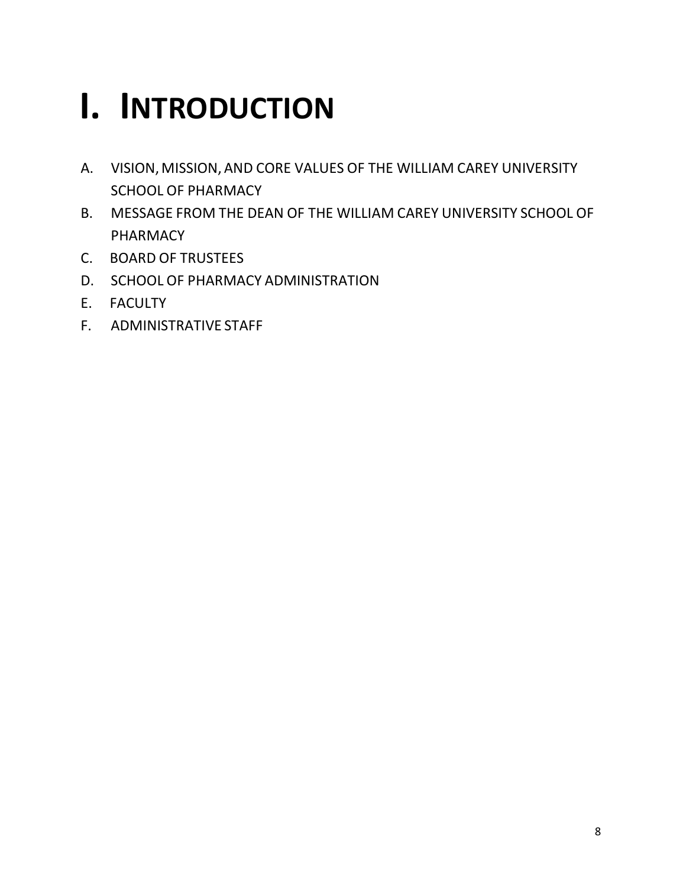# I. INTRODUCTION

A. VISION, MISSION, AND CORE VALUES OF THE WILLIAM CAREY UNIVERSITY SCHOOL OF PHARMACY
B. MESSAGE FROM THE DEAN OF THE WILLIAM CAREY UNIVERSITY SCHOOL OF PHARMACY
C. BOARD OF TRUSTEES
D. SCHOOL OF PHARMACY ADMINISTRATION
E. FACULTY
F. ADMINISTRATIVE STAFF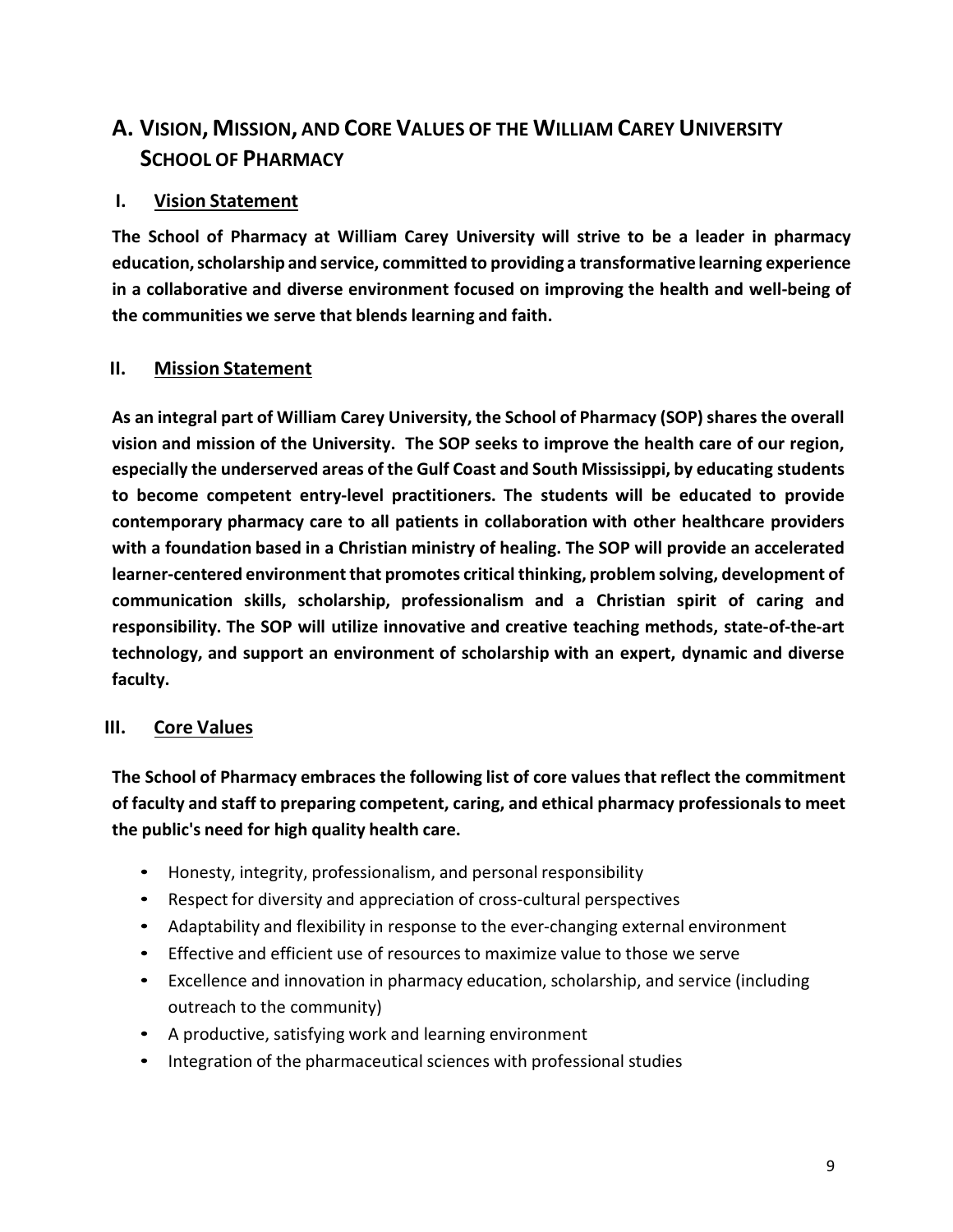## A. Vision, Mission, and Core Values of the William Carey University School of Pharmacy

### I. Vision Statement

**The School of Pharmacy at William Carey University will strive to be a leader in pharmacy education, scholarship and service, committed to providing a transformative learning experience in a collaborative and diverse environment focused on improving the health and well-being of the communities we serve that blends learning and faith.**

### II. Mission Statement

**As an integral part of William Carey University, the School of Pharmacy (SOP) shares the overall vision and mission of the University. The SOP seeks to improve the health care of our region, especially the underserved areas of the Gulf Coast and South Mississippi, by educating students to become competent entry-level practitioners. The students will be educated to provide contemporary pharmacy care to all patients in collaboration with other healthcare providers with a foundation based in a Christian ministry of healing. The SOP will provide an accelerated learner-centered environment that promotes critical thinking, problem solving, development of communication skills, scholarship, professionalism and a Christian spirit of caring and responsibility. The SOP will utilize innovative and creative teaching methods, state-of-the-art technology, and support an environment of scholarship with an expert, dynamic and diverse faculty.**

### III. Core Values

**The School of Pharmacy embraces the following list of core values that reflect the commitment of faculty and staff to preparing competent, caring, and ethical pharmacy professionals to meet the public's need for high quality health care.**

- Honesty, integrity, professionalism, and personal responsibility
- Respect for diversity and appreciation of cross-cultural perspectives
- Adaptability and flexibility in response to the ever-changing external environment
- Effective and efficient use of resources to maximize value to those we serve
- Excellence and innovation in pharmacy education, scholarship, and service (including outreach to the community)
- A productive, satisfying work and learning environment
- Integration of the pharmaceutical sciences with professional studies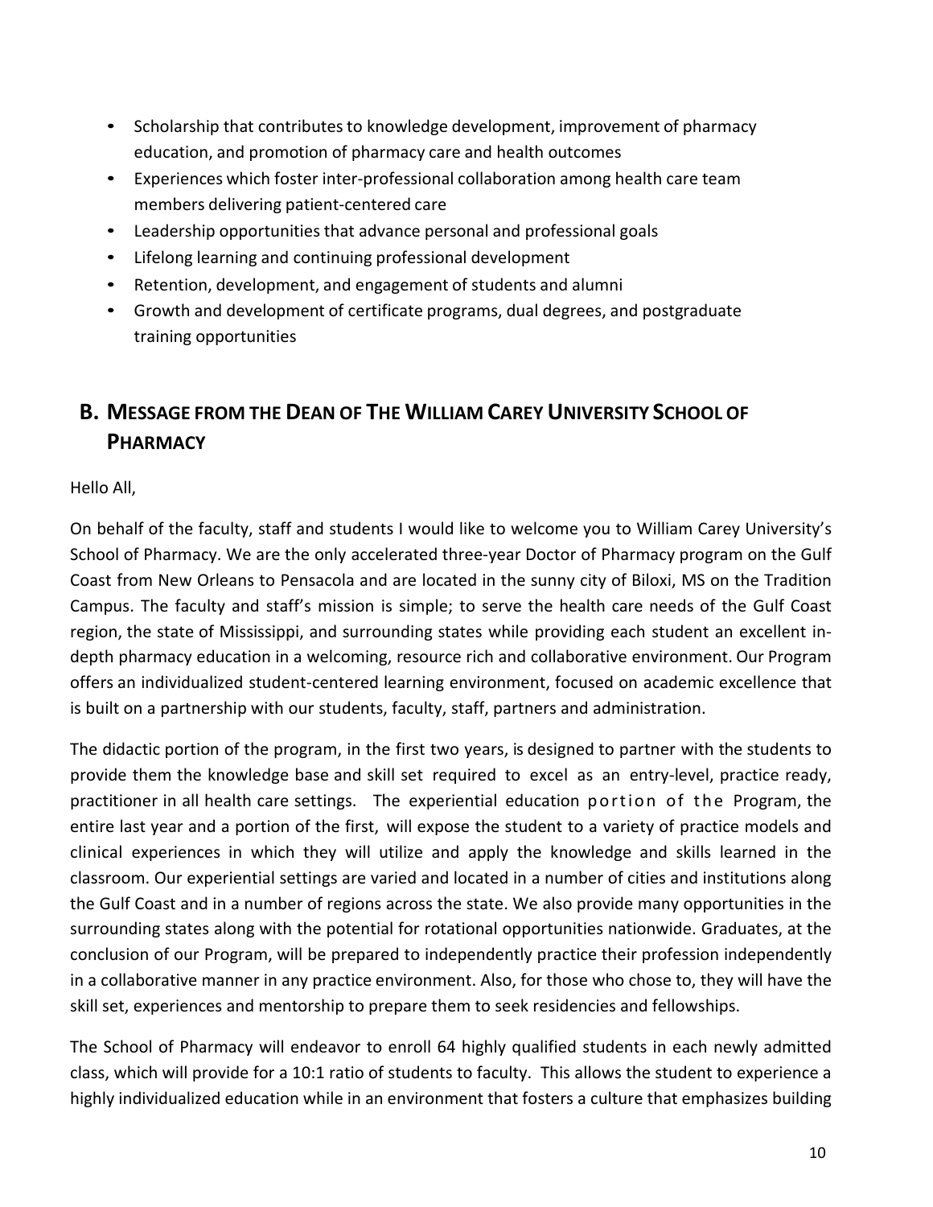- Scholarship that contributes to knowledge development, improvement of pharmacy education, and promotion of pharmacy care and health outcomes
- Experiences which foster inter-professional collaboration among health care team members delivering patient-centered care
- Leadership opportunities that advance personal and professional goals
- Lifelong learning and continuing professional development
- Retention, development, and engagement of students and alumni
- Growth and development of certificate programs, dual degrees, and postgraduate training opportunities

## B. MESSAGE FROM THE DEAN OF THE WILLIAM CAREY UNIVERSITY SCHOOL OF PHARMACY

Hello All,

On behalf of the faculty, staff and students I would like to welcome you to William Carey University's School of Pharmacy. We are the only accelerated three-year Doctor of Pharmacy program on the Gulf Coast from New Orleans to Pensacola and are located in the sunny city of Biloxi, MS on the Tradition Campus. The faculty and staff's mission is simple; to serve the health care needs of the Gulf Coast region, the state of Mississippi, and surrounding states while providing each student an excellent in-depth pharmacy education in a welcoming, resource rich and collaborative environment. Our Program offers an individualized student-centered learning environment, focused on academic excellence that is built on a partnership with our students, faculty, staff, partners and administration.

The didactic portion of the program, in the first two years, is designed to partner with the students to provide them the knowledge base and skill set required to excel as an entry-level, practice ready, practitioner in all health care settings. The experiential education portion of the Program, the entire last year and a portion of the first, will expose the student to a variety of practice models and clinical experiences in which they will utilize and apply the knowledge and skills learned in the classroom. Our experiential settings are varied and located in a number of cities and institutions along the Gulf Coast and in a number of regions across the state. We also provide many opportunities in the surrounding states along with the potential for rotational opportunities nationwide. Graduates, at the conclusion of our Program, will be prepared to independently practice their profession independently in a collaborative manner in any practice environment. Also, for those who chose to, they will have the skill set, experiences and mentorship to prepare them to seek residencies and fellowships.

The School of Pharmacy will endeavor to enroll 64 highly qualified students in each newly admitted class, which will provide for a 10:1 ratio of students to faculty. This allows the student to experience a highly individualized education while in an environment that fosters a culture that emphasizes building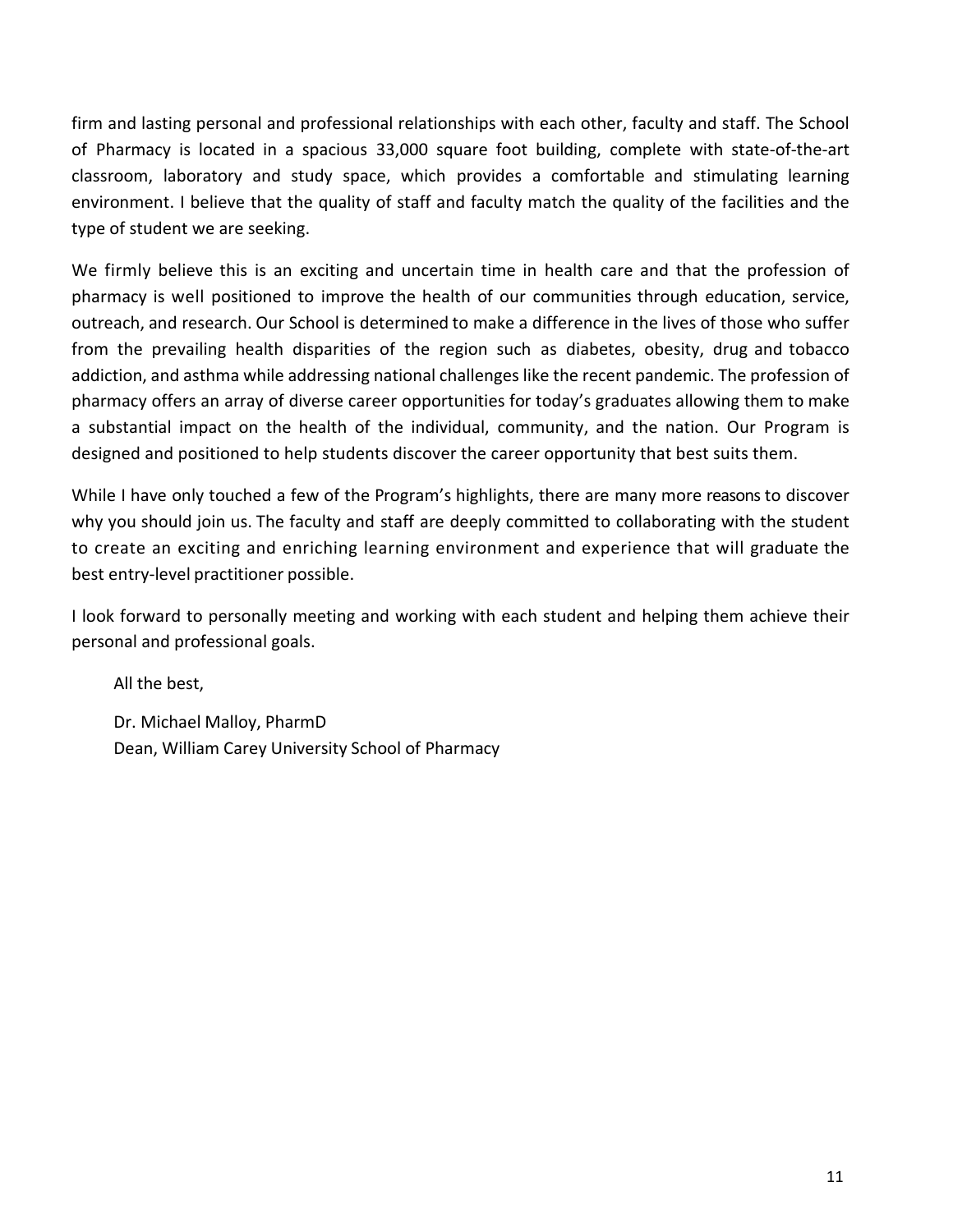firm and lasting personal and professional relationships with each other, faculty and staff. The School of Pharmacy is located in a spacious 33,000 square foot building, complete with state-of-the-art classroom, laboratory and study space, which provides a comfortable and stimulating learning environment. I believe that the quality of staff and faculty match the quality of the facilities and the type of student we are seeking.

We firmly believe this is an exciting and uncertain time in health care and that the profession of pharmacy is well positioned to improve the health of our communities through education, service, outreach, and research. Our School is determined to make a difference in the lives of those who suffer from the prevailing health disparities of the region such as diabetes, obesity, drug and tobacco addiction, and asthma while addressing national challenges like the recent pandemic. The profession of pharmacy offers an array of diverse career opportunities for today's graduates allowing them to make a substantial impact on the health of the individual, community, and the nation. Our Program is designed and positioned to help students discover the career opportunity that best suits them.

While I have only touched a few of the Program's highlights, there are many more reasons to discover why you should join us. The faculty and staff are deeply committed to collaborating with the student to create an exciting and enriching learning environment and experience that will graduate the best entry-level practitioner possible.

I look forward to personally meeting and working with each student and helping them achieve their personal and professional goals.

All the best,

Dr. Michael Malloy, PharmD
Dean, William Carey University School of Pharmacy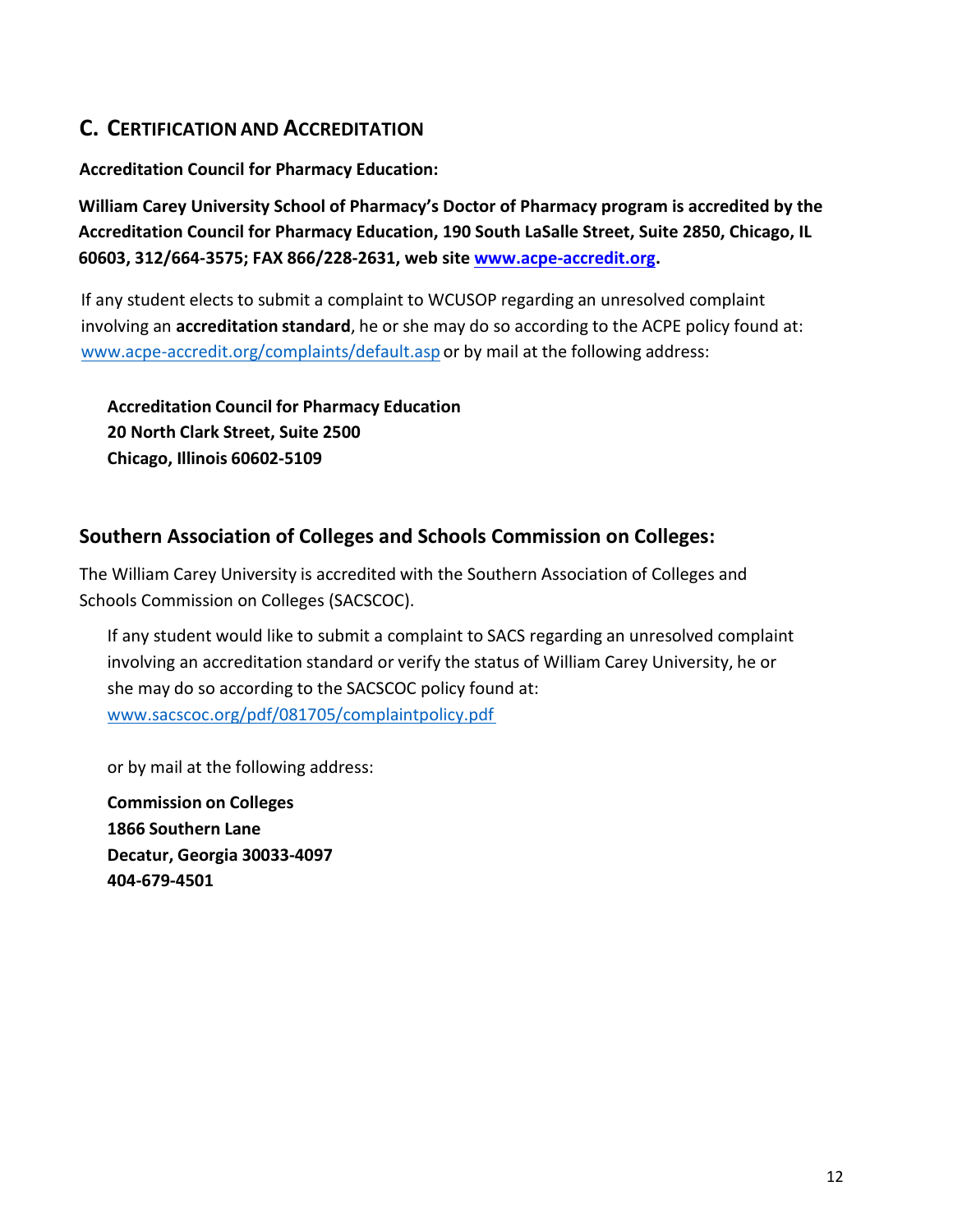## C. CERTIFICATION AND ACCREDITATION

**Accreditation Council for Pharmacy Education:**

**William Carey University School of Pharmacy's Doctor of Pharmacy program is accredited by the Accreditation Council for Pharmacy Education, 190 South LaSalle Street, Suite 2850, Chicago, IL 60603, 312/664-3575; FAX 866/228-2631, web site www.acpe-accredit.org.**

If any student elects to submit a complaint to WCUSOP regarding an unresolved complaint involving an **accreditation standard**, he or she may do so according to the ACPE policy found at: www.acpe-accredit.org/complaints/default.asp or by mail at the following address:

**Accreditation Council for Pharmacy Education**
**20 North Clark Street, Suite 2500**
**Chicago, Illinois 60602-5109**

### Southern Association of Colleges and Schools Commission on Colleges:

The William Carey University is accredited with the Southern Association of Colleges and Schools Commission on Colleges (SACSCOC).

If any student would like to submit a complaint to SACS regarding an unresolved complaint involving an accreditation standard or verify the status of William Carey University, he or she may do so according to the SACSCOC policy found at: www.sacscoc.org/pdf/081705/complaintpolicy.pdf

or by mail at the following address:

**Commission on Colleges**
**1866 Southern Lane**
**Decatur, Georgia 30033-4097**
**404-679-4501**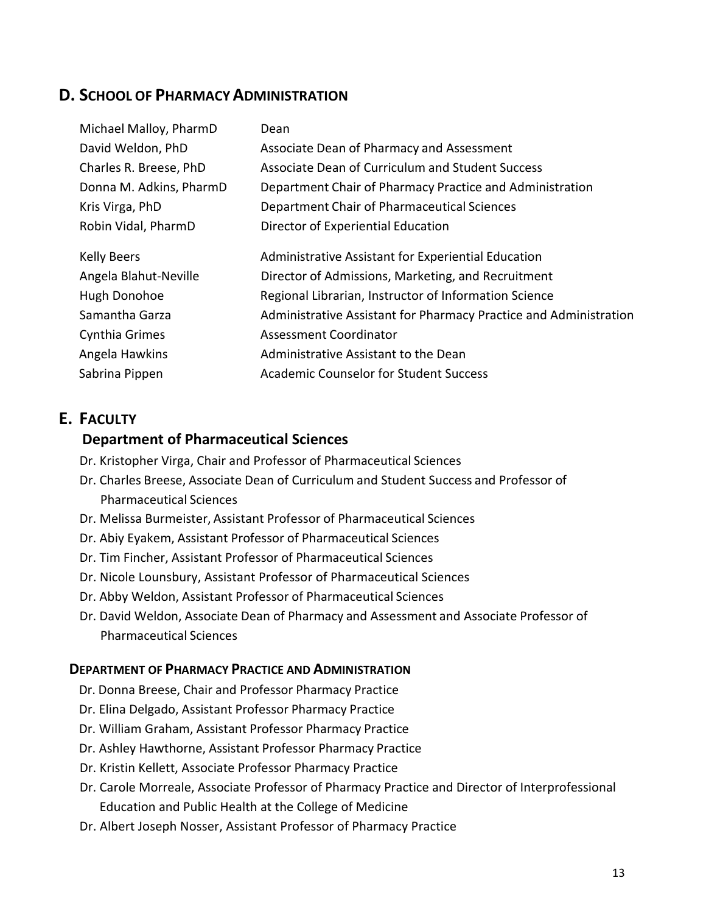## D. School of Pharmacy Administration

| | |
|---|---|
| Michael Malloy, PharmD | Dean |
| David Weldon, PhD | Associate Dean of Pharmacy and Assessment |
| Charles R. Breese, PhD | Associate Dean of Curriculum and Student Success |
| Donna M. Adkins, PharmD | Department Chair of Pharmacy Practice and Administration |
| Kris Virga, PhD | Department Chair of Pharmaceutical Sciences |
| Robin Vidal, PharmD | Director of Experiential Education |
| Kelly Beers | Administrative Assistant for Experiential Education |
| Angela Blahut-Neville | Director of Admissions, Marketing, and Recruitment |
| Hugh Donohoe | Regional Librarian, Instructor of Information Science |
| Samantha Garza | Administrative Assistant for Pharmacy Practice and Administration |
| Cynthia Grimes | Assessment Coordinator |
| Angela Hawkins | Administrative Assistant to the Dean |
| Sabrina Pippen | Academic Counselor for Student Success |

## E. Faculty

### Department of Pharmaceutical Sciences

- Dr. Kristopher Virga, Chair and Professor of Pharmaceutical Sciences
- Dr. Charles Breese, Associate Dean of Curriculum and Student Success and Professor of Pharmaceutical Sciences
- Dr. Melissa Burmeister, Assistant Professor of Pharmaceutical Sciences
- Dr. Abiy Eyakem, Assistant Professor of Pharmaceutical Sciences
- Dr. Tim Fincher, Assistant Professor of Pharmaceutical Sciences
- Dr. Nicole Lounsbury, Assistant Professor of Pharmaceutical Sciences
- Dr. Abby Weldon, Assistant Professor of Pharmaceutical Sciences
- Dr. David Weldon, Associate Dean of Pharmacy and Assessment and Associate Professor of Pharmaceutical Sciences

### Department of Pharmacy Practice and Administration

- Dr. Donna Breese, Chair and Professor Pharmacy Practice
- Dr. Elina Delgado, Assistant Professor Pharmacy Practice
- Dr. William Graham, Assistant Professor Pharmacy Practice
- Dr. Ashley Hawthorne, Assistant Professor Pharmacy Practice
- Dr. Kristin Kellett, Associate Professor Pharmacy Practice
- Dr. Carole Morreale, Associate Professor of Pharmacy Practice and Director of Interprofessional Education and Public Health at the College of Medicine
- Dr. Albert Joseph Nosser, Assistant Professor of Pharmacy Practice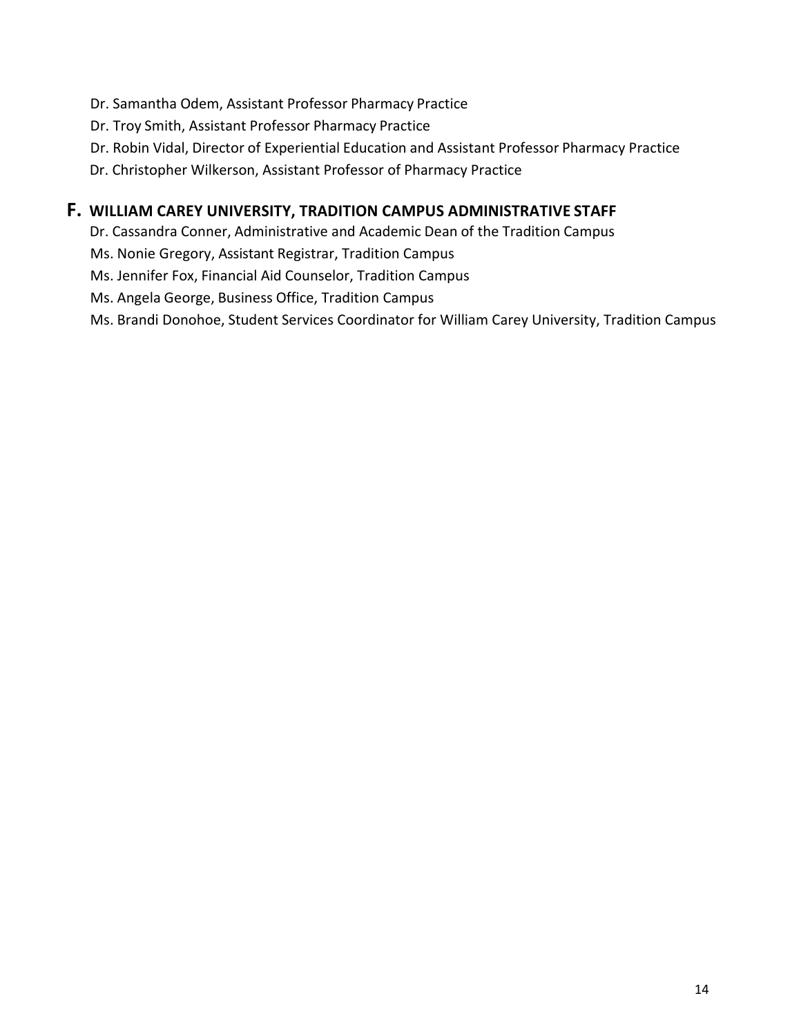Dr. Samantha Odem, Assistant Professor Pharmacy Practice

Dr. Troy Smith, Assistant Professor Pharmacy Practice

Dr. Robin Vidal, Director of Experiential Education and Assistant Professor Pharmacy Practice

Dr. Christopher Wilkerson, Assistant Professor of Pharmacy Practice

## F. WILLIAM CAREY UNIVERSITY, TRADITION CAMPUS ADMINISTRATIVE STAFF

Dr. Cassandra Conner, Administrative and Academic Dean of the Tradition Campus

Ms. Nonie Gregory, Assistant Registrar, Tradition Campus

Ms. Jennifer Fox, Financial Aid Counselor, Tradition Campus

Ms. Angela George, Business Office, Tradition Campus

Ms. Brandi Donohoe, Student Services Coordinator for William Carey University, Tradition Campus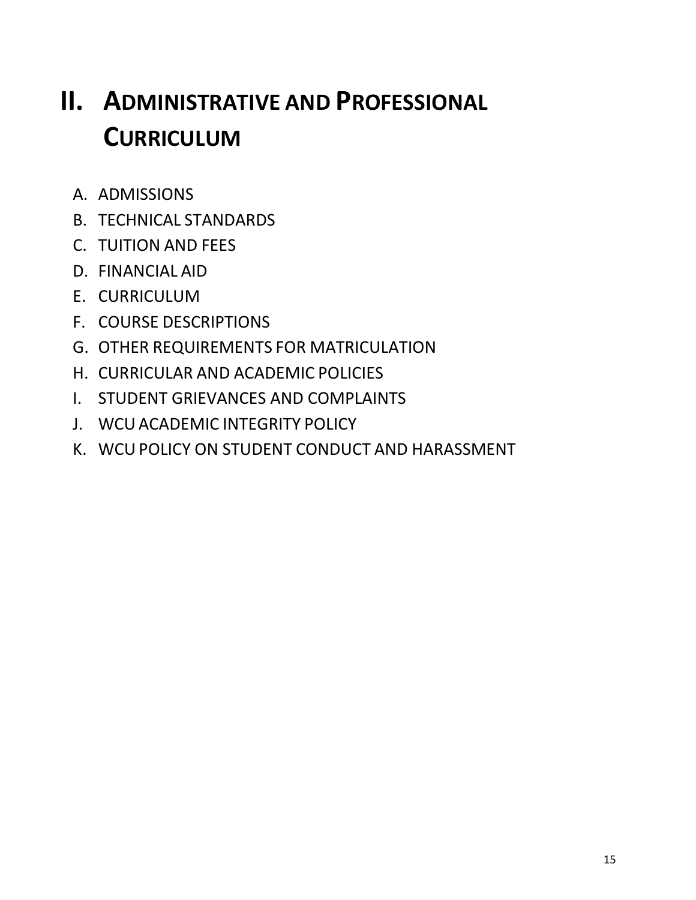# II. Administrative and Professional Curriculum

A. ADMISSIONS
B. TECHNICAL STANDARDS
C. TUITION AND FEES
D. FINANCIAL AID
E. CURRICULUM
F. COURSE DESCRIPTIONS
G. OTHER REQUIREMENTS FOR MATRICULATION
H. CURRICULAR AND ACADEMIC POLICIES
I. STUDENT GRIEVANCES AND COMPLAINTS
J. WCU ACADEMIC INTEGRITY POLICY
K. WCU POLICY ON STUDENT CONDUCT AND HARASSMENT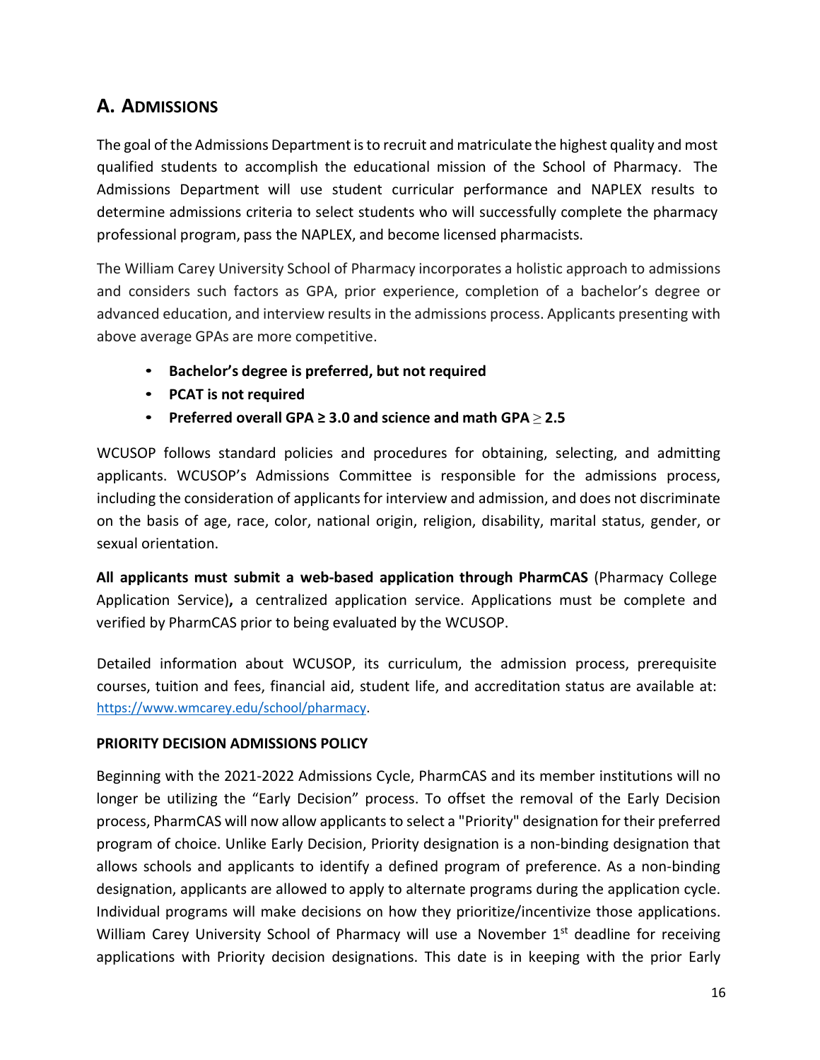## A. Admissions

The goal of the Admissions Department is to recruit and matriculate the highest quality and most qualified students to accomplish the educational mission of the School of Pharmacy. The Admissions Department will use student curricular performance and NAPLEX results to determine admissions criteria to select students who will successfully complete the pharmacy professional program, pass the NAPLEX, and become licensed pharmacists.

The William Carey University School of Pharmacy incorporates a holistic approach to admissions and considers such factors as GPA, prior experience, completion of a bachelor's degree or advanced education, and interview results in the admissions process. Applicants presenting with above average GPAs are more competitive.

- **Bachelor's degree is preferred, but not required**
- **PCAT is not required**
- **Preferred overall GPA ≥ 3.0 and science and math GPA ≥ 2.5**

WCUSOP follows standard policies and procedures for obtaining, selecting, and admitting applicants. WCUSOP's Admissions Committee is responsible for the admissions process, including the consideration of applicants for interview and admission, and does not discriminate on the basis of age, race, color, national origin, religion, disability, marital status, gender, or sexual orientation.

**All applicants must submit a web-based application through PharmCAS** (Pharmacy College Application Service)**,** a centralized application service. Applications must be complete and verified by PharmCAS prior to being evaluated by the WCUSOP.

Detailed information about WCUSOP, its curriculum, the admission process, prerequisite courses, tuition and fees, financial aid, student life, and accreditation status are available at: https://www.wmcarey.edu/school/pharmacy.

**PRIORITY DECISION ADMISSIONS POLICY**

Beginning with the 2021-2022 Admissions Cycle, PharmCAS and its member institutions will no longer be utilizing the "Early Decision" process. To offset the removal of the Early Decision process, PharmCAS will now allow applicants to select a "Priority" designation for their preferred program of choice. Unlike Early Decision, Priority designation is a non-binding designation that allows schools and applicants to identify a defined program of preference. As a non-binding designation, applicants are allowed to apply to alternate programs during the application cycle. Individual programs will make decisions on how they prioritize/incentivize those applications. William Carey University School of Pharmacy will use a November 1st deadline for receiving applications with Priority decision designations. This date is in keeping with the prior Early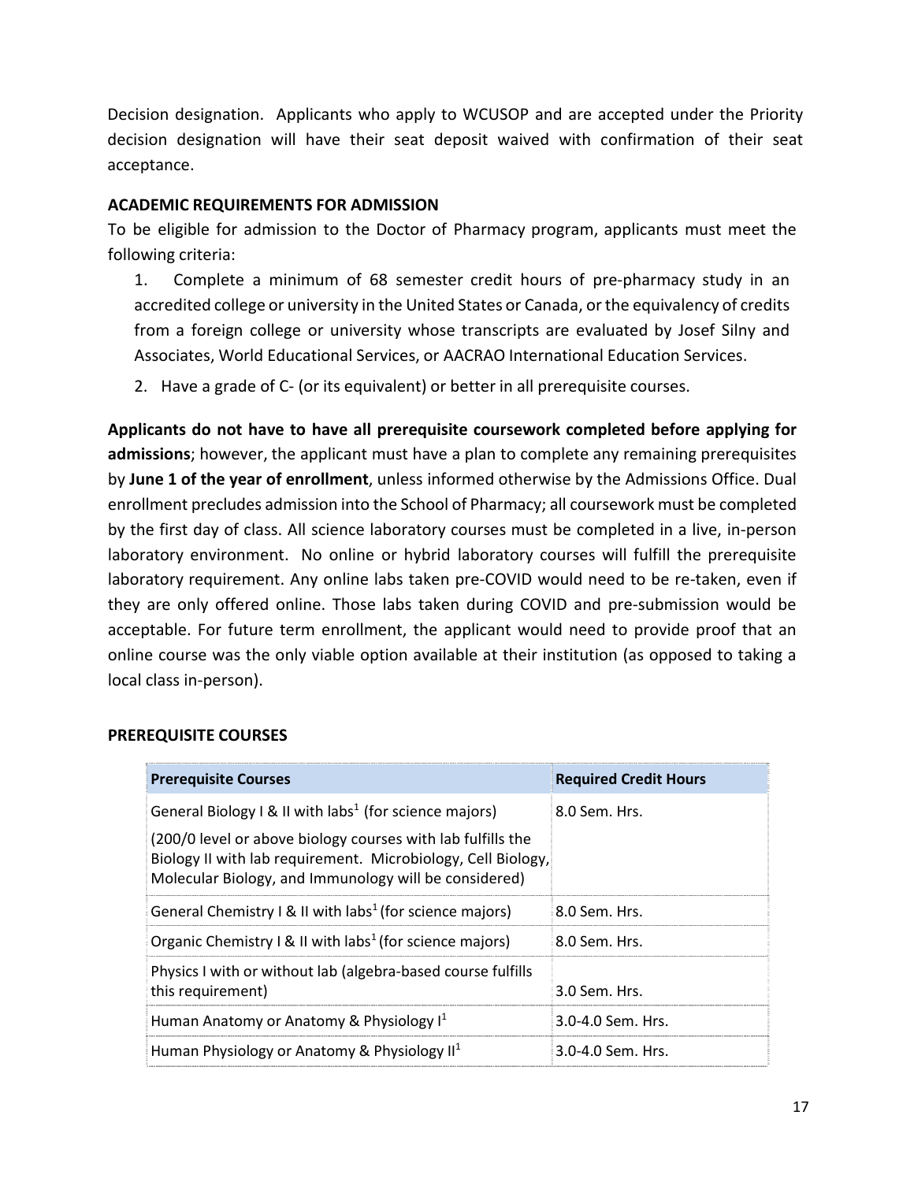Decision designation. Applicants who apply to WCUSOP and are accepted under the Priority decision designation will have their seat deposit waived with confirmation of their seat acceptance.

**ACADEMIC REQUIREMENTS FOR ADMISSION**

To be eligible for admission to the Doctor of Pharmacy program, applicants must meet the following criteria:

1. Complete a minimum of 68 semester credit hours of pre-pharmacy study in an accredited college or university in the United States or Canada, or the equivalency of credits from a foreign college or university whose transcripts are evaluated by Josef Silny and Associates, World Educational Services, or AACRAO International Education Services.
2. Have a grade of C- (or its equivalent) or better in all prerequisite courses.

**Applicants do not have to have all prerequisite coursework completed before applying for admissions**; however, the applicant must have a plan to complete any remaining prerequisites by **June 1 of the year of enrollment**, unless informed otherwise by the Admissions Office. Dual enrollment precludes admission into the School of Pharmacy; all coursework must be completed by the first day of class. All science laboratory courses must be completed in a live, in-person laboratory environment. No online or hybrid laboratory courses will fulfill the prerequisite laboratory requirement. Any online labs taken pre-COVID would need to be re-taken, even if they are only offered online. Those labs taken during COVID and pre-submission would be acceptable. For future term enrollment, the applicant would need to provide proof that an online course was the only viable option available at their institution (as opposed to taking a local class in-person).

**PREREQUISITE COURSES**

| Prerequisite Courses | Required Credit Hours |
|---|---|
| General Biology I & II with labs[1] (for science majors)<br>(200/0 level or above biology courses with lab fulfills the Biology II with lab requirement. Microbiology, Cell Biology, Molecular Biology, and Immunology will be considered) | 8.0 Sem. Hrs. |
| General Chemistry I & II with labs[1] (for science majors) | 8.0 Sem. Hrs. |
| Organic Chemistry I & II with labs[1] (for science majors) | 8.0 Sem. Hrs. |
| Physics I with or without lab (algebra-based course fulfills this requirement) | 3.0 Sem. Hrs. |
| Human Anatomy or Anatomy & Physiology I[1] | 3.0-4.0 Sem. Hrs. |
| Human Physiology or Anatomy & Physiology II[1] | 3.0-4.0 Sem. Hrs. |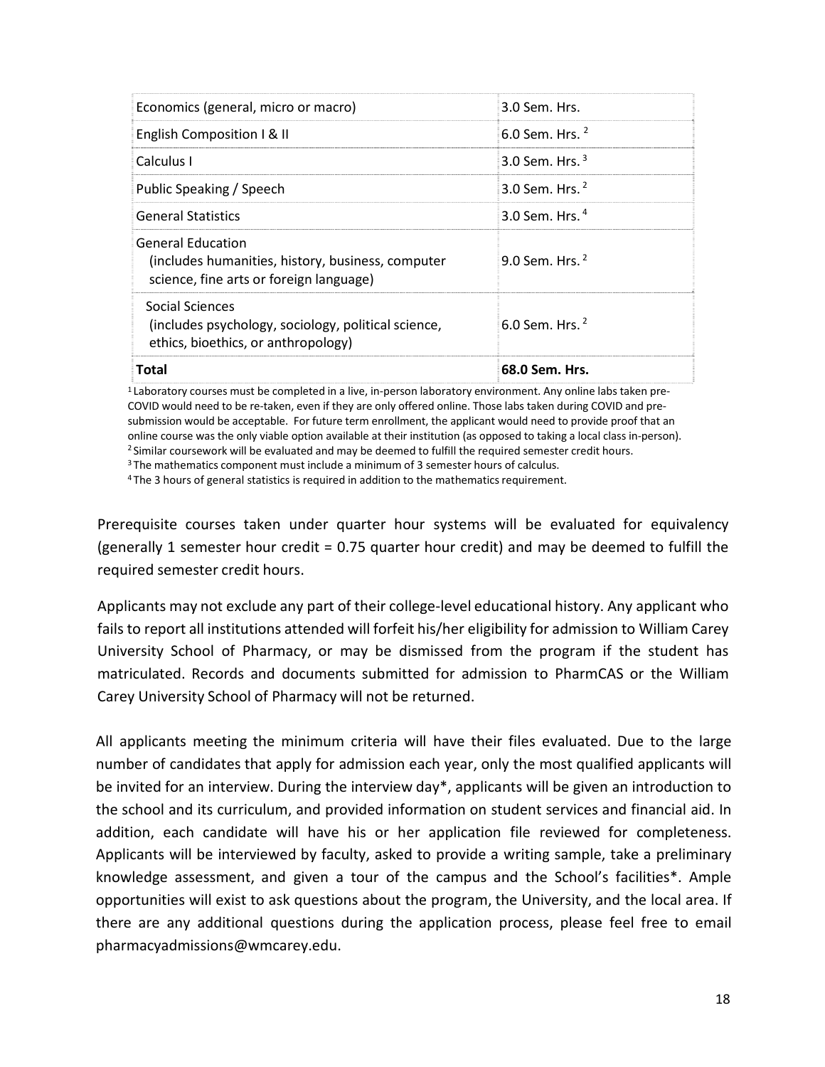| | |
|---|---|
| Economics (general, micro or macro) | 3.0 Sem. Hrs. |
| English Composition I & II | 6.0 Sem. Hrs. [2] |
| Calculus I | 3.0 Sem. Hrs. [3] |
| Public Speaking / Speech | 3.0 Sem. Hrs. [2] |
| General Statistics | 3.0 Sem. Hrs. [4] |
| General Education (includes humanities, history, business, computer science, fine arts or foreign language) | 9.0 Sem. Hrs. [2] |
| Social Sciences (includes psychology, sociology, political science, ethics, bioethics, or anthropology) | 6.0 Sem. Hrs. [2] |
| **Total** | **68.0 Sem. Hrs.** |

[1] Laboratory courses must be completed in a live, in-person laboratory environment. Any online labs taken pre-COVID would need to be re-taken, even if they are only offered online. Those labs taken during COVID and pre-submission would be acceptable. For future term enrollment, the applicant would need to provide proof that an online course was the only viable option available at their institution (as opposed to taking a local class in-person).
[2] Similar coursework will be evaluated and may be deemed to fulfill the required semester credit hours.
[3] The mathematics component must include a minimum of 3 semester hours of calculus.
[4] The 3 hours of general statistics is required in addition to the mathematics requirement.

Prerequisite courses taken under quarter hour systems will be evaluated for equivalency (generally 1 semester hour credit = 0.75 quarter hour credit) and may be deemed to fulfill the required semester credit hours.

Applicants may not exclude any part of their college-level educational history. Any applicant who fails to report all institutions attended will forfeit his/her eligibility for admission to William Carey University School of Pharmacy, or may be dismissed from the program if the student has matriculated. Records and documents submitted for admission to PharmCAS or the William Carey University School of Pharmacy will not be returned.

All applicants meeting the minimum criteria will have their files evaluated. Due to the large number of candidates that apply for admission each year, only the most qualified applicants will be invited for an interview. During the interview day*, applicants will be given an introduction to the school and its curriculum, and provided information on student services and financial aid. In addition, each candidate will have his or her application file reviewed for completeness. Applicants will be interviewed by faculty, asked to provide a writing sample, take a preliminary knowledge assessment, and given a tour of the campus and the School's facilities*. Ample opportunities will exist to ask questions about the program, the University, and the local area. If there are any additional questions during the application process, please feel free to email pharmacyadmissions@wmcarey.edu.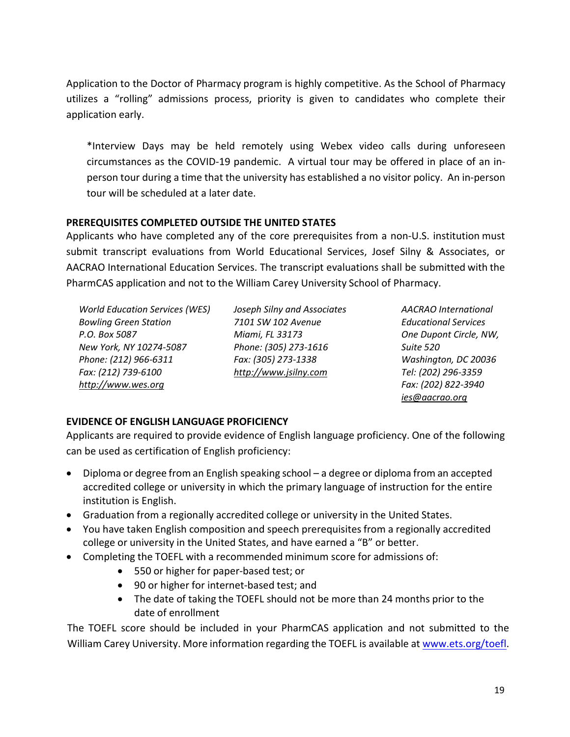Application to the Doctor of Pharmacy program is highly competitive. As the School of Pharmacy utilizes a "rolling" admissions process, priority is given to candidates who complete their application early.

> *Interview Days may be held remotely using Webex video calls during unforeseen circumstances as the COVID-19 pandemic. A virtual tour may be offered in place of an in-person tour during a time that the university has established a no visitor policy. An in-person tour will be scheduled at a later date.

**PREREQUISITES COMPLETED OUTSIDE THE UNITED STATES**

Applicants who have completed any of the core prerequisites from a non-U.S. institution must submit transcript evaluations from World Educational Services, Josef Silny & Associates, or AACRAO International Education Services. The transcript evaluations shall be submitted with the PharmCAS application and not to the William Carey University School of Pharmacy.

*World Education Services (WES)*
*Bowling Green Station*
*P.O. Box 5087*
*New York, NY 10274-5087*
*Phone: (212) 966-6311*
*Fax: (212) 739-6100*
*http://www.wes.org*

*Joseph Silny and Associates*
*7101 SW 102 Avenue*
*Miami, FL 33173*
*Phone: (305) 273-1616*
*Fax: (305) 273-1338*
*http://www.jsilny.com*

*AACRAO International Educational Services*
*One Dupont Circle, NW, Suite 520*
*Washington, DC 20036*
*Tel: (202) 296-3359*
*Fax: (202) 822-3940*
*ies@aacrao.org*

**EVIDENCE OF ENGLISH LANGUAGE PROFICIENCY**

Applicants are required to provide evidence of English language proficiency. One of the following can be used as certification of English proficiency:

- Diploma or degree from an English speaking school – a degree or diploma from an accepted accredited college or university in which the primary language of instruction for the entire institution is English.
- Graduation from a regionally accredited college or university in the United States.
- You have taken English composition and speech prerequisites from a regionally accredited college or university in the United States, and have earned a "B" or better.
- Completing the TOEFL with a recommended minimum score for admissions of:
    - 550 or higher for paper-based test; or
    - 90 or higher for internet-based test; and
    - The date of taking the TOEFL should not be more than 24 months prior to the date of enrollment

The TOEFL score should be included in your PharmCAS application and not submitted to the William Carey University. More information regarding the TOEFL is available at www.ets.org/toefl.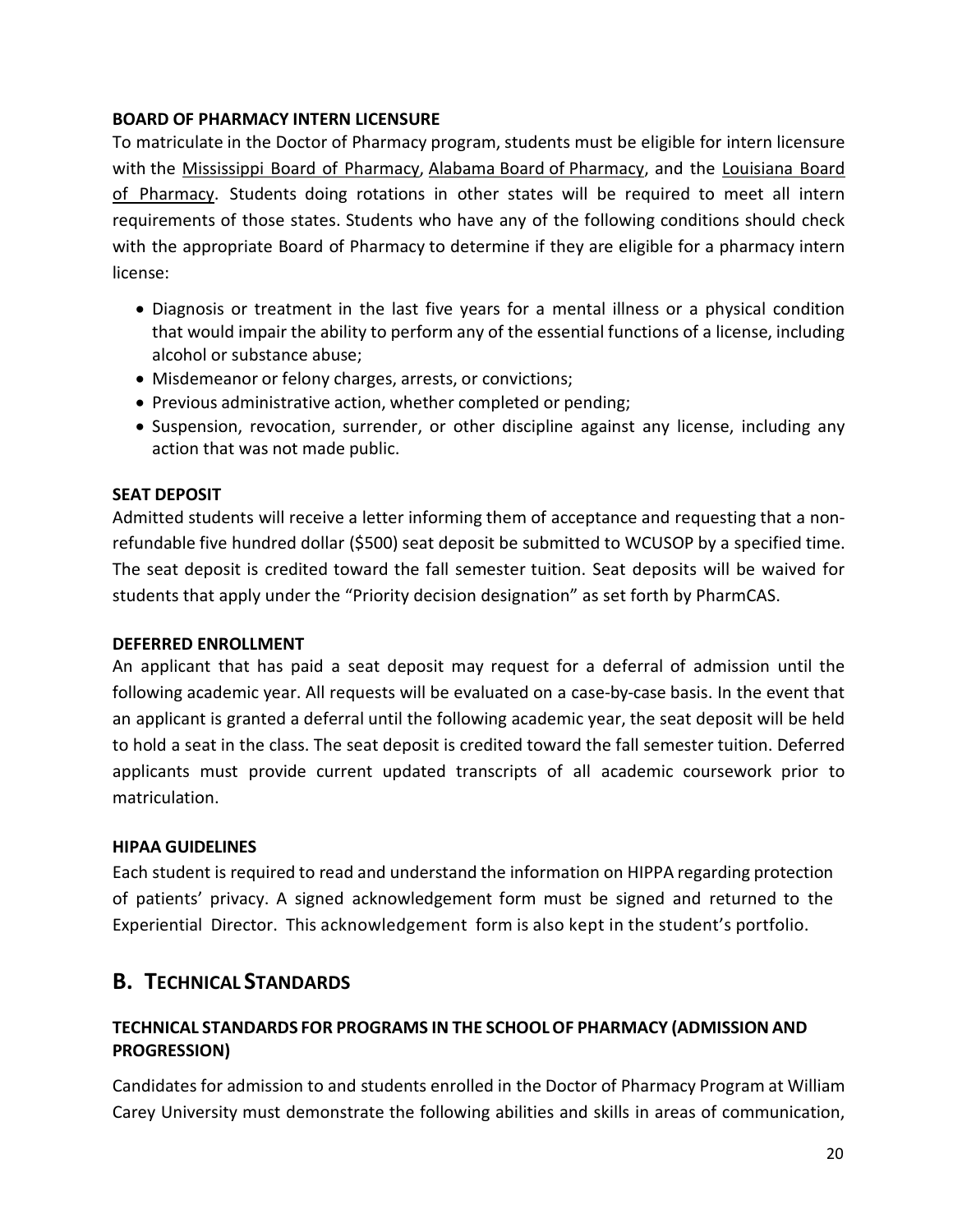**BOARD OF PHARMACY INTERN LICENSURE**

To matriculate in the Doctor of Pharmacy program, students must be eligible for intern licensure with the Mississippi Board of Pharmacy, Alabama Board of Pharmacy, and the Louisiana Board of Pharmacy. Students doing rotations in other states will be required to meet all intern requirements of those states. Students who have any of the following conditions should check with the appropriate Board of Pharmacy to determine if they are eligible for a pharmacy intern license:

- Diagnosis or treatment in the last five years for a mental illness or a physical condition that would impair the ability to perform any of the essential functions of a license, including alcohol or substance abuse;
- Misdemeanor or felony charges, arrests, or convictions;
- Previous administrative action, whether completed or pending;
- Suspension, revocation, surrender, or other discipline against any license, including any action that was not made public.

**SEAT DEPOSIT**

Admitted students will receive a letter informing them of acceptance and requesting that a non-refundable five hundred dollar ($500) seat deposit be submitted to WCUSOP by a specified time. The seat deposit is credited toward the fall semester tuition. Seat deposits will be waived for students that apply under the "Priority decision designation" as set forth by PharmCAS.

**DEFERRED ENROLLMENT**

An applicant that has paid a seat deposit may request for a deferral of admission until the following academic year. All requests will be evaluated on a case-by-case basis. In the event that an applicant is granted a deferral until the following academic year, the seat deposit will be held to hold a seat in the class. The seat deposit is credited toward the fall semester tuition. Deferred applicants must provide current updated transcripts of all academic coursework prior to matriculation.

**HIPAA GUIDELINES**

Each student is required to read and understand the information on HIPPA regarding protection of patients' privacy. A signed acknowledgement form must be signed and returned to the Experiential Director. This acknowledgement form is also kept in the student's portfolio.

## B. TECHNICAL STANDARDS

**TECHNICAL STANDARDS FOR PROGRAMS IN THE SCHOOL OF PHARMACY (ADMISSION AND PROGRESSION)**

Candidates for admission to and students enrolled in the Doctor of Pharmacy Program at William Carey University must demonstrate the following abilities and skills in areas of communication,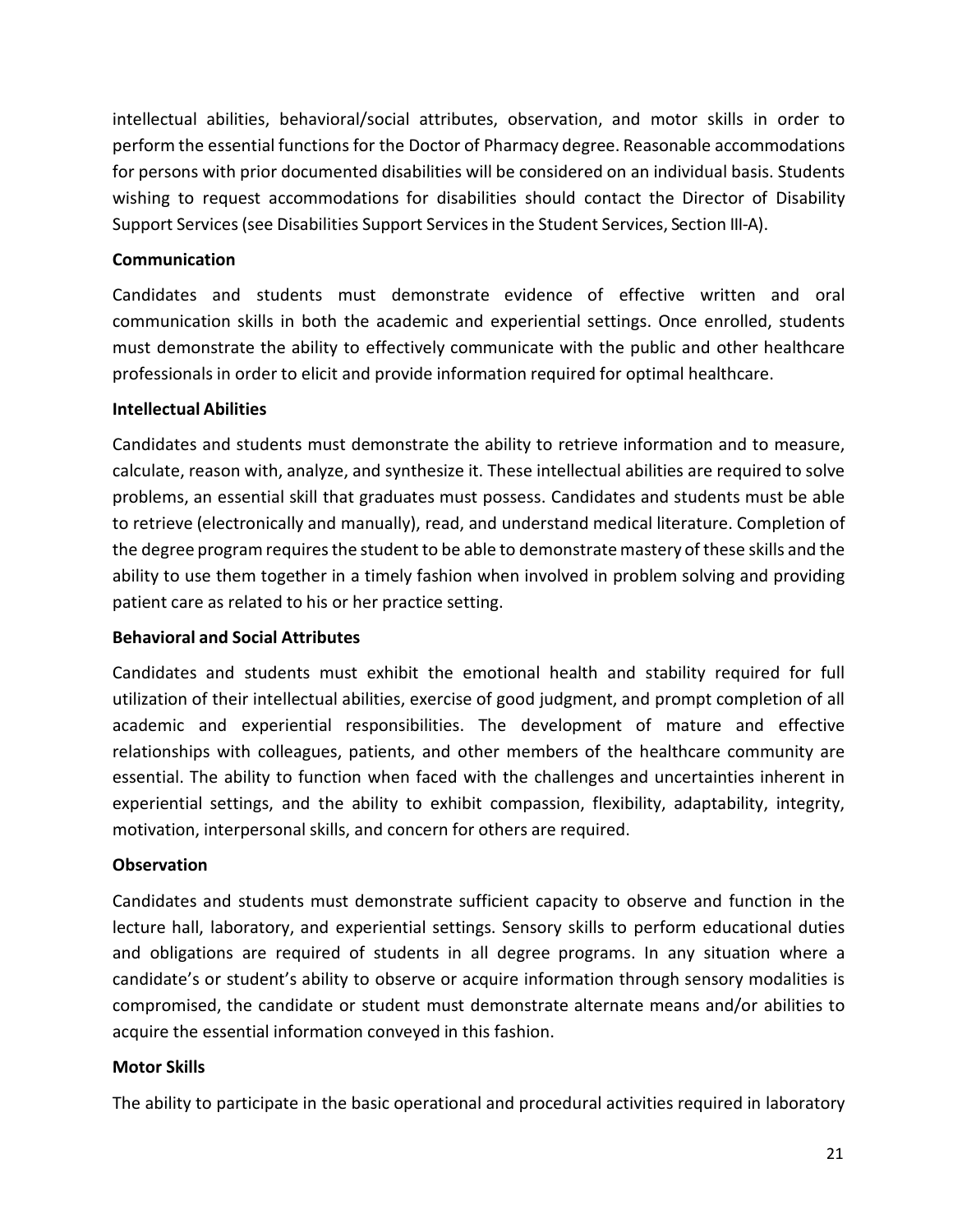intellectual abilities, behavioral/social attributes, observation, and motor skills in order to perform the essential functions for the Doctor of Pharmacy degree. Reasonable accommodations for persons with prior documented disabilities will be considered on an individual basis. Students wishing to request accommodations for disabilities should contact the Director of Disability Support Services (see Disabilities Support Services in the Student Services, Section III-A).

**Communication**

Candidates and students must demonstrate evidence of effective written and oral communication skills in both the academic and experiential settings. Once enrolled, students must demonstrate the ability to effectively communicate with the public and other healthcare professionals in order to elicit and provide information required for optimal healthcare.

**Intellectual Abilities**

Candidates and students must demonstrate the ability to retrieve information and to measure, calculate, reason with, analyze, and synthesize it. These intellectual abilities are required to solve problems, an essential skill that graduates must possess. Candidates and students must be able to retrieve (electronically and manually), read, and understand medical literature. Completion of the degree program requires the student to be able to demonstrate mastery of these skills and the ability to use them together in a timely fashion when involved in problem solving and providing patient care as related to his or her practice setting.

**Behavioral and Social Attributes**

Candidates and students must exhibit the emotional health and stability required for full utilization of their intellectual abilities, exercise of good judgment, and prompt completion of all academic and experiential responsibilities. The development of mature and effective relationships with colleagues, patients, and other members of the healthcare community are essential. The ability to function when faced with the challenges and uncertainties inherent in experiential settings, and the ability to exhibit compassion, flexibility, adaptability, integrity, motivation, interpersonal skills, and concern for others are required.

**Observation**

Candidates and students must demonstrate sufficient capacity to observe and function in the lecture hall, laboratory, and experiential settings. Sensory skills to perform educational duties and obligations are required of students in all degree programs. In any situation where a candidate's or student's ability to observe or acquire information through sensory modalities is compromised, the candidate or student must demonstrate alternate means and/or abilities to acquire the essential information conveyed in this fashion.

**Motor Skills**

The ability to participate in the basic operational and procedural activities required in laboratory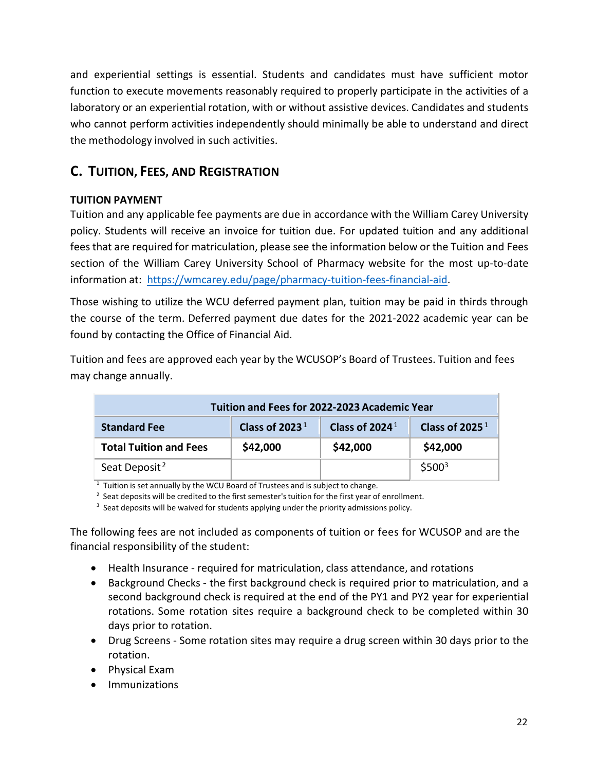and experiential settings is essential. Students and candidates must have sufficient motor function to execute movements reasonably required to properly participate in the activities of a laboratory or an experiential rotation, with or without assistive devices. Candidates and students who cannot perform activities independently should minimally be able to understand and direct the methodology involved in such activities.

## C. TUITION, FEES, AND REGISTRATION

### TUITION PAYMENT

Tuition and any applicable fee payments are due in accordance with the William Carey University policy. Students will receive an invoice for tuition due. For updated tuition and any additional fees that are required for matriculation, please see the information below or the Tuition and Fees section of the William Carey University School of Pharmacy website for the most up-to-date information at: https://wmcarey.edu/page/pharmacy-tuition-fees-financial-aid.

Those wishing to utilize the WCU deferred payment plan, tuition may be paid in thirds through the course of the term. Deferred payment due dates for the 2021-2022 academic year can be found by contacting the Office of Financial Aid.

Tuition and fees are approved each year by the WCUSOP's Board of Trustees. Tuition and fees may change annually.

| Tuition and Fees for 2022-2023 Academic Year | | | |
|---|---|---|---|
| **Standard Fee** | **Class of 2023**[1] | **Class of 2024**[1] | **Class of 2025**[1] |
| **Total Tuition and Fees** | **$42,000** | **$42,000** | **$42,000** |
| Seat Deposit[2] | | | $500[3] |

[1] Tuition is set annually by the WCU Board of Trustees and is subject to change.
[2] Seat deposits will be credited to the first semester's tuition for the first year of enrollment.
[3] Seat deposits will be waived for students applying under the priority admissions policy.

The following fees are not included as components of tuition or fees for WCUSOP and are the financial responsibility of the student:

- Health Insurance - required for matriculation, class attendance, and rotations
- Background Checks - the first background check is required prior to matriculation, and a second background check is required at the end of the PY1 and PY2 year for experiential rotations. Some rotation sites require a background check to be completed within 30 days prior to rotation.
- Drug Screens - Some rotation sites may require a drug screen within 30 days prior to the rotation.
- Physical Exam
- Immunizations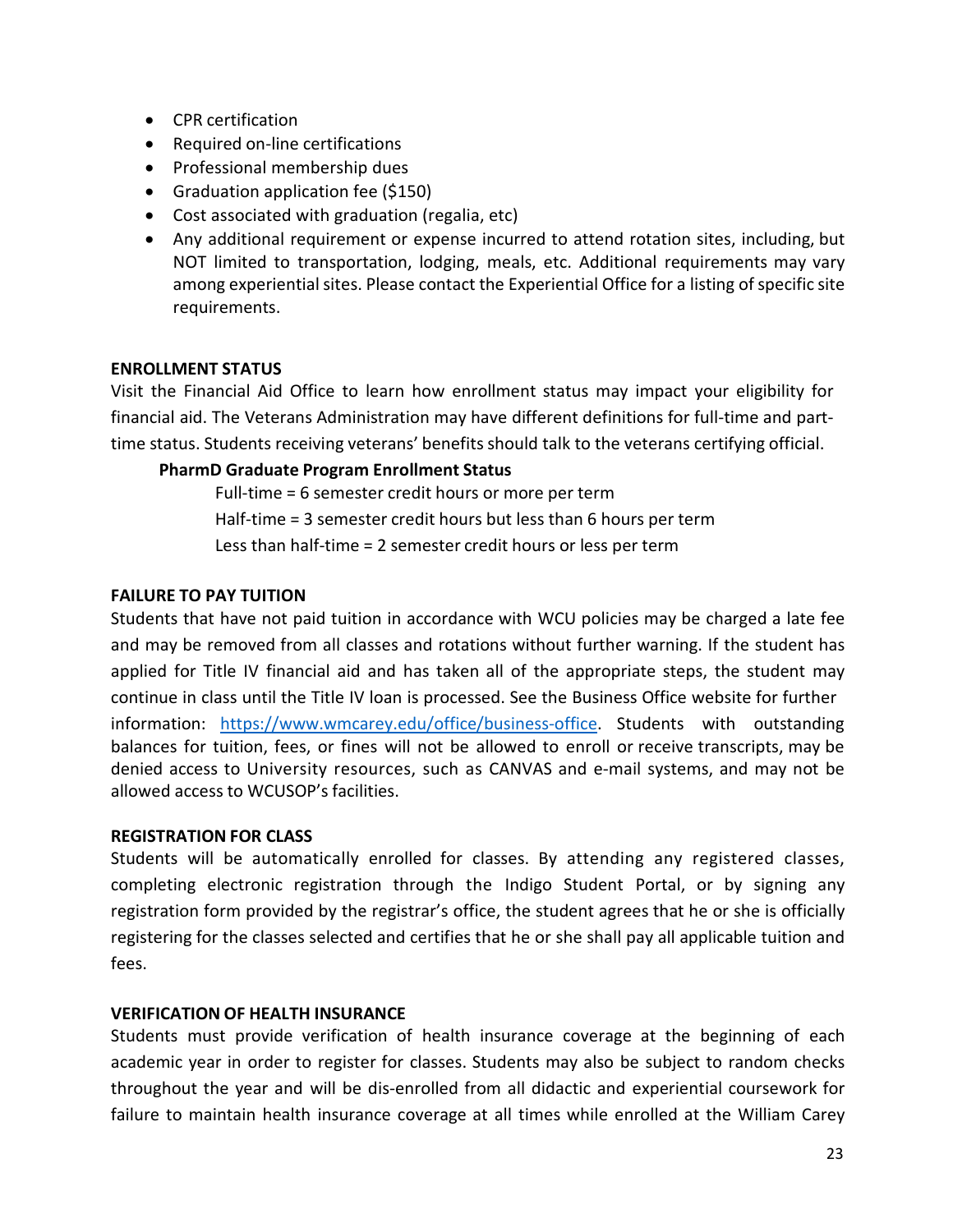- CPR certification
- Required on-line certifications
- Professional membership dues
- Graduation application fee ($150)
- Cost associated with graduation (regalia, etc)
- Any additional requirement or expense incurred to attend rotation sites, including, but NOT limited to transportation, lodging, meals, etc. Additional requirements may vary among experiential sites. Please contact the Experiential Office for a listing of specific site requirements.

**ENROLLMENT STATUS**

Visit the Financial Aid Office to learn how enrollment status may impact your eligibility for financial aid. The Veterans Administration may have different definitions for full-time and part-time status. Students receiving veterans' benefits should talk to the veterans certifying official.

**PharmD Graduate Program Enrollment Status**

Full-time = 6 semester credit hours or more per term

Half-time = 3 semester credit hours but less than 6 hours per term

Less than half-time = 2 semester credit hours or less per term

**FAILURE TO PAY TUITION**

Students that have not paid tuition in accordance with WCU policies may be charged a late fee and may be removed from all classes and rotations without further warning. If the student has applied for Title IV financial aid and has taken all of the appropriate steps, the student may continue in class until the Title IV loan is processed. See the Business Office website for further information: [https://www.wmcarey.edu/office/business-office](https://www.wmcarey.edu/office/business-office). Students with outstanding balances for tuition, fees, or fines will not be allowed to enroll or receive transcripts, may be denied access to University resources, such as CANVAS and e-mail systems, and may not be allowed access to WCUSOP's facilities.

**REGISTRATION FOR CLASS**

Students will be automatically enrolled for classes. By attending any registered classes, completing electronic registration through the Indigo Student Portal, or by signing any registration form provided by the registrar's office, the student agrees that he or she is officially registering for the classes selected and certifies that he or she shall pay all applicable tuition and fees.

**VERIFICATION OF HEALTH INSURANCE**

Students must provide verification of health insurance coverage at the beginning of each academic year in order to register for classes. Students may also be subject to random checks throughout the year and will be dis-enrolled from all didactic and experiential coursework for failure to maintain health insurance coverage at all times while enrolled at the William Carey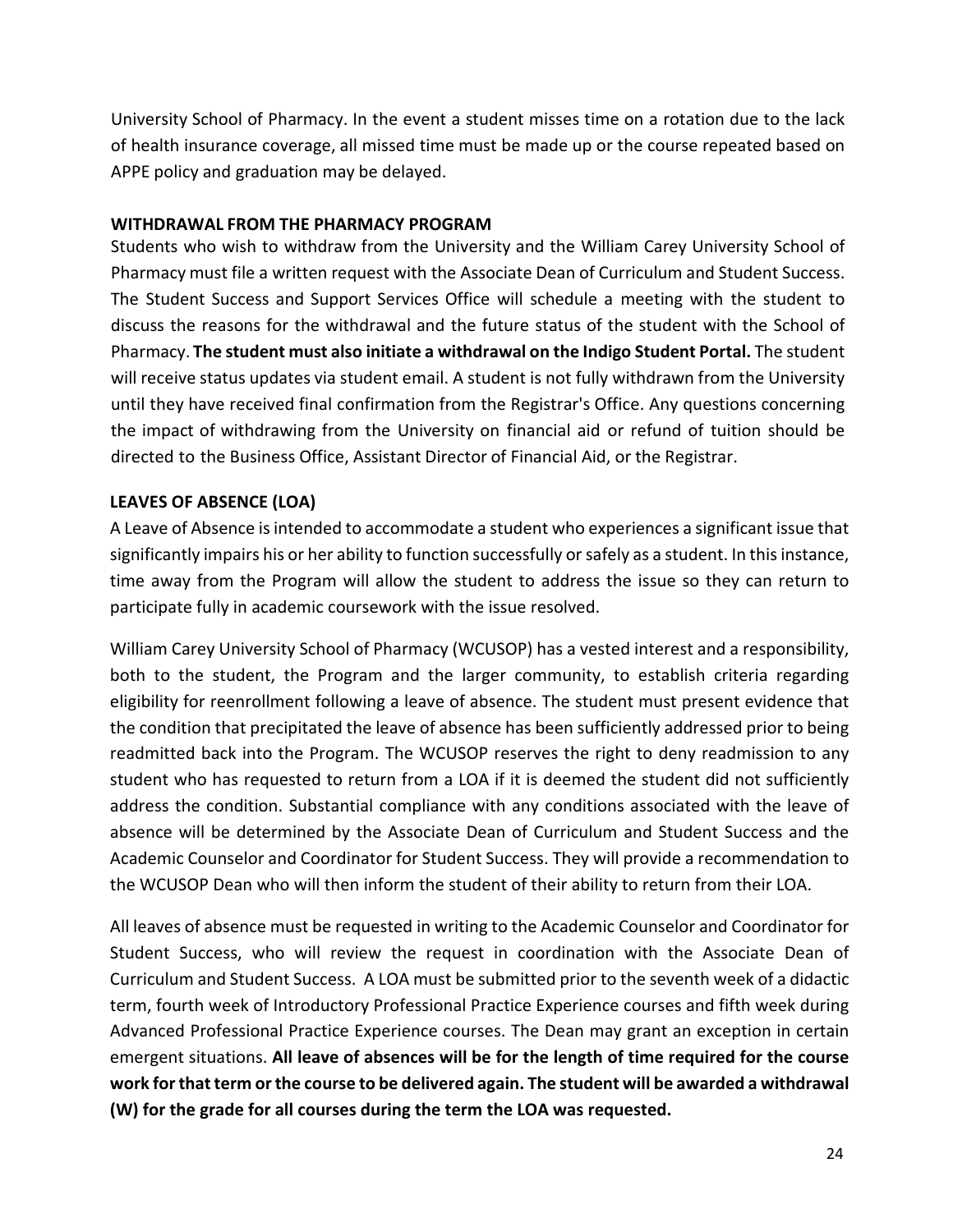University School of Pharmacy. In the event a student misses time on a rotation due to the lack of health insurance coverage, all missed time must be made up or the course repeated based on APPE policy and graduation may be delayed.

## WITHDRAWAL FROM THE PHARMACY PROGRAM

Students who wish to withdraw from the University and the William Carey University School of Pharmacy must file a written request with the Associate Dean of Curriculum and Student Success. The Student Success and Support Services Office will schedule a meeting with the student to discuss the reasons for the withdrawal and the future status of the student with the School of Pharmacy. **The student must also initiate a withdrawal on the Indigo Student Portal.** The student will receive status updates via student email. A student is not fully withdrawn from the University until they have received final confirmation from the Registrar's Office. Any questions concerning the impact of withdrawing from the University on financial aid or refund of tuition should be directed to the Business Office, Assistant Director of Financial Aid, or the Registrar.

## LEAVES OF ABSENCE (LOA)

A Leave of Absence is intended to accommodate a student who experiences a significant issue that significantly impairs his or her ability to function successfully or safely as a student. In this instance, time away from the Program will allow the student to address the issue so they can return to participate fully in academic coursework with the issue resolved.

William Carey University School of Pharmacy (WCUSOP) has a vested interest and a responsibility, both to the student, the Program and the larger community, to establish criteria regarding eligibility for reenrollment following a leave of absence. The student must present evidence that the condition that precipitated the leave of absence has been sufficiently addressed prior to being readmitted back into the Program. The WCUSOP reserves the right to deny readmission to any student who has requested to return from a LOA if it is deemed the student did not sufficiently address the condition. Substantial compliance with any conditions associated with the leave of absence will be determined by the Associate Dean of Curriculum and Student Success and the Academic Counselor and Coordinator for Student Success. They will provide a recommendation to the WCUSOP Dean who will then inform the student of their ability to return from their LOA.

All leaves of absence must be requested in writing to the Academic Counselor and Coordinator for Student Success, who will review the request in coordination with the Associate Dean of Curriculum and Student Success. A LOA must be submitted prior to the seventh week of a didactic term, fourth week of Introductory Professional Practice Experience courses and fifth week during Advanced Professional Practice Experience courses. The Dean may grant an exception in certain emergent situations. **All leave of absences will be for the length of time required for the course work for that term or the course to be delivered again. The student will be awarded a withdrawal (W) for the grade for all courses during the term the LOA was requested.**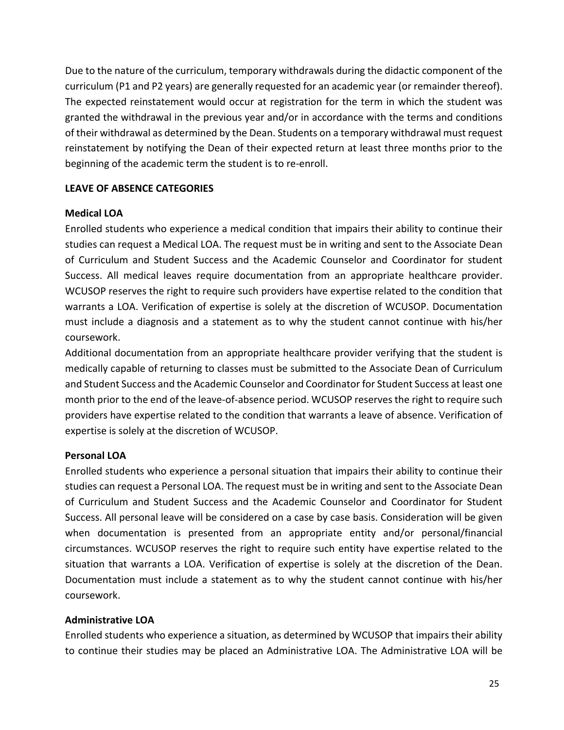Due to the nature of the curriculum, temporary withdrawals during the didactic component of the curriculum (P1 and P2 years) are generally requested for an academic year (or remainder thereof). The expected reinstatement would occur at registration for the term in which the student was granted the withdrawal in the previous year and/or in accordance with the terms and conditions of their withdrawal as determined by the Dean. Students on a temporary withdrawal must request reinstatement by notifying the Dean of their expected return at least three months prior to the beginning of the academic term the student is to re-enroll.

**LEAVE OF ABSENCE CATEGORIES**

**Medical LOA**

Enrolled students who experience a medical condition that impairs their ability to continue their studies can request a Medical LOA. The request must be in writing and sent to the Associate Dean of Curriculum and Student Success and the Academic Counselor and Coordinator for student Success. All medical leaves require documentation from an appropriate healthcare provider. WCUSOP reserves the right to require such providers have expertise related to the condition that warrants a LOA. Verification of expertise is solely at the discretion of WCUSOP. Documentation must include a diagnosis and a statement as to why the student cannot continue with his/her coursework.

Additional documentation from an appropriate healthcare provider verifying that the student is medically capable of returning to classes must be submitted to the Associate Dean of Curriculum and Student Success and the Academic Counselor and Coordinator for Student Success at least one month prior to the end of the leave-of-absence period. WCUSOP reserves the right to require such providers have expertise related to the condition that warrants a leave of absence. Verification of expertise is solely at the discretion of WCUSOP.

**Personal LOA**

Enrolled students who experience a personal situation that impairs their ability to continue their studies can request a Personal LOA. The request must be in writing and sent to the Associate Dean of Curriculum and Student Success and the Academic Counselor and Coordinator for Student Success. All personal leave will be considered on a case by case basis. Consideration will be given when documentation is presented from an appropriate entity and/or personal/financial circumstances. WCUSOP reserves the right to require such entity have expertise related to the situation that warrants a LOA. Verification of expertise is solely at the discretion of the Dean. Documentation must include a statement as to why the student cannot continue with his/her coursework.

**Administrative LOA**

Enrolled students who experience a situation, as determined by WCUSOP that impairs their ability to continue their studies may be placed an Administrative LOA. The Administrative LOA will be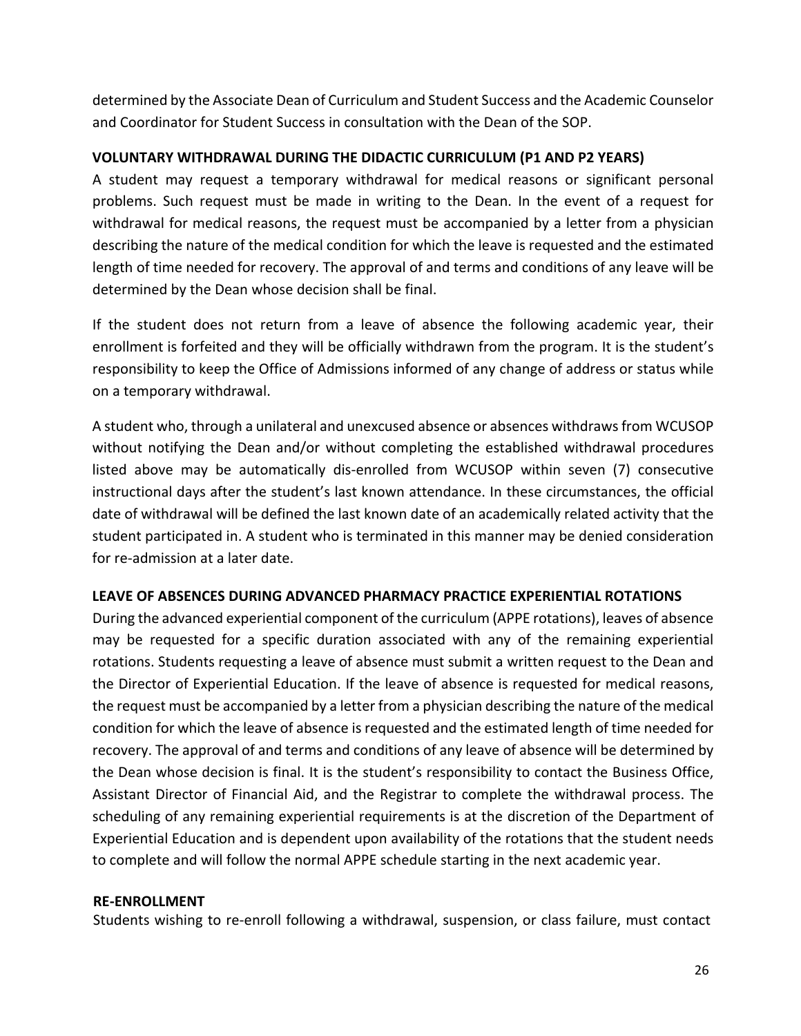determined by the Associate Dean of Curriculum and Student Success and the Academic Counselor and Coordinator for Student Success in consultation with the Dean of the SOP.

**VOLUNTARY WITHDRAWAL DURING THE DIDACTIC CURRICULUM (P1 AND P2 YEARS)**

A student may request a temporary withdrawal for medical reasons or significant personal problems. Such request must be made in writing to the Dean. In the event of a request for withdrawal for medical reasons, the request must be accompanied by a letter from a physician describing the nature of the medical condition for which the leave is requested and the estimated length of time needed for recovery. The approval of and terms and conditions of any leave will be determined by the Dean whose decision shall be final.

If the student does not return from a leave of absence the following academic year, their enrollment is forfeited and they will be officially withdrawn from the program. It is the student's responsibility to keep the Office of Admissions informed of any change of address or status while on a temporary withdrawal.

A student who, through a unilateral and unexcused absence or absences withdraws from WCUSOP without notifying the Dean and/or without completing the established withdrawal procedures listed above may be automatically dis-enrolled from WCUSOP within seven (7) consecutive instructional days after the student's last known attendance. In these circumstances, the official date of withdrawal will be defined the last known date of an academically related activity that the student participated in. A student who is terminated in this manner may be denied consideration for re-admission at a later date.

**LEAVE OF ABSENCES DURING ADVANCED PHARMACY PRACTICE EXPERIENTIAL ROTATIONS**

During the advanced experiential component of the curriculum (APPE rotations), leaves of absence may be requested for a specific duration associated with any of the remaining experiential rotations. Students requesting a leave of absence must submit a written request to the Dean and the Director of Experiential Education. If the leave of absence is requested for medical reasons, the request must be accompanied by a letter from a physician describing the nature of the medical condition for which the leave of absence is requested and the estimated length of time needed for recovery. The approval of and terms and conditions of any leave of absence will be determined by the Dean whose decision is final. It is the student's responsibility to contact the Business Office, Assistant Director of Financial Aid, and the Registrar to complete the withdrawal process. The scheduling of any remaining experiential requirements is at the discretion of the Department of Experiential Education and is dependent upon availability of the rotations that the student needs to complete and will follow the normal APPE schedule starting in the next academic year.

**RE-ENROLLMENT**

Students wishing to re-enroll following a withdrawal, suspension, or class failure, must contact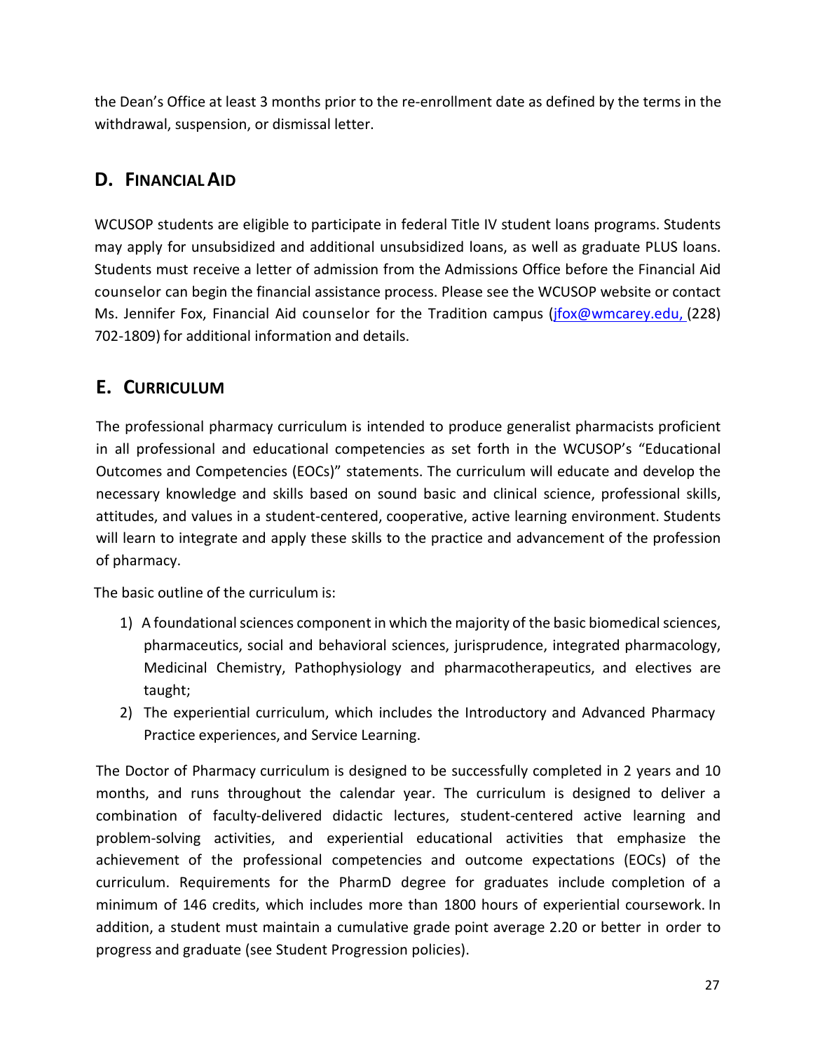the Dean's Office at least 3 months prior to the re-enrollment date as defined by the terms in the withdrawal, suspension, or dismissal letter.

## D. FINANCIAL AID

WCUSOP students are eligible to participate in federal Title IV student loans programs. Students may apply for unsubsidized and additional unsubsidized loans, as well as graduate PLUS loans. Students must receive a letter of admission from the Admissions Office before the Financial Aid counselor can begin the financial assistance process. Please see the WCUSOP website or contact Ms. Jennifer Fox, Financial Aid counselor for the Tradition campus (jfox@wmcarey.edu, (228) 702-1809) for additional information and details.

## E. CURRICULUM

The professional pharmacy curriculum is intended to produce generalist pharmacists proficient in all professional and educational competencies as set forth in the WCUSOP's "Educational Outcomes and Competencies (EOCs)" statements. The curriculum will educate and develop the necessary knowledge and skills based on sound basic and clinical science, professional skills, attitudes, and values in a student-centered, cooperative, active learning environment. Students will learn to integrate and apply these skills to the practice and advancement of the profession of pharmacy.

The basic outline of the curriculum is:

1) A foundational sciences component in which the majority of the basic biomedical sciences, pharmaceutics, social and behavioral sciences, jurisprudence, integrated pharmacology, Medicinal Chemistry, Pathophysiology and pharmacotherapeutics, and electives are taught;
2) The experiential curriculum, which includes the Introductory and Advanced Pharmacy Practice experiences, and Service Learning.

The Doctor of Pharmacy curriculum is designed to be successfully completed in 2 years and 10 months, and runs throughout the calendar year. The curriculum is designed to deliver a combination of faculty-delivered didactic lectures, student-centered active learning and problem-solving activities, and experiential educational activities that emphasize the achievement of the professional competencies and outcome expectations (EOCs) of the curriculum. Requirements for the PharmD degree for graduates include completion of a minimum of 146 credits, which includes more than 1800 hours of experiential coursework. In addition, a student must maintain a cumulative grade point average 2.20 or better in order to progress and graduate (see Student Progression policies).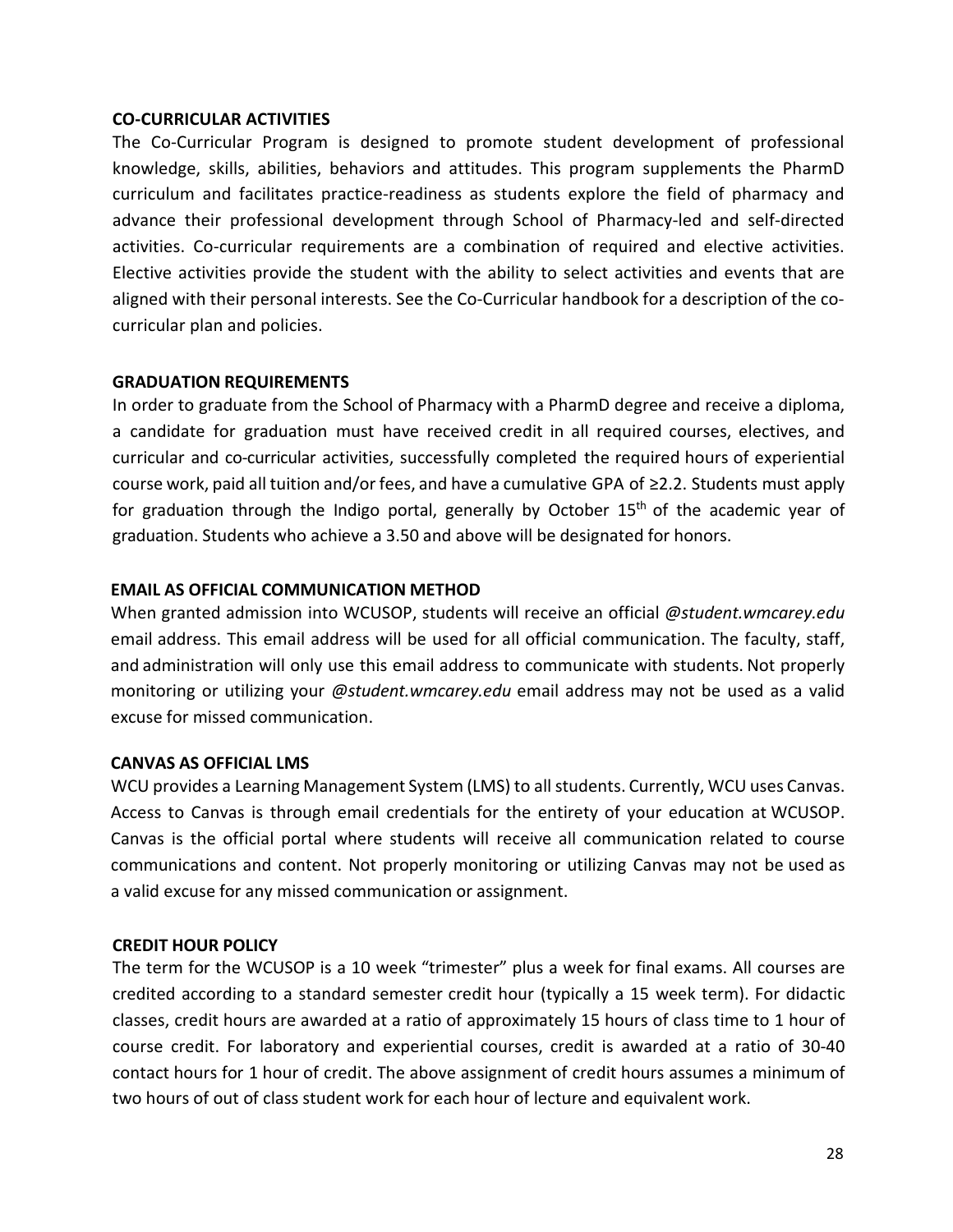## CO-CURRICULAR ACTIVITIES

The Co-Curricular Program is designed to promote student development of professional knowledge, skills, abilities, behaviors and attitudes. This program supplements the PharmD curriculum and facilitates practice-readiness as students explore the field of pharmacy and advance their professional development through School of Pharmacy-led and self-directed activities. Co-curricular requirements are a combination of required and elective activities. Elective activities provide the student with the ability to select activities and events that are aligned with their personal interests. See the Co-Curricular handbook for a description of the co-curricular plan and policies.

## GRADUATION REQUIREMENTS

In order to graduate from the School of Pharmacy with a PharmD degree and receive a diploma, a candidate for graduation must have received credit in all required courses, electives, and curricular and co-curricular activities, successfully completed the required hours of experiential course work, paid all tuition and/or fees, and have a cumulative GPA of ≥2.2. Students must apply for graduation through the Indigo portal, generally by October 15th of the academic year of graduation. Students who achieve a 3.50 and above will be designated for honors.

## EMAIL AS OFFICIAL COMMUNICATION METHOD

When granted admission into WCUSOP, students will receive an official *@student.wmcarey.edu* email address. This email address will be used for all official communication. The faculty, staff, and administration will only use this email address to communicate with students. Not properly monitoring or utilizing your *@student.wmcarey.edu* email address may not be used as a valid excuse for missed communication.

## CANVAS AS OFFICIAL LMS

WCU provides a Learning Management System (LMS) to all students. Currently, WCU uses Canvas. Access to Canvas is through email credentials for the entirety of your education at WCUSOP. Canvas is the official portal where students will receive all communication related to course communications and content. Not properly monitoring or utilizing Canvas may not be used as a valid excuse for any missed communication or assignment.

## CREDIT HOUR POLICY

The term for the WCUSOP is a 10 week "trimester" plus a week for final exams. All courses are credited according to a standard semester credit hour (typically a 15 week term). For didactic classes, credit hours are awarded at a ratio of approximately 15 hours of class time to 1 hour of course credit. For laboratory and experiential courses, credit is awarded at a ratio of 30-40 contact hours for 1 hour of credit. The above assignment of credit hours assumes a minimum of two hours of out of class student work for each hour of lecture and equivalent work.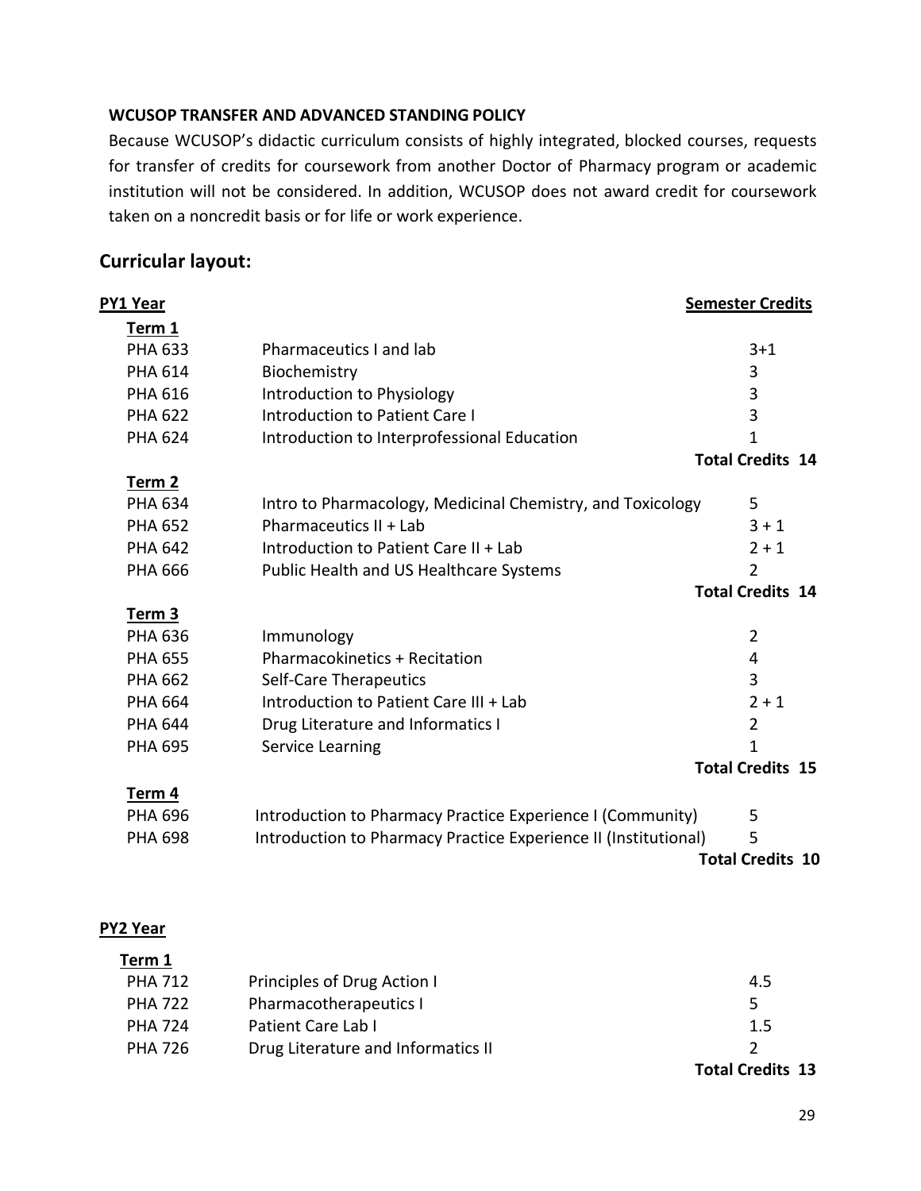**WCUSOP TRANSFER AND ADVANCED STANDING POLICY**

Because WCUSOP's didactic curriculum consists of highly integrated, blocked courses, requests for transfer of credits for coursework from another Doctor of Pharmacy program or academic institution will not be considered. In addition, WCUSOP does not award credit for coursework taken on a noncredit basis or for life or work experience.

## Curricular layout:

### PY1 Year

| Course | Title | Semester Credits |
|---|---|---|
| **Term 1** | | |
| PHA 633 | Pharmaceutics I and lab | 3+1 |
| PHA 614 | Biochemistry | 3 |
| PHA 616 | Introduction to Physiology | 3 |
| PHA 622 | Introduction to Patient Care I | 3 |
| PHA 624 | Introduction to Interprofessional Education | 1 |
| | | **Total Credits 14** |
| **Term 2** | | |
| PHA 634 | Intro to Pharmacology, Medicinal Chemistry, and Toxicology | 5 |
| PHA 652 | Pharmaceutics II + Lab | 3 + 1 |
| PHA 642 | Introduction to Patient Care II + Lab | 2 + 1 |
| PHA 666 | Public Health and US Healthcare Systems | 2 |
| | | **Total Credits 14** |
| **Term 3** | | |
| PHA 636 | Immunology | 2 |
| PHA 655 | Pharmacokinetics + Recitation | 4 |
| PHA 662 | Self-Care Therapeutics | 3 |
| PHA 664 | Introduction to Patient Care III + Lab | 2 + 1 |
| PHA 644 | Drug Literature and Informatics I | 2 |
| PHA 695 | Service Learning | 1 |
| | | **Total Credits 15** |
| **Term 4** | | |
| PHA 696 | Introduction to Pharmacy Practice Experience I (Community) | 5 |
| PHA 698 | Introduction to Pharmacy Practice Experience II (Institutional) | 5 |
| | | **Total Credits 10** |

### PY2 Year

| Course | Title | Semester Credits |
|---|---|---|
| **Term 1** | | |
| PHA 712 | Principles of Drug Action I | 4.5 |
| PHA 722 | Pharmacotherapeutics I | 5 |
| PHA 724 | Patient Care Lab I | 1.5 |
| PHA 726 | Drug Literature and Informatics II | 2 |
| | | **Total Credits 13** |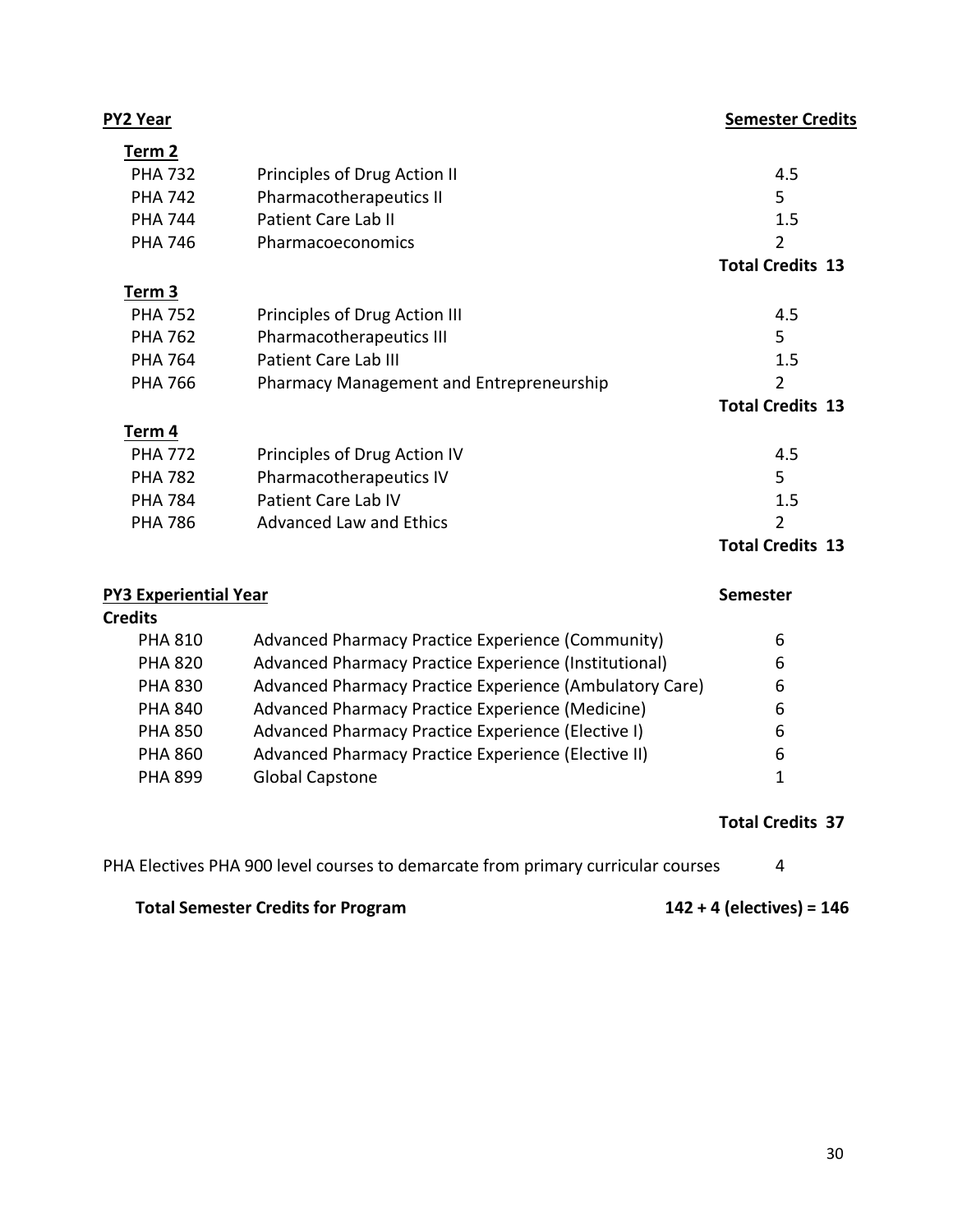**PY2 Year** **Semester Credits**

**Term 2**

| | | |
|---|---|---|
| PHA 732 | Principles of Drug Action II | 4.5 |
| PHA 742 | Pharmacotherapeutics II | 5 |
| PHA 744 | Patient Care Lab II | 1.5 |
| PHA 746 | Pharmacoeconomics | 2 |
| | | **Total Credits 13** |

**Term 3**

| | | |
|---|---|---|
| PHA 752 | Principles of Drug Action III | 4.5 |
| PHA 762 | Pharmacotherapeutics III | 5 |
| PHA 764 | Patient Care Lab III | 1.5 |
| PHA 766 | Pharmacy Management and Entrepreneurship | 2 |
| | | **Total Credits 13** |

**Term 4**

| | | |
|---|---|---|
| PHA 772 | Principles of Drug Action IV | 4.5 |
| PHA 782 | Pharmacotherapeutics IV | 5 |
| PHA 784 | Patient Care Lab IV | 1.5 |
| PHA 786 | Advanced Law and Ethics | 2 |
| | | **Total Credits 13** |

**PY3 Experiential Year** **Semester Credits**

| | | |
|---|---|---|
| PHA 810 | Advanced Pharmacy Practice Experience (Community) | 6 |
| PHA 820 | Advanced Pharmacy Practice Experience (Institutional) | 6 |
| PHA 830 | Advanced Pharmacy Practice Experience (Ambulatory Care) | 6 |
| PHA 840 | Advanced Pharmacy Practice Experience (Medicine) | 6 |
| PHA 850 | Advanced Pharmacy Practice Experience (Elective I) | 6 |
| PHA 860 | Advanced Pharmacy Practice Experience (Elective II) | 6 |
| PHA 899 | Global Capstone | 1 |
| | | **Total Credits 37** |

PHA Electives PHA 900 level courses to demarcate from primary curricular courses 4

**Total Semester Credits for Program** **142 + 4 (electives) = 146**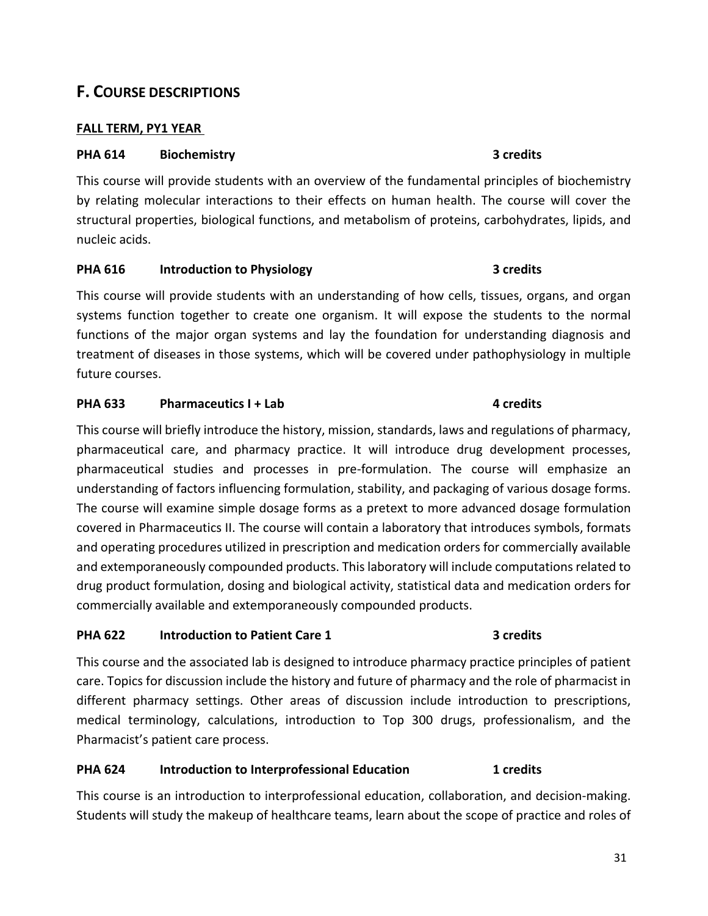## F. COURSE DESCRIPTIONS

**FALL TERM, PY1 YEAR**

**PHA 614 Biochemistry 3 credits**

This course will provide students with an overview of the fundamental principles of biochemistry by relating molecular interactions to their effects on human health. The course will cover the structural properties, biological functions, and metabolism of proteins, carbohydrates, lipids, and nucleic acids.

**PHA 616 Introduction to Physiology 3 credits**

This course will provide students with an understanding of how cells, tissues, organs, and organ systems function together to create one organism. It will expose the students to the normal functions of the major organ systems and lay the foundation for understanding diagnosis and treatment of diseases in those systems, which will be covered under pathophysiology in multiple future courses.

**PHA 633 Pharmaceutics I + Lab 4 credits**

This course will briefly introduce the history, mission, standards, laws and regulations of pharmacy, pharmaceutical care, and pharmacy practice. It will introduce drug development processes, pharmaceutical studies and processes in pre-formulation. The course will emphasize an understanding of factors influencing formulation, stability, and packaging of various dosage forms. The course will examine simple dosage forms as a pretext to more advanced dosage formulation covered in Pharmaceutics II. The course will contain a laboratory that introduces symbols, formats and operating procedures utilized in prescription and medication orders for commercially available and extemporaneously compounded products. This laboratory will include computations related to drug product formulation, dosing and biological activity, statistical data and medication orders for commercially available and extemporaneously compounded products.

**PHA 622 Introduction to Patient Care 1 3 credits**

This course and the associated lab is designed to introduce pharmacy practice principles of patient care. Topics for discussion include the history and future of pharmacy and the role of pharmacist in different pharmacy settings. Other areas of discussion include introduction to prescriptions, medical terminology, calculations, introduction to Top 300 drugs, professionalism, and the Pharmacist's patient care process.

**PHA 624 Introduction to Interprofessional Education 1 credits**

This course is an introduction to interprofessional education, collaboration, and decision-making. Students will study the makeup of healthcare teams, learn about the scope of practice and roles of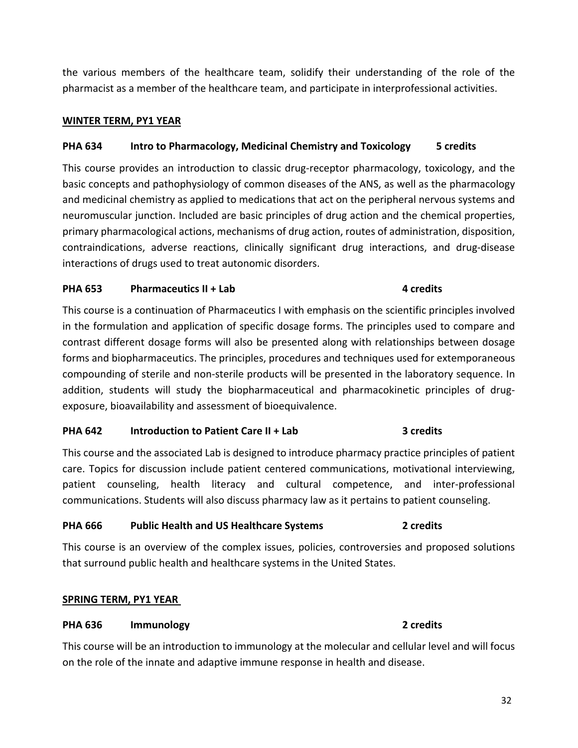the various members of the healthcare team, solidify their understanding of the role of the pharmacist as a member of the healthcare team, and participate in interprofessional activities.

## WINTER TERM, PY1 YEAR

### PHA 634 Intro to Pharmacology, Medicinal Chemistry and Toxicology 5 credits

This course provides an introduction to classic drug-receptor pharmacology, toxicology, and the basic concepts and pathophysiology of common diseases of the ANS, as well as the pharmacology and medicinal chemistry as applied to medications that act on the peripheral nervous systems and neuromuscular junction. Included are basic principles of drug action and the chemical properties, primary pharmacological actions, mechanisms of drug action, routes of administration, disposition, contraindications, adverse reactions, clinically significant drug interactions, and drug-disease interactions of drugs used to treat autonomic disorders.

### PHA 653 Pharmaceutics II + Lab 4 credits

This course is a continuation of Pharmaceutics I with emphasis on the scientific principles involved in the formulation and application of specific dosage forms. The principles used to compare and contrast different dosage forms will also be presented along with relationships between dosage forms and biopharmaceutics. The principles, procedures and techniques used for extemporaneous compounding of sterile and non-sterile products will be presented in the laboratory sequence. In addition, students will study the biopharmaceutical and pharmacokinetic principles of drug-exposure, bioavailability and assessment of bioequivalence.

### PHA 642 Introduction to Patient Care II + Lab 3 credits

This course and the associated Lab is designed to introduce pharmacy practice principles of patient care. Topics for discussion include patient centered communications, motivational interviewing, patient counseling, health literacy and cultural competence, and inter-professional communications. Students will also discuss pharmacy law as it pertains to patient counseling.

### PHA 666 Public Health and US Healthcare Systems 2 credits

This course is an overview of the complex issues, policies, controversies and proposed solutions that surround public health and healthcare systems in the United States.

## SPRING TERM, PY1 YEAR

### PHA 636 Immunology 2 credits

This course will be an introduction to immunology at the molecular and cellular level and will focus on the role of the innate and adaptive immune response in health and disease.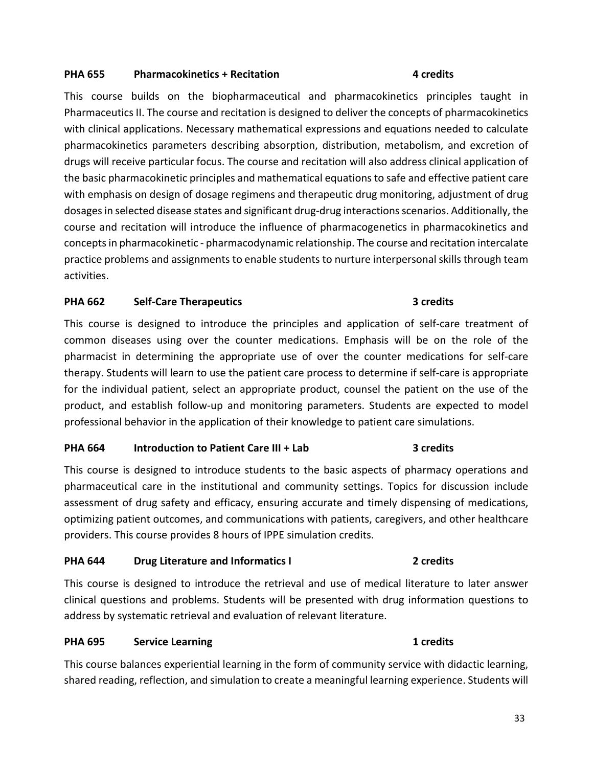### PHA 655 Pharmacokinetics + Recitation 4 credits

This course builds on the biopharmaceutical and pharmacokinetics principles taught in Pharmaceutics II. The course and recitation is designed to deliver the concepts of pharmacokinetics with clinical applications. Necessary mathematical expressions and equations needed to calculate pharmacokinetics parameters describing absorption, distribution, metabolism, and excretion of drugs will receive particular focus. The course and recitation will also address clinical application of the basic pharmacokinetic principles and mathematical equations to safe and effective patient care with emphasis on design of dosage regimens and therapeutic drug monitoring, adjustment of drug dosages in selected disease states and significant drug-drug interactions scenarios. Additionally, the course and recitation will introduce the influence of pharmacogenetics in pharmacokinetics and concepts in pharmacokinetic - pharmacodynamic relationship. The course and recitation intercalate practice problems and assignments to enable students to nurture interpersonal skills through team activities.

### PHA 662 Self-Care Therapeutics 3 credits

This course is designed to introduce the principles and application of self-care treatment of common diseases using over the counter medications. Emphasis will be on the role of the pharmacist in determining the appropriate use of over the counter medications for self-care therapy. Students will learn to use the patient care process to determine if self-care is appropriate for the individual patient, select an appropriate product, counsel the patient on the use of the product, and establish follow-up and monitoring parameters. Students are expected to model professional behavior in the application of their knowledge to patient care simulations.

### PHA 664 Introduction to Patient Care III + Lab 3 credits

This course is designed to introduce students to the basic aspects of pharmacy operations and pharmaceutical care in the institutional and community settings. Topics for discussion include assessment of drug safety and efficacy, ensuring accurate and timely dispensing of medications, optimizing patient outcomes, and communications with patients, caregivers, and other healthcare providers. This course provides 8 hours of IPPE simulation credits.

### PHA 644 Drug Literature and Informatics I 2 credits

This course is designed to introduce the retrieval and use of medical literature to later answer clinical questions and problems. Students will be presented with drug information questions to address by systematic retrieval and evaluation of relevant literature.

### PHA 695 Service Learning 1 credits

This course balances experiential learning in the form of community service with didactic learning, shared reading, reflection, and simulation to create a meaningful learning experience. Students will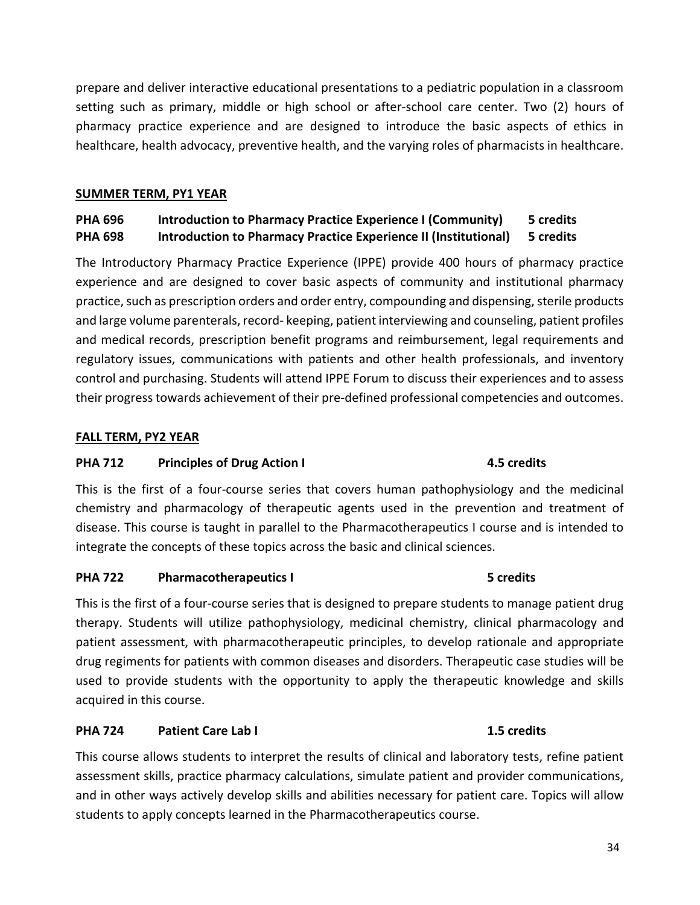prepare and deliver interactive educational presentations to a pediatric population in a classroom setting such as primary, middle or high school or after-school care center. Two (2) hours of pharmacy practice experience and are designed to introduce the basic aspects of ethics in healthcare, health advocacy, preventive health, and the varying roles of pharmacists in healthcare.

**SUMMER TERM, PY1 YEAR**

**PHA 696 Introduction to Pharmacy Practice Experience I (Community) 5 credits**
**PHA 698 Introduction to Pharmacy Practice Experience II (Institutional) 5 credits**

The Introductory Pharmacy Practice Experience (IPPE) provide 400 hours of pharmacy practice experience and are designed to cover basic aspects of community and institutional pharmacy practice, such as prescription orders and order entry, compounding and dispensing, sterile products and large volume parenterals, record- keeping, patient interviewing and counseling, patient profiles and medical records, prescription benefit programs and reimbursement, legal requirements and regulatory issues, communications with patients and other health professionals, and inventory control and purchasing. Students will attend IPPE Forum to discuss their experiences and to assess their progress towards achievement of their pre-defined professional competencies and outcomes.

**FALL TERM, PY2 YEAR**

**PHA 712 Principles of Drug Action I 4.5 credits**

This is the first of a four-course series that covers human pathophysiology and the medicinal chemistry and pharmacology of therapeutic agents used in the prevention and treatment of disease. This course is taught in parallel to the Pharmacotherapeutics I course and is intended to integrate the concepts of these topics across the basic and clinical sciences.

**PHA 722 Pharmacotherapeutics I 5 credits**

This is the first of a four-course series that is designed to prepare students to manage patient drug therapy. Students will utilize pathophysiology, medicinal chemistry, clinical pharmacology and patient assessment, with pharmacotherapeutic principles, to develop rationale and appropriate drug regiments for patients with common diseases and disorders. Therapeutic case studies will be used to provide students with the opportunity to apply the therapeutic knowledge and skills acquired in this course.

**PHA 724 Patient Care Lab I 1.5 credits**

This course allows students to interpret the results of clinical and laboratory tests, refine patient assessment skills, practice pharmacy calculations, simulate patient and provider communications, and in other ways actively develop skills and abilities necessary for patient care. Topics will allow students to apply concepts learned in the Pharmacotherapeutics course.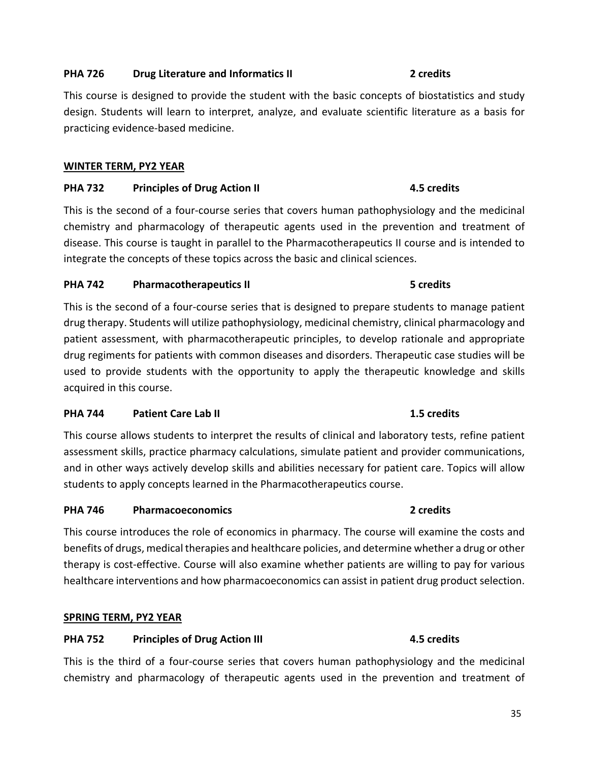**PHA 726 Drug Literature and Informatics II 2 credits**

This course is designed to provide the student with the basic concepts of biostatistics and study design. Students will learn to interpret, analyze, and evaluate scientific literature as a basis for practicing evidence-based medicine.

**WINTER TERM, PY2 YEAR**

**PHA 732 Principles of Drug Action II 4.5 credits**

This is the second of a four-course series that covers human pathophysiology and the medicinal chemistry and pharmacology of therapeutic agents used in the prevention and treatment of disease. This course is taught in parallel to the Pharmacotherapeutics II course and is intended to integrate the concepts of these topics across the basic and clinical sciences.

**PHA 742 Pharmacotherapeutics II 5 credits**

This is the second of a four-course series that is designed to prepare students to manage patient drug therapy. Students will utilize pathophysiology, medicinal chemistry, clinical pharmacology and patient assessment, with pharmacotherapeutic principles, to develop rationale and appropriate drug regiments for patients with common diseases and disorders. Therapeutic case studies will be used to provide students with the opportunity to apply the therapeutic knowledge and skills acquired in this course.

**PHA 744 Patient Care Lab II 1.5 credits**

This course allows students to interpret the results of clinical and laboratory tests, refine patient assessment skills, practice pharmacy calculations, simulate patient and provider communications, and in other ways actively develop skills and abilities necessary for patient care. Topics will allow students to apply concepts learned in the Pharmacotherapeutics course.

**PHA 746 Pharmacoeconomics 2 credits**

This course introduces the role of economics in pharmacy. The course will examine the costs and benefits of drugs, medical therapies and healthcare policies, and determine whether a drug or other therapy is cost-effective. Course will also examine whether patients are willing to pay for various healthcare interventions and how pharmacoeconomics can assist in patient drug product selection.

**SPRING TERM, PY2 YEAR**

**PHA 752 Principles of Drug Action III 4.5 credits**

This is the third of a four-course series that covers human pathophysiology and the medicinal chemistry and pharmacology of therapeutic agents used in the prevention and treatment of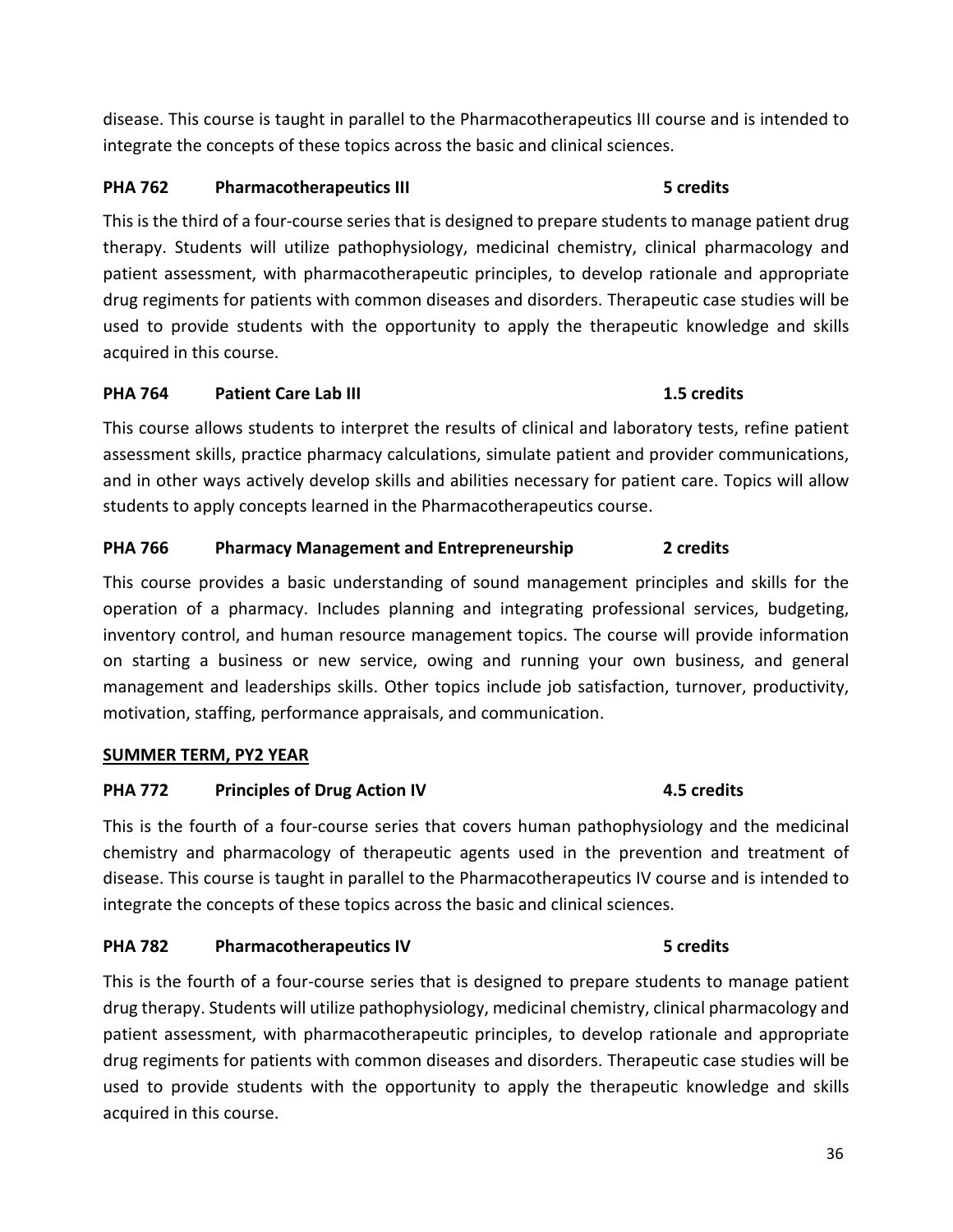disease. This course is taught in parallel to the Pharmacotherapeutics III course and is intended to integrate the concepts of these topics across the basic and clinical sciences.

**PHA 762 Pharmacotherapeutics III 5 credits**

This is the third of a four-course series that is designed to prepare students to manage patient drug therapy. Students will utilize pathophysiology, medicinal chemistry, clinical pharmacology and patient assessment, with pharmacotherapeutic principles, to develop rationale and appropriate drug regiments for patients with common diseases and disorders. Therapeutic case studies will be used to provide students with the opportunity to apply the therapeutic knowledge and skills acquired in this course.

**PHA 764 Patient Care Lab III 1.5 credits**

This course allows students to interpret the results of clinical and laboratory tests, refine patient assessment skills, practice pharmacy calculations, simulate patient and provider communications, and in other ways actively develop skills and abilities necessary for patient care. Topics will allow students to apply concepts learned in the Pharmacotherapeutics course.

**PHA 766 Pharmacy Management and Entrepreneurship 2 credits**

This course provides a basic understanding of sound management principles and skills for the operation of a pharmacy. Includes planning and integrating professional services, budgeting, inventory control, and human resource management topics. The course will provide information on starting a business or new service, owing and running your own business, and general management and leaderships skills. Other topics include job satisfaction, turnover, productivity, motivation, staffing, performance appraisals, and communication.

**SUMMER TERM, PY2 YEAR**

**PHA 772 Principles of Drug Action IV 4.5 credits**

This is the fourth of a four-course series that covers human pathophysiology and the medicinal chemistry and pharmacology of therapeutic agents used in the prevention and treatment of disease. This course is taught in parallel to the Pharmacotherapeutics IV course and is intended to integrate the concepts of these topics across the basic and clinical sciences.

**PHA 782 Pharmacotherapeutics IV 5 credits**

This is the fourth of a four-course series that is designed to prepare students to manage patient drug therapy. Students will utilize pathophysiology, medicinal chemistry, clinical pharmacology and patient assessment, with pharmacotherapeutic principles, to develop rationale and appropriate drug regiments for patients with common diseases and disorders. Therapeutic case studies will be used to provide students with the opportunity to apply the therapeutic knowledge and skills acquired in this course.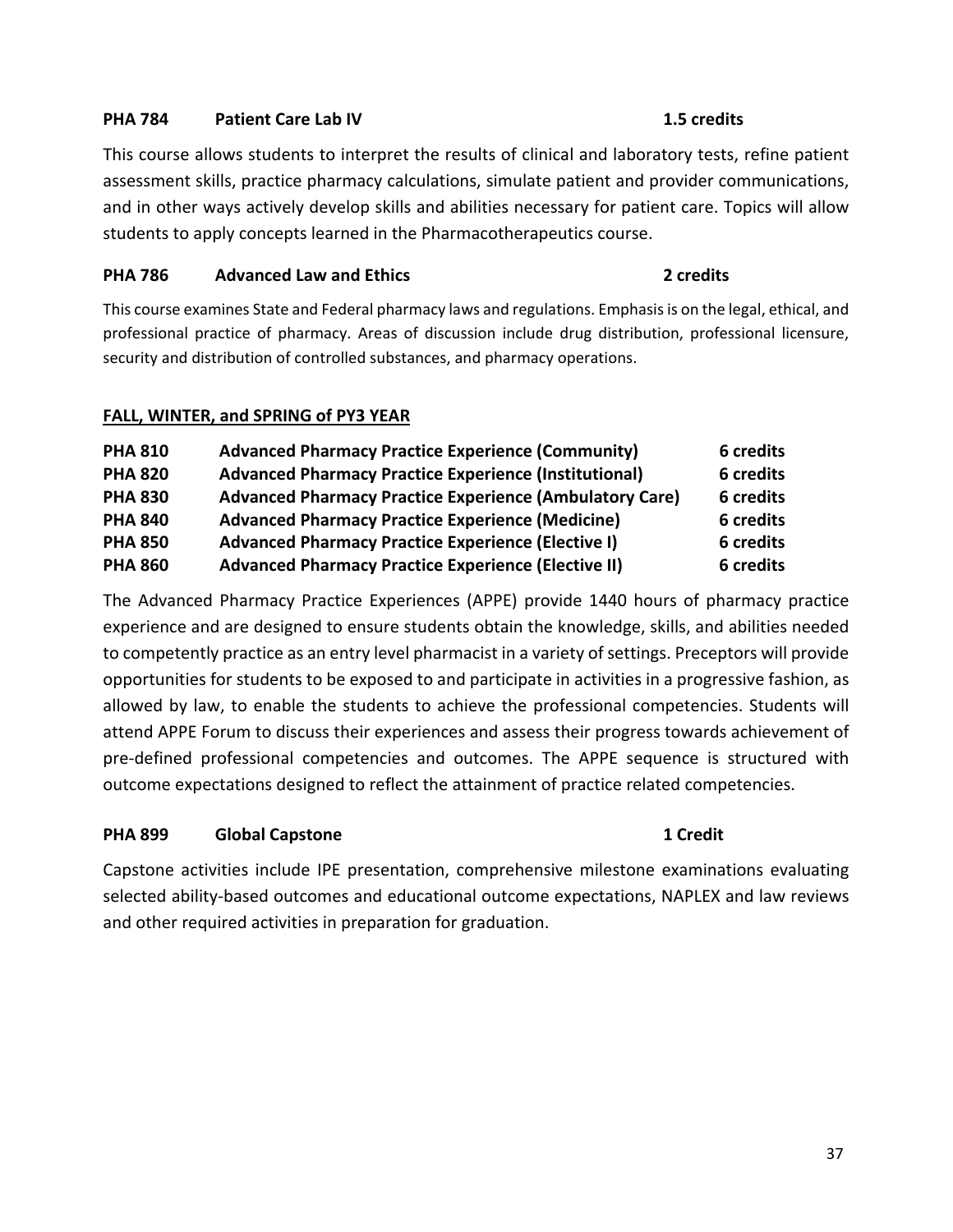**PHA 784 Patient Care Lab IV 1.5 credits**

This course allows students to interpret the results of clinical and laboratory tests, refine patient assessment skills, practice pharmacy calculations, simulate patient and provider communications, and in other ways actively develop skills and abilities necessary for patient care. Topics will allow students to apply concepts learned in the Pharmacotherapeutics course.

**PHA 786 Advanced Law and Ethics 2 credits**

This course examines State and Federal pharmacy laws and regulations. Emphasis is on the legal, ethical, and professional practice of pharmacy. Areas of discussion include drug distribution, professional licensure, security and distribution of controlled substances, and pharmacy operations.

**<u>FALL, WINTER, and SPRING of PY3 YEAR</u>**

| | | |
|---|---|---|
| **PHA 810** | **Advanced Pharmacy Practice Experience (Community)** | **6 credits** |
| **PHA 820** | **Advanced Pharmacy Practice Experience (Institutional)** | **6 credits** |
| **PHA 830** | **Advanced Pharmacy Practice Experience (Ambulatory Care)** | **6 credits** |
| **PHA 840** | **Advanced Pharmacy Practice Experience (Medicine)** | **6 credits** |
| **PHA 850** | **Advanced Pharmacy Practice Experience (Elective I)** | **6 credits** |
| **PHA 860** | **Advanced Pharmacy Practice Experience (Elective II)** | **6 credits** |

The Advanced Pharmacy Practice Experiences (APPE) provide 1440 hours of pharmacy practice experience and are designed to ensure students obtain the knowledge, skills, and abilities needed to competently practice as an entry level pharmacist in a variety of settings. Preceptors will provide opportunities for students to be exposed to and participate in activities in a progressive fashion, as allowed by law, to enable the students to achieve the professional competencies. Students will attend APPE Forum to discuss their experiences and assess their progress towards achievement of pre-defined professional competencies and outcomes. The APPE sequence is structured with outcome expectations designed to reflect the attainment of practice related competencies.

**PHA 899 Global Capstone 1 Credit**

Capstone activities include IPE presentation, comprehensive milestone examinations evaluating selected ability-based outcomes and educational outcome expectations, NAPLEX and law reviews and other required activities in preparation for graduation.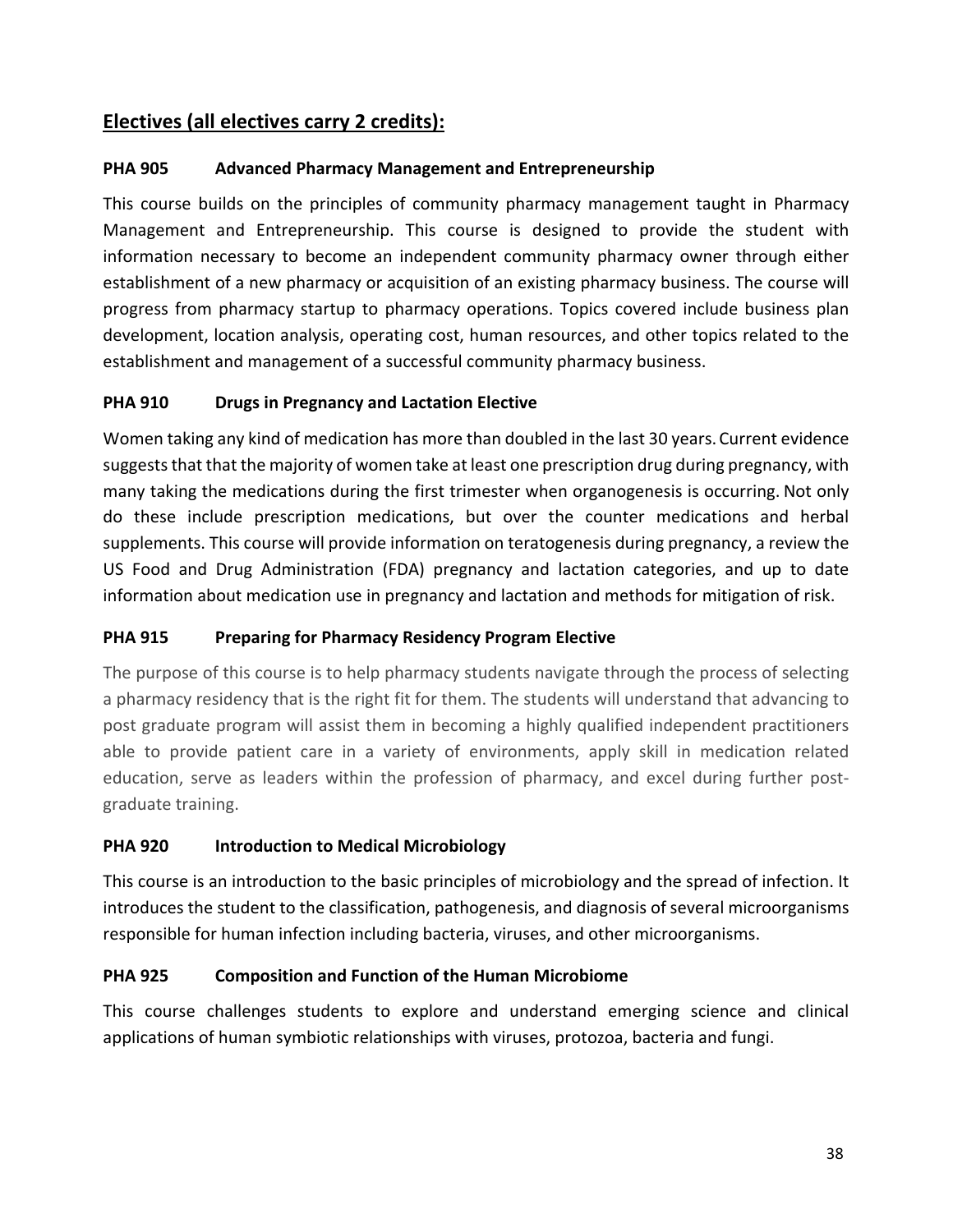## Electives (all electives carry 2 credits):

### PHA 905 Advanced Pharmacy Management and Entrepreneurship

This course builds on the principles of community pharmacy management taught in Pharmacy Management and Entrepreneurship. This course is designed to provide the student with information necessary to become an independent community pharmacy owner through either establishment of a new pharmacy or acquisition of an existing pharmacy business. The course will progress from pharmacy startup to pharmacy operations. Topics covered include business plan development, location analysis, operating cost, human resources, and other topics related to the establishment and management of a successful community pharmacy business.

### PHA 910 Drugs in Pregnancy and Lactation Elective

Women taking any kind of medication has more than doubled in the last 30 years. Current evidence suggests that that the majority of women take at least one prescription drug during pregnancy, with many taking the medications during the first trimester when organogenesis is occurring. Not only do these include prescription medications, but over the counter medications and herbal supplements. This course will provide information on teratogenesis during pregnancy, a review the US Food and Drug Administration (FDA) pregnancy and lactation categories, and up to date information about medication use in pregnancy and lactation and methods for mitigation of risk.

### PHA 915 Preparing for Pharmacy Residency Program Elective

The purpose of this course is to help pharmacy students navigate through the process of selecting a pharmacy residency that is the right fit for them. The students will understand that advancing to post graduate program will assist them in becoming a highly qualified independent practitioners able to provide patient care in a variety of environments, apply skill in medication related education, serve as leaders within the profession of pharmacy, and excel during further post-graduate training.

### PHA 920 Introduction to Medical Microbiology

This course is an introduction to the basic principles of microbiology and the spread of infection. It introduces the student to the classification, pathogenesis, and diagnosis of several microorganisms responsible for human infection including bacteria, viruses, and other microorganisms.

### PHA 925 Composition and Function of the Human Microbiome

This course challenges students to explore and understand emerging science and clinical applications of human symbiotic relationships with viruses, protozoa, bacteria and fungi.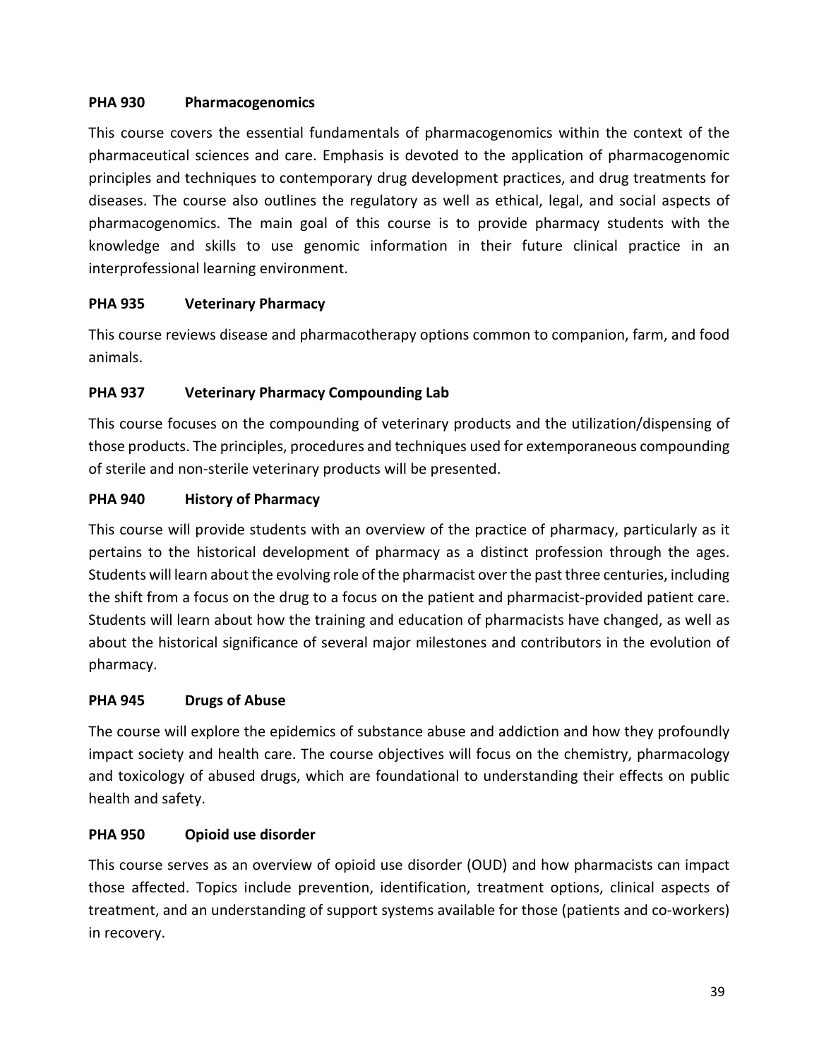**PHA 930 Pharmacogenomics**

This course covers the essential fundamentals of pharmacogenomics within the context of the pharmaceutical sciences and care. Emphasis is devoted to the application of pharmacogenomic principles and techniques to contemporary drug development practices, and drug treatments for diseases. The course also outlines the regulatory as well as ethical, legal, and social aspects of pharmacogenomics. The main goal of this course is to provide pharmacy students with the knowledge and skills to use genomic information in their future clinical practice in an interprofessional learning environment.

**PHA 935 Veterinary Pharmacy**

This course reviews disease and pharmacotherapy options common to companion, farm, and food animals.

**PHA 937 Veterinary Pharmacy Compounding Lab**

This course focuses on the compounding of veterinary products and the utilization/dispensing of those products. The principles, procedures and techniques used for extemporaneous compounding of sterile and non-sterile veterinary products will be presented.

**PHA 940 History of Pharmacy**

This course will provide students with an overview of the practice of pharmacy, particularly as it pertains to the historical development of pharmacy as a distinct profession through the ages. Students will learn about the evolving role of the pharmacist over the past three centuries, including the shift from a focus on the drug to a focus on the patient and pharmacist-provided patient care. Students will learn about how the training and education of pharmacists have changed, as well as about the historical significance of several major milestones and contributors in the evolution of pharmacy.

**PHA 945 Drugs of Abuse**

The course will explore the epidemics of substance abuse and addiction and how they profoundly impact society and health care. The course objectives will focus on the chemistry, pharmacology and toxicology of abused drugs, which are foundational to understanding their effects on public health and safety.

**PHA 950 Opioid use disorder**

This course serves as an overview of opioid use disorder (OUD) and how pharmacists can impact those affected. Topics include prevention, identification, treatment options, clinical aspects of treatment, and an understanding of support systems available for those (patients and co-workers) in recovery.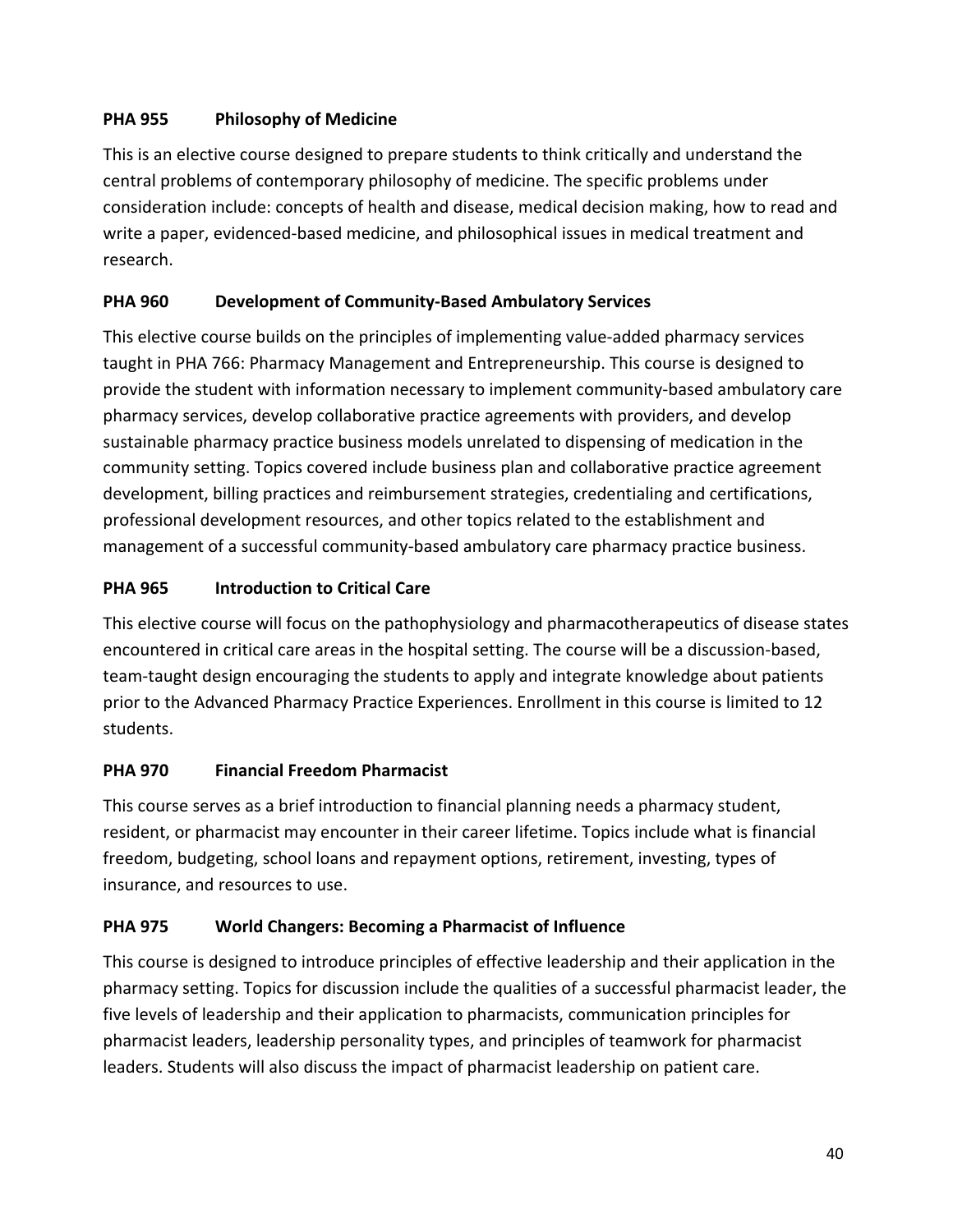**PHA 955 Philosophy of Medicine**

This is an elective course designed to prepare students to think critically and understand the central problems of contemporary philosophy of medicine. The specific problems under consideration include: concepts of health and disease, medical decision making, how to read and write a paper, evidenced-based medicine, and philosophical issues in medical treatment and research.

**PHA 960 Development of Community-Based Ambulatory Services**

This elective course builds on the principles of implementing value-added pharmacy services taught in PHA 766: Pharmacy Management and Entrepreneurship. This course is designed to provide the student with information necessary to implement community-based ambulatory care pharmacy services, develop collaborative practice agreements with providers, and develop sustainable pharmacy practice business models unrelated to dispensing of medication in the community setting. Topics covered include business plan and collaborative practice agreement development, billing practices and reimbursement strategies, credentialing and certifications, professional development resources, and other topics related to the establishment and management of a successful community-based ambulatory care pharmacy practice business.

**PHA 965 Introduction to Critical Care**

This elective course will focus on the pathophysiology and pharmacotherapeutics of disease states encountered in critical care areas in the hospital setting. The course will be a discussion-based, team-taught design encouraging the students to apply and integrate knowledge about patients prior to the Advanced Pharmacy Practice Experiences. Enrollment in this course is limited to 12 students.

**PHA 970 Financial Freedom Pharmacist**

This course serves as a brief introduction to financial planning needs a pharmacy student, resident, or pharmacist may encounter in their career lifetime. Topics include what is financial freedom, budgeting, school loans and repayment options, retirement, investing, types of insurance, and resources to use.

**PHA 975 World Changers: Becoming a Pharmacist of Influence**

This course is designed to introduce principles of effective leadership and their application in the pharmacy setting. Topics for discussion include the qualities of a successful pharmacist leader, the five levels of leadership and their application to pharmacists, communication principles for pharmacist leaders, leadership personality types, and principles of teamwork for pharmacist leaders. Students will also discuss the impact of pharmacist leadership on patient care.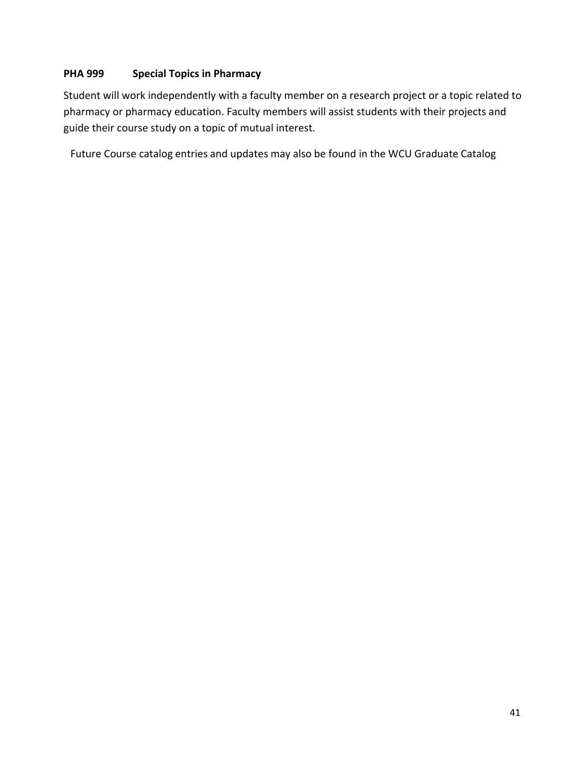**PHA 999 Special Topics in Pharmacy**

Student will work independently with a faculty member on a research project or a topic related to pharmacy or pharmacy education. Faculty members will assist students with their projects and guide their course study on a topic of mutual interest.

Future Course catalog entries and updates may also be found in the WCU Graduate Catalog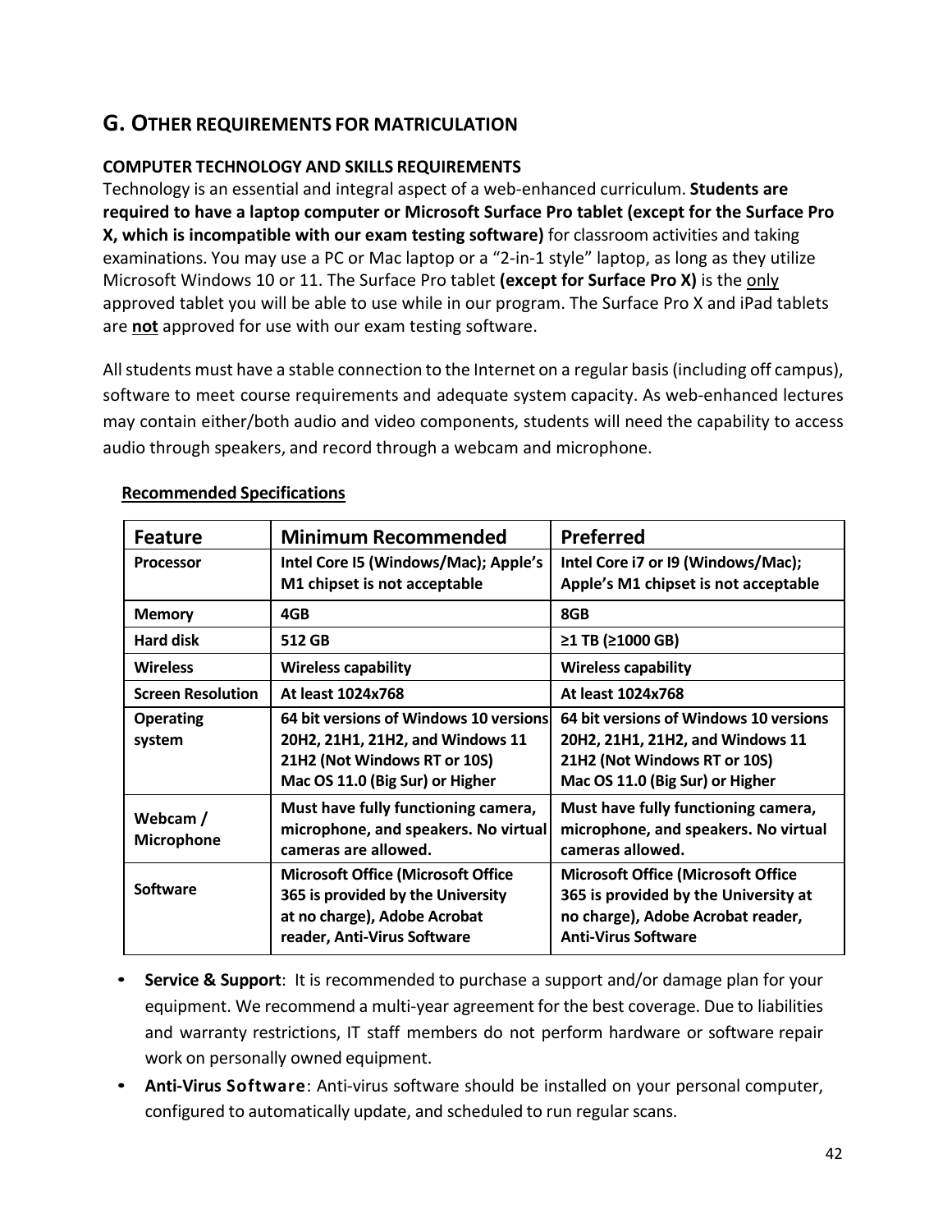## G. OTHER REQUIREMENTS FOR MATRICULATION

### COMPUTER TECHNOLOGY AND SKILLS REQUIREMENTS

Technology is an essential and integral aspect of a web-enhanced curriculum. **Students are required to have a laptop computer or Microsoft Surface Pro tablet (except for the Surface Pro X, which is incompatible with our exam testing software)** for classroom activities and taking examinations. You may use a PC or Mac laptop or a "2-in-1 style" laptop, as long as they utilize Microsoft Windows 10 or 11. The Surface Pro tablet **(except for Surface Pro X)** is the only approved tablet you will be able to use while in our program. The Surface Pro X and iPad tablets are **not** approved for use with our exam testing software.

All students must have a stable connection to the Internet on a regular basis (including off campus), software to meet course requirements and adequate system capacity. As web-enhanced lectures may contain either/both audio and video components, students will need the capability to access audio through speakers, and record through a webcam and microphone.

**Recommended Specifications**

| Feature | Minimum Recommended | Preferred |
|---|---|---|
| Processor | Intel Core I5 (Windows/Mac); Apple's M1 chipset is not acceptable | Intel Core i7 or I9 (Windows/Mac); Apple's M1 chipset is not acceptable |
| Memory | 4GB | 8GB |
| Hard disk | 512 GB | ≥1 TB (≥1000 GB) |
| Wireless | Wireless capability | Wireless capability |
| Screen Resolution | At least 1024x768 | At least 1024x768 |
| Operating system | 64 bit versions of Windows 10 versions 20H2, 21H1, 21H2, and Windows 11 21H2 (Not Windows RT or 10S) Mac OS 11.0 (Big Sur) or Higher | 64 bit versions of Windows 10 versions 20H2, 21H1, 21H2, and Windows 11 21H2 (Not Windows RT or 10S) Mac OS 11.0 (Big Sur) or Higher |
| Webcam / Microphone | Must have fully functioning camera, microphone, and speakers. No virtual cameras are allowed. | Must have fully functioning camera, microphone, and speakers. No virtual cameras allowed. |
| Software | Microsoft Office (Microsoft Office 365 is provided by the University at no charge), Adobe Acrobat reader, Anti-Virus Software | Microsoft Office (Microsoft Office 365 is provided by the University at no charge), Adobe Acrobat reader, Anti-Virus Software |

- **Service & Support**: It is recommended to purchase a support and/or damage plan for your equipment. We recommend a multi-year agreement for the best coverage. Due to liabilities and warranty restrictions, IT staff members do not perform hardware or software repair work on personally owned equipment.
- **Anti-Virus Software**: Anti-virus software should be installed on your personal computer, configured to automatically update, and scheduled to run regular scans.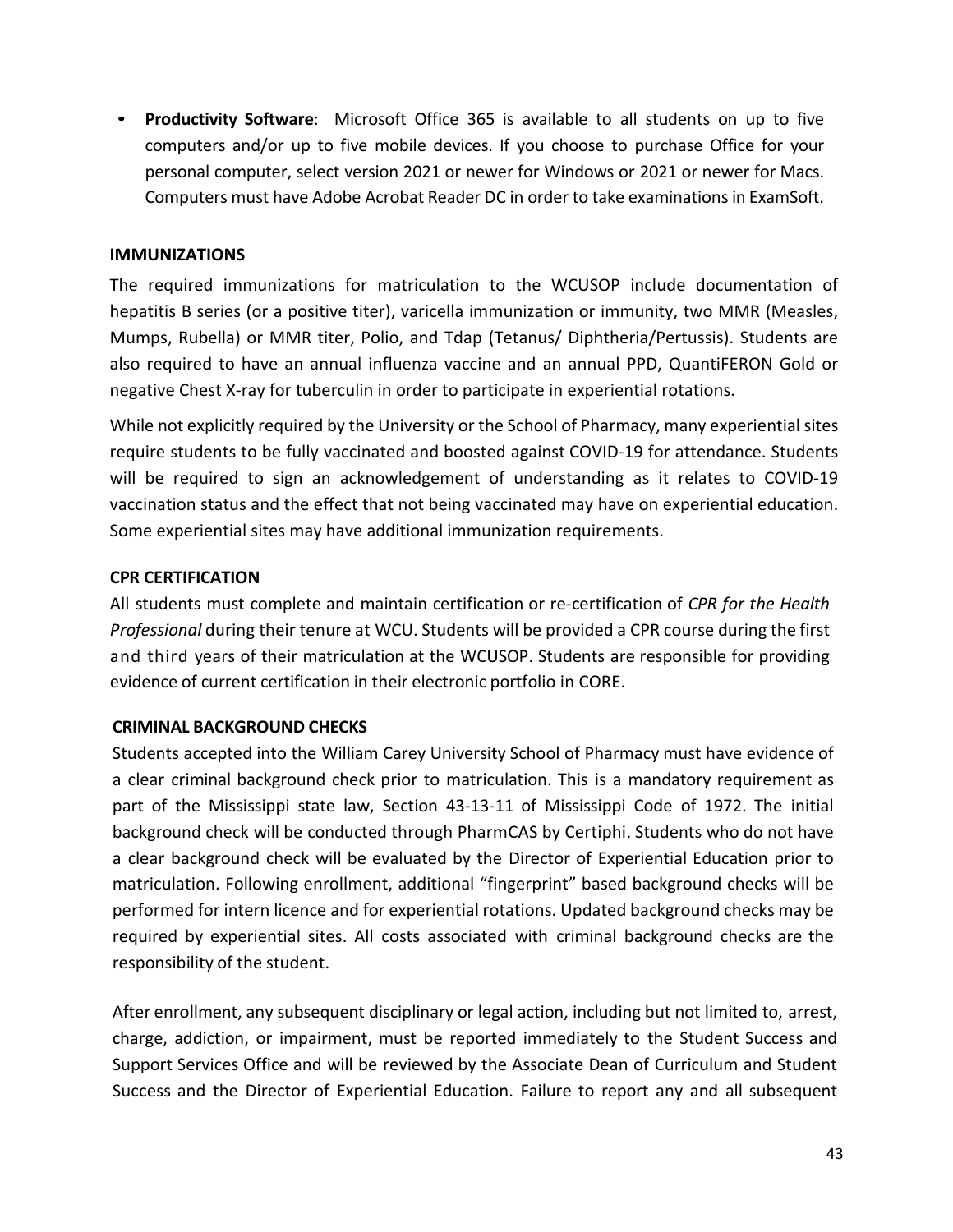- **Productivity Software**: Microsoft Office 365 is available to all students on up to five computers and/or up to five mobile devices. If you choose to purchase Office for your personal computer, select version 2021 or newer for Windows or 2021 or newer for Macs. Computers must have Adobe Acrobat Reader DC in order to take examinations in ExamSoft.

**IMMUNIZATIONS**

The required immunizations for matriculation to the WCUSOP include documentation of hepatitis B series (or a positive titer), varicella immunization or immunity, two MMR (Measles, Mumps, Rubella) or MMR titer, Polio, and Tdap (Tetanus/ Diphtheria/Pertussis). Students are also required to have an annual influenza vaccine and an annual PPD, QuantiFERON Gold or negative Chest X-ray for tuberculin in order to participate in experiential rotations.

While not explicitly required by the University or the School of Pharmacy, many experiential sites require students to be fully vaccinated and boosted against COVID-19 for attendance. Students will be required to sign an acknowledgement of understanding as it relates to COVID-19 vaccination status and the effect that not being vaccinated may have on experiential education. Some experiential sites may have additional immunization requirements.

**CPR CERTIFICATION**

All students must complete and maintain certification or re-certification of *CPR for the Health Professional* during their tenure at WCU. Students will be provided a CPR course during the first and third years of their matriculation at the WCUSOP. Students are responsible for providing evidence of current certification in their electronic portfolio in CORE.

**CRIMINAL BACKGROUND CHECKS**

Students accepted into the William Carey University School of Pharmacy must have evidence of a clear criminal background check prior to matriculation. This is a mandatory requirement as part of the Mississippi state law, Section 43-13-11 of Mississippi Code of 1972. The initial background check will be conducted through PharmCAS by Certiphi. Students who do not have a clear background check will be evaluated by the Director of Experiential Education prior to matriculation. Following enrollment, additional "fingerprint" based background checks will be performed for intern licence and for experiential rotations. Updated background checks may be required by experiential sites. All costs associated with criminal background checks are the responsibility of the student.

After enrollment, any subsequent disciplinary or legal action, including but not limited to, arrest, charge, addiction, or impairment, must be reported immediately to the Student Success and Support Services Office and will be reviewed by the Associate Dean of Curriculum and Student Success and the Director of Experiential Education. Failure to report any and all subsequent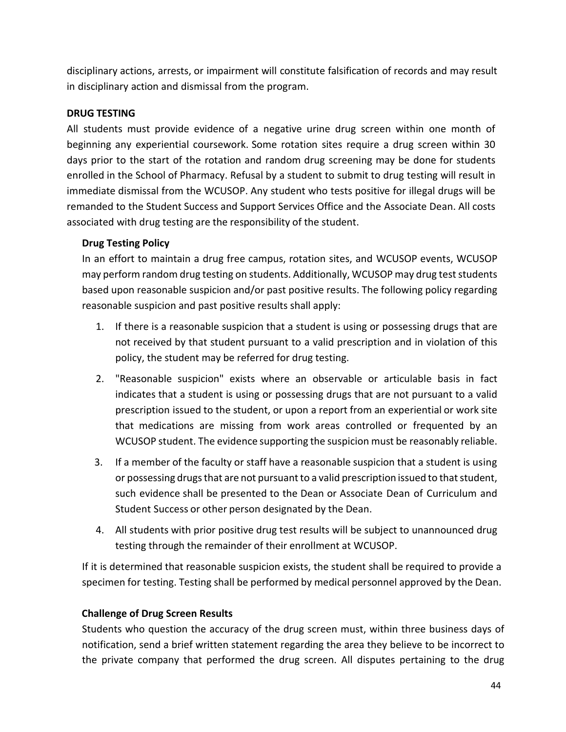disciplinary actions, arrests, or impairment will constitute falsification of records and may result in disciplinary action and dismissal from the program.

## DRUG TESTING

All students must provide evidence of a negative urine drug screen within one month of beginning any experiential coursework. Some rotation sites require a drug screen within 30 days prior to the start of the rotation and random drug screening may be done for students enrolled in the School of Pharmacy. Refusal by a student to submit to drug testing will result in immediate dismissal from the WCUSOP. Any student who tests positive for illegal drugs will be remanded to the Student Success and Support Services Office and the Associate Dean. All costs associated with drug testing are the responsibility of the student.

### Drug Testing Policy

In an effort to maintain a drug free campus, rotation sites, and WCUSOP events, WCUSOP may perform random drug testing on students. Additionally, WCUSOP may drug test students based upon reasonable suspicion and/or past positive results. The following policy regarding reasonable suspicion and past positive results shall apply:

1. If there is a reasonable suspicion that a student is using or possessing drugs that are not received by that student pursuant to a valid prescription and in violation of this policy, the student may be referred for drug testing.
2. "Reasonable suspicion" exists where an observable or articulable basis in fact indicates that a student is using or possessing drugs that are not pursuant to a valid prescription issued to the student, or upon a report from an experiential or work site that medications are missing from work areas controlled or frequented by an WCUSOP student. The evidence supporting the suspicion must be reasonably reliable.
3. If a member of the faculty or staff have a reasonable suspicion that a student is using or possessing drugs that are not pursuant to a valid prescription issued to that student, such evidence shall be presented to the Dean or Associate Dean of Curriculum and Student Success or other person designated by the Dean.
4. All students with prior positive drug test results will be subject to unannounced drug testing through the remainder of their enrollment at WCUSOP.

If it is determined that reasonable suspicion exists, the student shall be required to provide a specimen for testing. Testing shall be performed by medical personnel approved by the Dean.

### Challenge of Drug Screen Results

Students who question the accuracy of the drug screen must, within three business days of notification, send a brief written statement regarding the area they believe to be incorrect to the private company that performed the drug screen. All disputes pertaining to the drug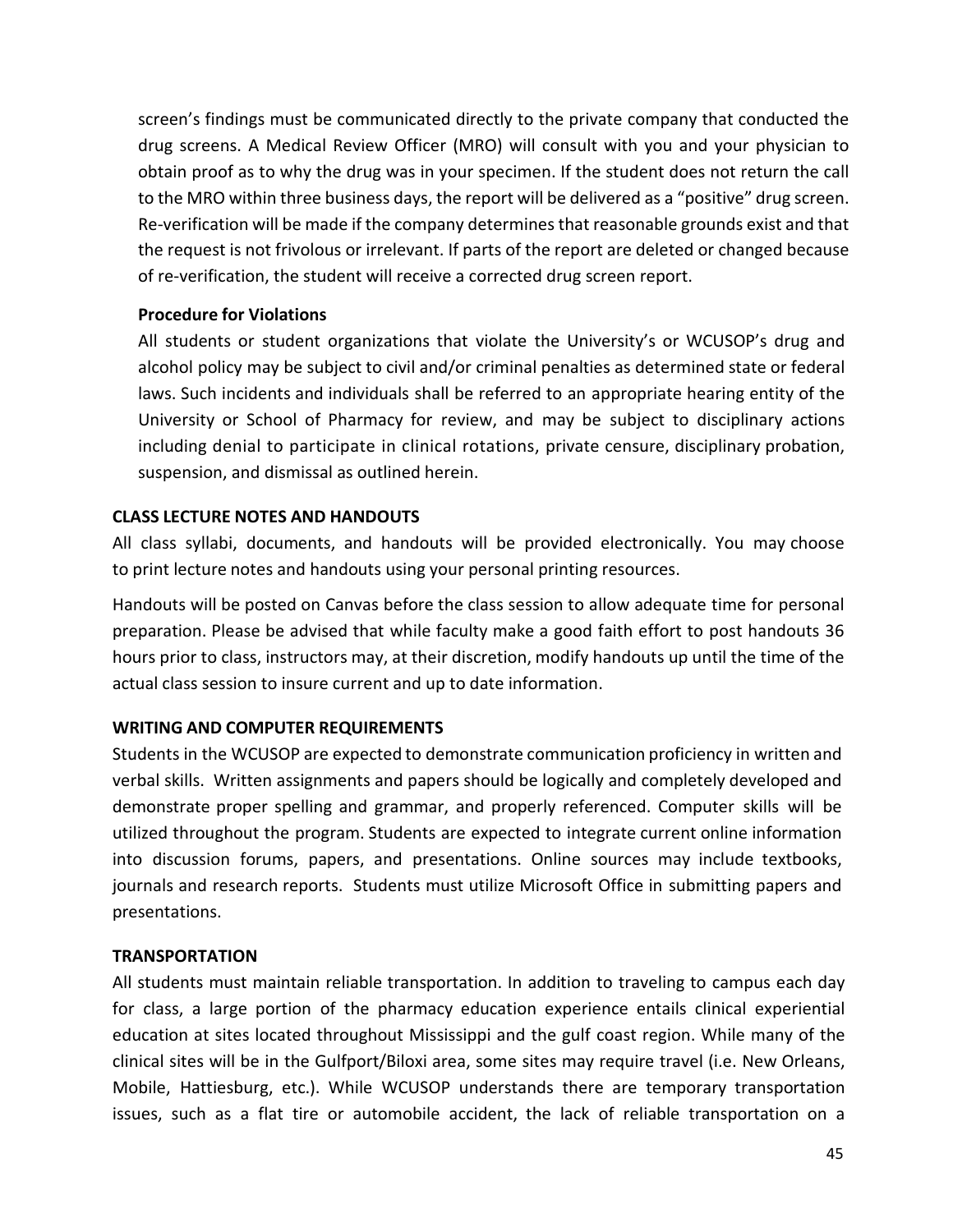screen's findings must be communicated directly to the private company that conducted the drug screens. A Medical Review Officer (MRO) will consult with you and your physician to obtain proof as to why the drug was in your specimen. If the student does not return the call to the MRO within three business days, the report will be delivered as a "positive" drug screen. Re-verification will be made if the company determines that reasonable grounds exist and that the request is not frivolous or irrelevant. If parts of the report are deleted or changed because of re-verification, the student will receive a corrected drug screen report.

**Procedure for Violations**

All students or student organizations that violate the University's or WCUSOP's drug and alcohol policy may be subject to civil and/or criminal penalties as determined state or federal laws. Such incidents and individuals shall be referred to an appropriate hearing entity of the University or School of Pharmacy for review, and may be subject to disciplinary actions including denial to participate in clinical rotations, private censure, disciplinary probation, suspension, and dismissal as outlined herein.

## CLASS LECTURE NOTES AND HANDOUTS

All class syllabi, documents, and handouts will be provided electronically. You may choose to print lecture notes and handouts using your personal printing resources.

Handouts will be posted on Canvas before the class session to allow adequate time for personal preparation. Please be advised that while faculty make a good faith effort to post handouts 36 hours prior to class, instructors may, at their discretion, modify handouts up until the time of the actual class session to insure current and up to date information.

## WRITING AND COMPUTER REQUIREMENTS

Students in the WCUSOP are expected to demonstrate communication proficiency in written and verbal skills. Written assignments and papers should be logically and completely developed and demonstrate proper spelling and grammar, and properly referenced. Computer skills will be utilized throughout the program. Students are expected to integrate current online information into discussion forums, papers, and presentations. Online sources may include textbooks, journals and research reports. Students must utilize Microsoft Office in submitting papers and presentations.

## TRANSPORTATION

All students must maintain reliable transportation. In addition to traveling to campus each day for class, a large portion of the pharmacy education experience entails clinical experiential education at sites located throughout Mississippi and the gulf coast region. While many of the clinical sites will be in the Gulfport/Biloxi area, some sites may require travel (i.e. New Orleans, Mobile, Hattiesburg, etc.). While WCUSOP understands there are temporary transportation issues, such as a flat tire or automobile accident, the lack of reliable transportation on a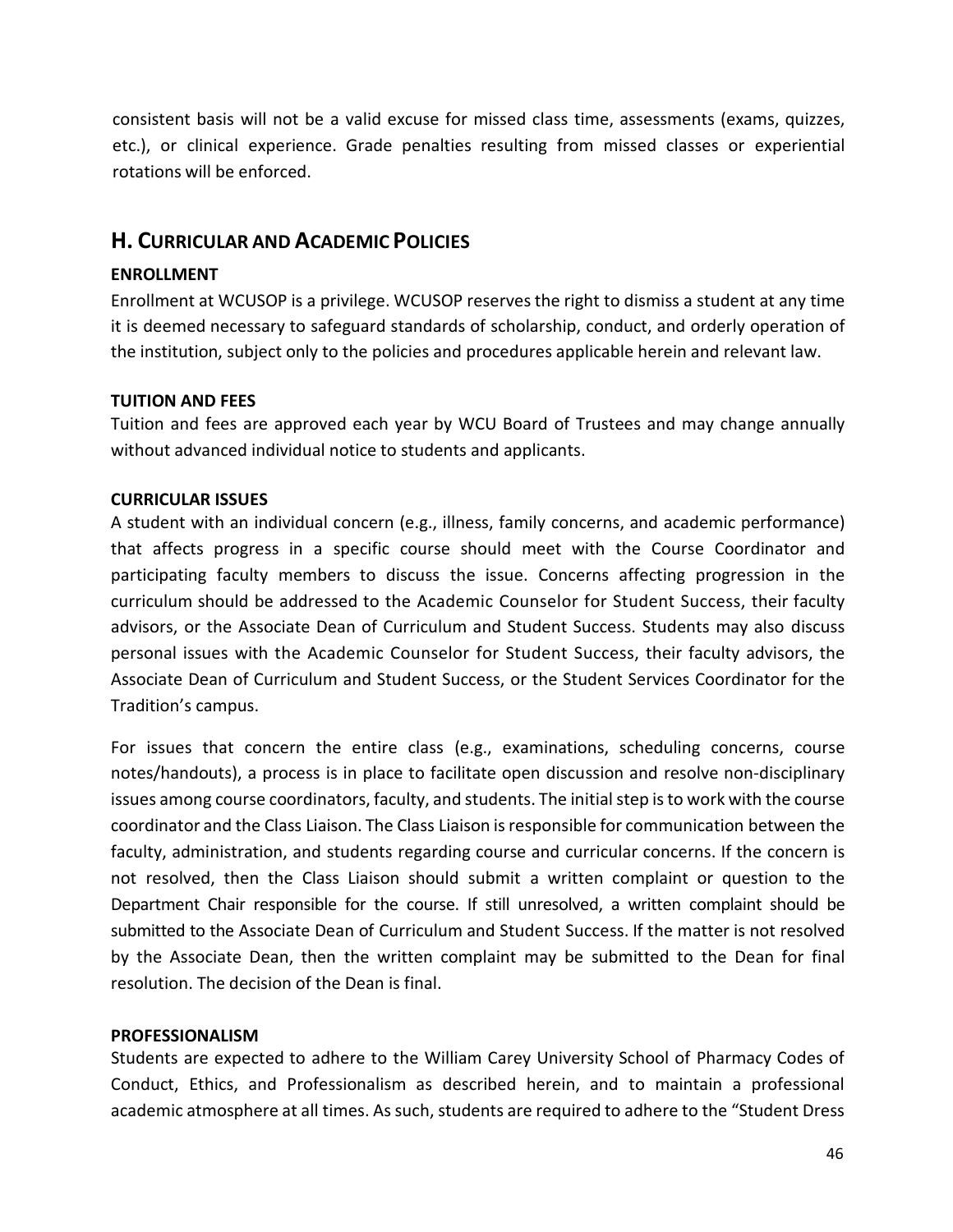consistent basis will not be a valid excuse for missed class time, assessments (exams, quizzes, etc.), or clinical experience. Grade penalties resulting from missed classes or experiential rotations will be enforced.

## H. Curricular and Academic Policies

### ENROLLMENT

Enrollment at WCUSOP is a privilege. WCUSOP reserves the right to dismiss a student at any time it is deemed necessary to safeguard standards of scholarship, conduct, and orderly operation of the institution, subject only to the policies and procedures applicable herein and relevant law.

### TUITION AND FEES

Tuition and fees are approved each year by WCU Board of Trustees and may change annually without advanced individual notice to students and applicants.

### CURRICULAR ISSUES

A student with an individual concern (e.g., illness, family concerns, and academic performance) that affects progress in a specific course should meet with the Course Coordinator and participating faculty members to discuss the issue. Concerns affecting progression in the curriculum should be addressed to the Academic Counselor for Student Success, their faculty advisors, or the Associate Dean of Curriculum and Student Success. Students may also discuss personal issues with the Academic Counselor for Student Success, their faculty advisors, the Associate Dean of Curriculum and Student Success, or the Student Services Coordinator for the Tradition's campus.

For issues that concern the entire class (e.g., examinations, scheduling concerns, course notes/handouts), a process is in place to facilitate open discussion and resolve non-disciplinary issues among course coordinators, faculty, and students. The initial step is to work with the course coordinator and the Class Liaison. The Class Liaison is responsible for communication between the faculty, administration, and students regarding course and curricular concerns. If the concern is not resolved, then the Class Liaison should submit a written complaint or question to the Department Chair responsible for the course. If still unresolved, a written complaint should be submitted to the Associate Dean of Curriculum and Student Success. If the matter is not resolved by the Associate Dean, then the written complaint may be submitted to the Dean for final resolution. The decision of the Dean is final.

### PROFESSIONALISM

Students are expected to adhere to the William Carey University School of Pharmacy Codes of Conduct, Ethics, and Professionalism as described herein, and to maintain a professional academic atmosphere at all times. As such, students are required to adhere to the "Student Dress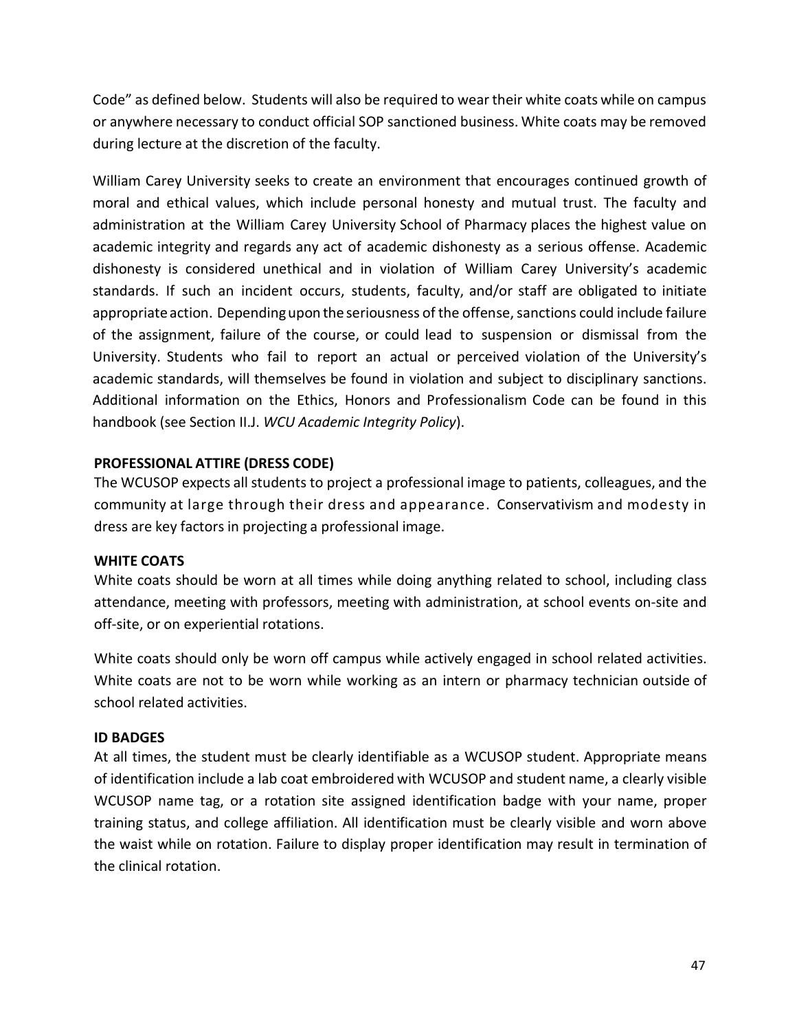Code” as defined below. Students will also be required to wear their white coats while on campus or anywhere necessary to conduct official SOP sanctioned business. White coats may be removed during lecture at the discretion of the faculty.

William Carey University seeks to create an environment that encourages continued growth of moral and ethical values, which include personal honesty and mutual trust. The faculty and administration at the William Carey University School of Pharmacy places the highest value on academic integrity and regards any act of academic dishonesty as a serious offense. Academic dishonesty is considered unethical and in violation of William Carey University’s academic standards. If such an incident occurs, students, faculty, and/or staff are obligated to initiate appropriate action. Depending upon the seriousness of the offense, sanctions could include failure of the assignment, failure of the course, or could lead to suspension or dismissal from the University. Students who fail to report an actual or perceived violation of the University’s academic standards, will themselves be found in violation and subject to disciplinary sanctions. Additional information on the Ethics, Honors and Professionalism Code can be found in this handbook (see Section II.J. *WCU Academic Integrity Policy*).

**PROFESSIONAL ATTIRE (DRESS CODE)**

The WCUSOP expects all students to project a professional image to patients, colleagues, and the community at large through their dress and appearance. Conservativism and modesty in dress are key factors in projecting a professional image.

**WHITE COATS**

White coats should be worn at all times while doing anything related to school, including class attendance, meeting with professors, meeting with administration, at school events on-site and off-site, or on experiential rotations.

White coats should only be worn off campus while actively engaged in school related activities. White coats are not to be worn while working as an intern or pharmacy technician outside of school related activities.

**ID BADGES**

At all times, the student must be clearly identifiable as a WCUSOP student. Appropriate means of identification include a lab coat embroidered with WCUSOP and student name, a clearly visible WCUSOP name tag, or a rotation site assigned identification badge with your name, proper training status, and college affiliation. All identification must be clearly visible and worn above the waist while on rotation. Failure to display proper identification may result in termination of the clinical rotation.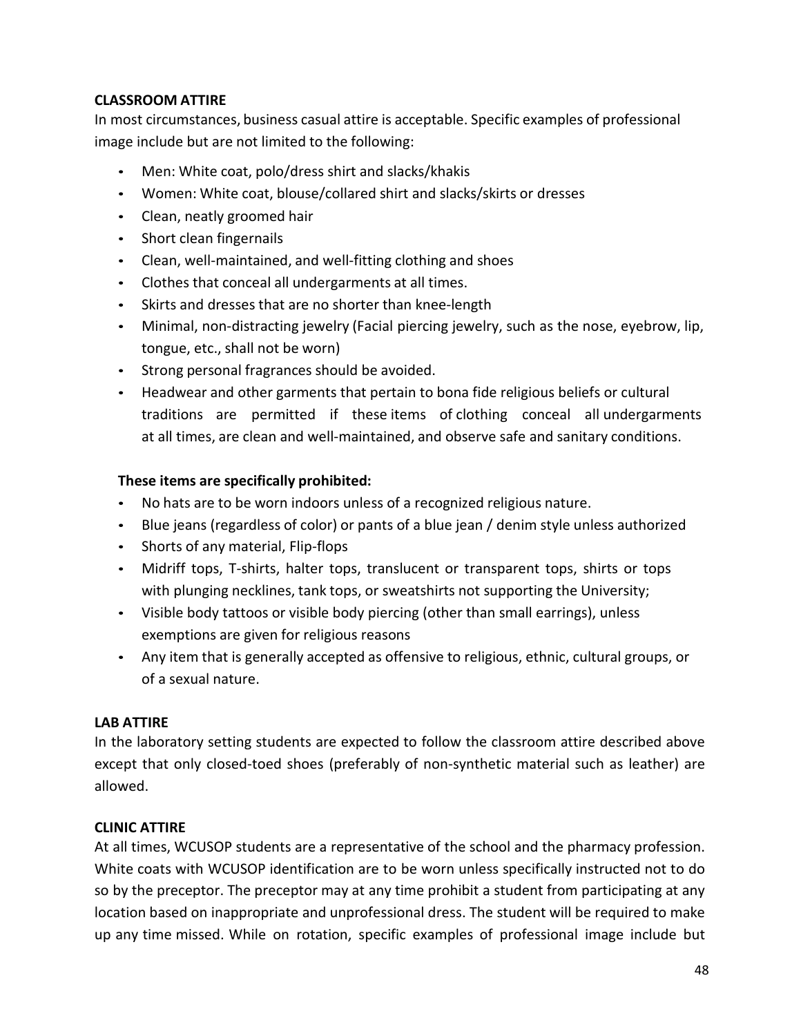**CLASSROOM ATTIRE**

In most circumstances, business casual attire is acceptable. Specific examples of professional image include but are not limited to the following:

- Men: White coat, polo/dress shirt and slacks/khakis
- Women: White coat, blouse/collared shirt and slacks/skirts or dresses
- Clean, neatly groomed hair
- Short clean fingernails
- Clean, well-maintained, and well-fitting clothing and shoes
- Clothes that conceal all undergarments at all times.
- Skirts and dresses that are no shorter than knee-length
- Minimal, non-distracting jewelry (Facial piercing jewelry, such as the nose, eyebrow, lip, tongue, etc., shall not be worn)
- Strong personal fragrances should be avoided.
- Headwear and other garments that pertain to bona fide religious beliefs or cultural traditions are permitted if these items of clothing conceal all undergarments at all times, are clean and well-maintained, and observe safe and sanitary conditions.

**These items are specifically prohibited:**

- No hats are to be worn indoors unless of a recognized religious nature.
- Blue jeans (regardless of color) or pants of a blue jean / denim style unless authorized
- Shorts of any material, Flip-flops
- Midriff tops, T-shirts, halter tops, translucent or transparent tops, shirts or tops with plunging necklines, tank tops, or sweatshirts not supporting the University;
- Visible body tattoos or visible body piercing (other than small earrings), unless exemptions are given for religious reasons
- Any item that is generally accepted as offensive to religious, ethnic, cultural groups, or of a sexual nature.

**LAB ATTIRE**

In the laboratory setting students are expected to follow the classroom attire described above except that only closed-toed shoes (preferably of non-synthetic material such as leather) are allowed.

**CLINIC ATTIRE**

At all times, WCUSOP students are a representative of the school and the pharmacy profession. White coats with WCUSOP identification are to be worn unless specifically instructed not to do so by the preceptor. The preceptor may at any time prohibit a student from participating at any location based on inappropriate and unprofessional dress. The student will be required to make up any time missed. While on rotation, specific examples of professional image include but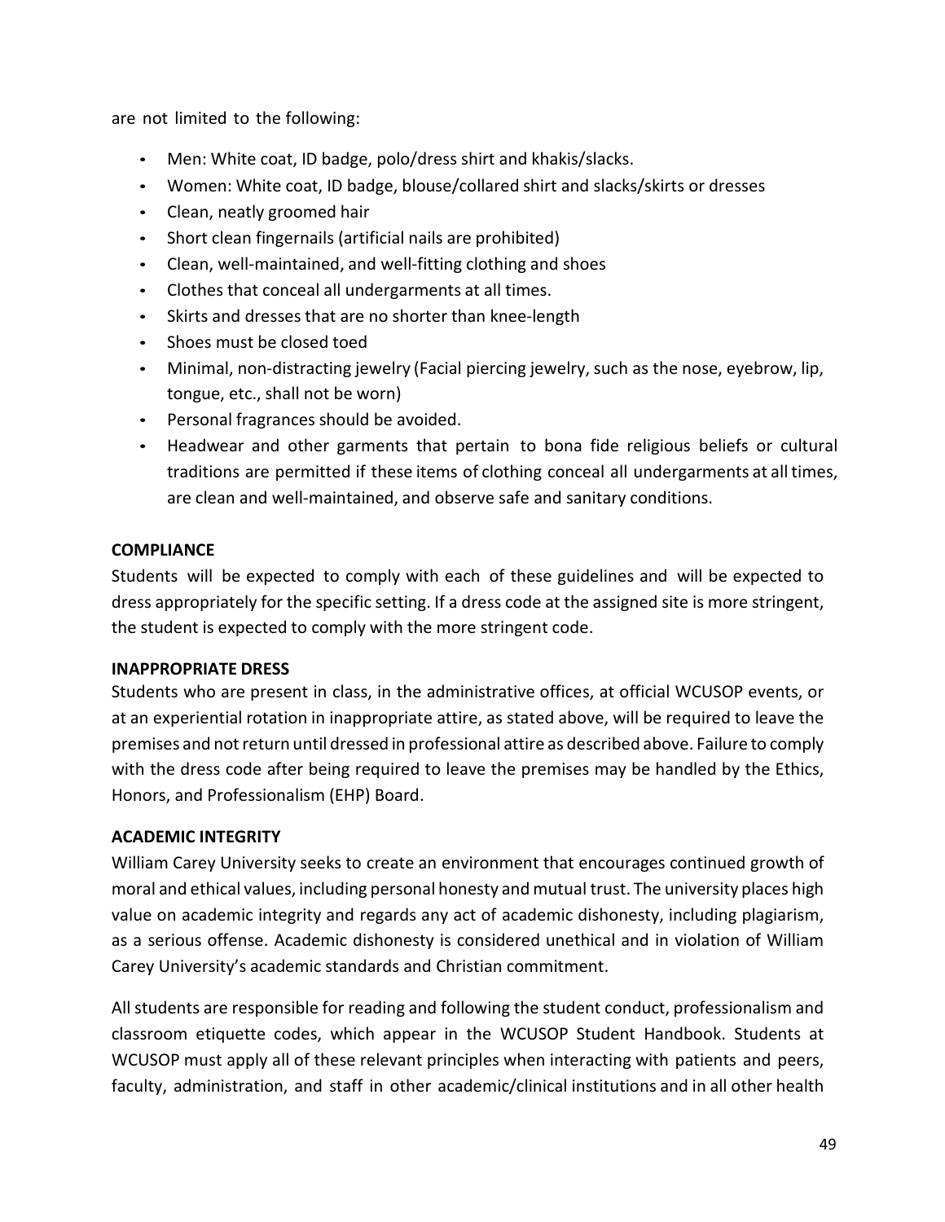are not limited to the following:

- Men: White coat, ID badge, polo/dress shirt and khakis/slacks.
- Women: White coat, ID badge, blouse/collared shirt and slacks/skirts or dresses
- Clean, neatly groomed hair
- Short clean fingernails (artificial nails are prohibited)
- Clean, well-maintained, and well-fitting clothing and shoes
- Clothes that conceal all undergarments at all times.
- Skirts and dresses that are no shorter than knee-length
- Shoes must be closed toed
- Minimal, non-distracting jewelry (Facial piercing jewelry, such as the nose, eyebrow, lip, tongue, etc., shall not be worn)
- Personal fragrances should be avoided.
- Headwear and other garments that pertain to bona fide religious beliefs or cultural traditions are permitted if these items of clothing conceal all undergarments at all times, are clean and well-maintained, and observe safe and sanitary conditions.

**COMPLIANCE**

Students will be expected to comply with each of these guidelines and will be expected to dress appropriately for the specific setting. If a dress code at the assigned site is more stringent, the student is expected to comply with the more stringent code.

**INAPPROPRIATE DRESS**

Students who are present in class, in the administrative offices, at official WCUSOP events, or at an experiential rotation in inappropriate attire, as stated above, will be required to leave the premises and not return until dressed in professional attire as described above. Failure to comply with the dress code after being required to leave the premises may be handled by the Ethics, Honors, and Professionalism (EHP) Board.

**ACADEMIC INTEGRITY**

William Carey University seeks to create an environment that encourages continued growth of moral and ethical values, including personal honesty and mutual trust. The university places high value on academic integrity and regards any act of academic dishonesty, including plagiarism, as a serious offense. Academic dishonesty is considered unethical and in violation of William Carey University's academic standards and Christian commitment.

All students are responsible for reading and following the student conduct, professionalism and classroom etiquette codes, which appear in the WCUSOP Student Handbook. Students at WCUSOP must apply all of these relevant principles when interacting with patients and peers, faculty, administration, and staff in other academic/clinical institutions and in all other health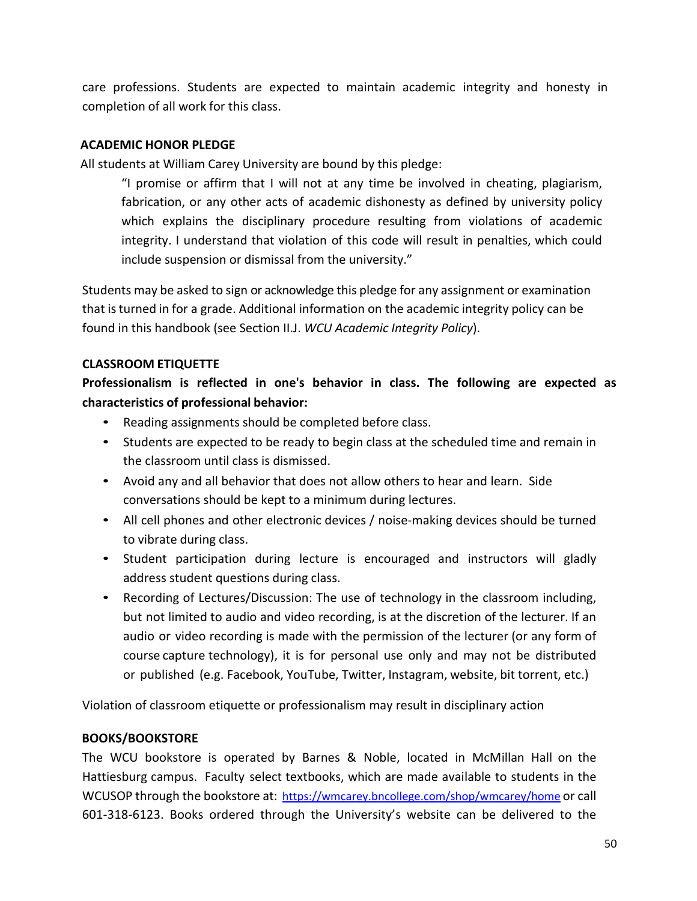care professions. Students are expected to maintain academic integrity and honesty in completion of all work for this class.

**ACADEMIC HONOR PLEDGE**

All students at William Carey University are bound by this pledge:

> "I promise or affirm that I will not at any time be involved in cheating, plagiarism, fabrication, or any other acts of academic dishonesty as defined by university policy which explains the disciplinary procedure resulting from violations of academic integrity. I understand that violation of this code will result in penalties, which could include suspension or dismissal from the university."

Students may be asked to sign or acknowledge this pledge for any assignment or examination that is turned in for a grade. Additional information on the academic integrity policy can be found in this handbook (see Section II.J. *WCU Academic Integrity Policy*).

**CLASSROOM ETIQUETTE**

**Professionalism is reflected in one's behavior in class. The following are expected as characteristics of professional behavior:**

- Reading assignments should be completed before class.
- Students are expected to be ready to begin class at the scheduled time and remain in the classroom until class is dismissed.
- Avoid any and all behavior that does not allow others to hear and learn. Side conversations should be kept to a minimum during lectures.
- All cell phones and other electronic devices / noise-making devices should be turned to vibrate during class.
- Student participation during lecture is encouraged and instructors will gladly address student questions during class.
- Recording of Lectures/Discussion: The use of technology in the classroom including, but not limited to audio and video recording, is at the discretion of the lecturer. If an audio or video recording is made with the permission of the lecturer (or any form of course capture technology), it is for personal use only and may not be distributed or published (e.g. Facebook, YouTube, Twitter, Instagram, website, bit torrent, etc.)

Violation of classroom etiquette or professionalism may result in disciplinary action

**BOOKS/BOOKSTORE**

The WCU bookstore is operated by Barnes & Noble, located in McMillan Hall on the Hattiesburg campus. Faculty select textbooks, which are made available to students in the WCUSOP through the bookstore at: https://wmcarey.bncollege.com/shop/wmcarey/home or call 601-318-6123. Books ordered through the University's website can be delivered to the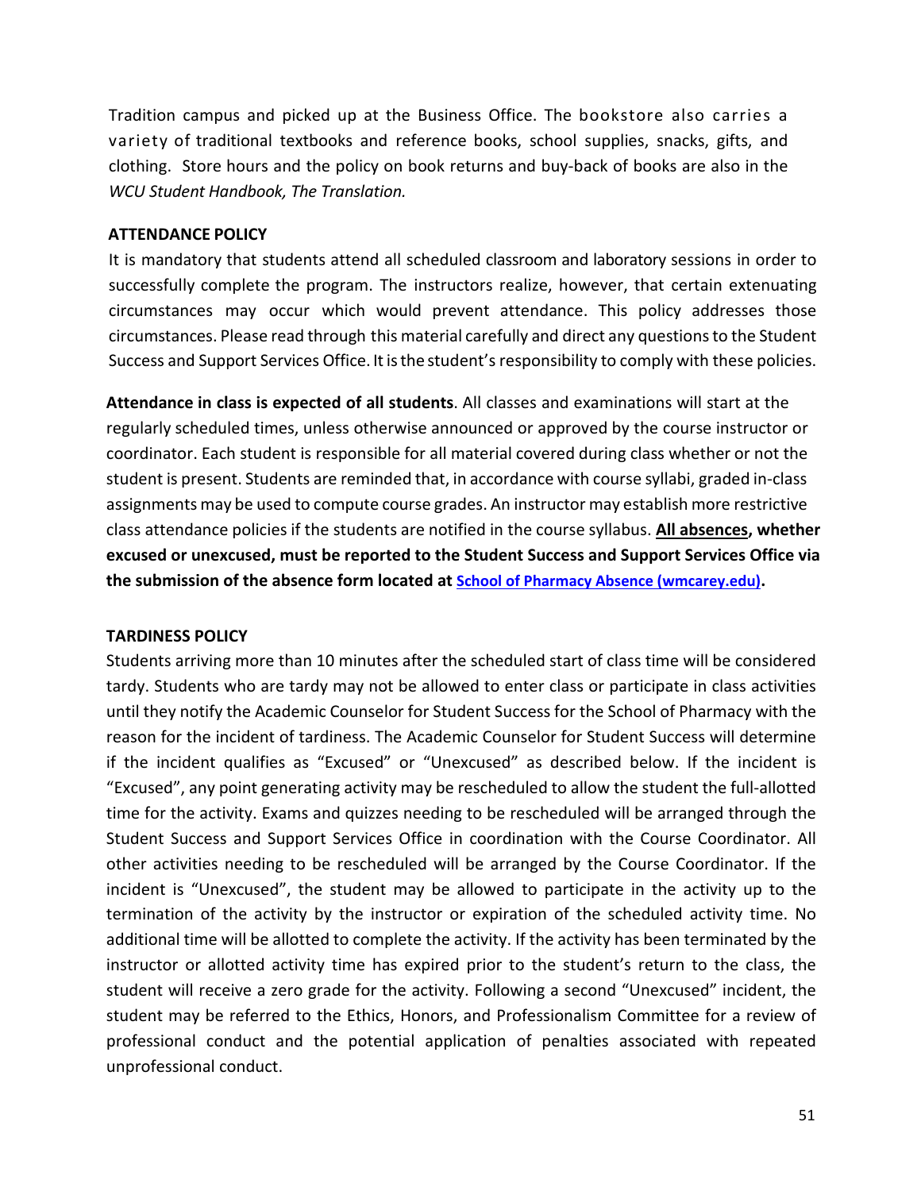Tradition campus and picked up at the Business Office. The bookstore also carries a variety of traditional textbooks and reference books, school supplies, snacks, gifts, and clothing. Store hours and the policy on book returns and buy-back of books are also in the *WCU Student Handbook, The Translation.*

## ATTENDANCE POLICY

It is mandatory that students attend all scheduled classroom and laboratory sessions in order to successfully complete the program. The instructors realize, however, that certain extenuating circumstances may occur which would prevent attendance. This policy addresses those circumstances. Please read through this material carefully and direct any questions to the Student Success and Support Services Office. It is the student's responsibility to comply with these policies.

**Attendance in class is expected of all students**. All classes and examinations will start at the regularly scheduled times, unless otherwise announced or approved by the course instructor or coordinator. Each student is responsible for all material covered during class whether or not the student is present. Students are reminded that, in accordance with course syllabi, graded in-class assignments may be used to compute course grades. An instructor may establish more restrictive class attendance policies if the students are notified in the course syllabus. **<u>All absences</u>, whether excused or unexcused, must be reported to the Student Success and Support Services Office via the submission of the absence form located at School of Pharmacy Absence (wmcarey.edu).**

## TARDINESS POLICY

Students arriving more than 10 minutes after the scheduled start of class time will be considered tardy. Students who are tardy may not be allowed to enter class or participate in class activities until they notify the Academic Counselor for Student Success for the School of Pharmacy with the reason for the incident of tardiness. The Academic Counselor for Student Success will determine if the incident qualifies as "Excused" or "Unexcused" as described below. If the incident is "Excused", any point generating activity may be rescheduled to allow the student the full-allotted time for the activity. Exams and quizzes needing to be rescheduled will be arranged through the Student Success and Support Services Office in coordination with the Course Coordinator. All other activities needing to be rescheduled will be arranged by the Course Coordinator. If the incident is "Unexcused", the student may be allowed to participate in the activity up to the termination of the activity by the instructor or expiration of the scheduled activity time. No additional time will be allotted to complete the activity. If the activity has been terminated by the instructor or allotted activity time has expired prior to the student's return to the class, the student will receive a zero grade for the activity. Following a second "Unexcused" incident, the student may be referred to the Ethics, Honors, and Professionalism Committee for a review of professional conduct and the potential application of penalties associated with repeated unprofessional conduct.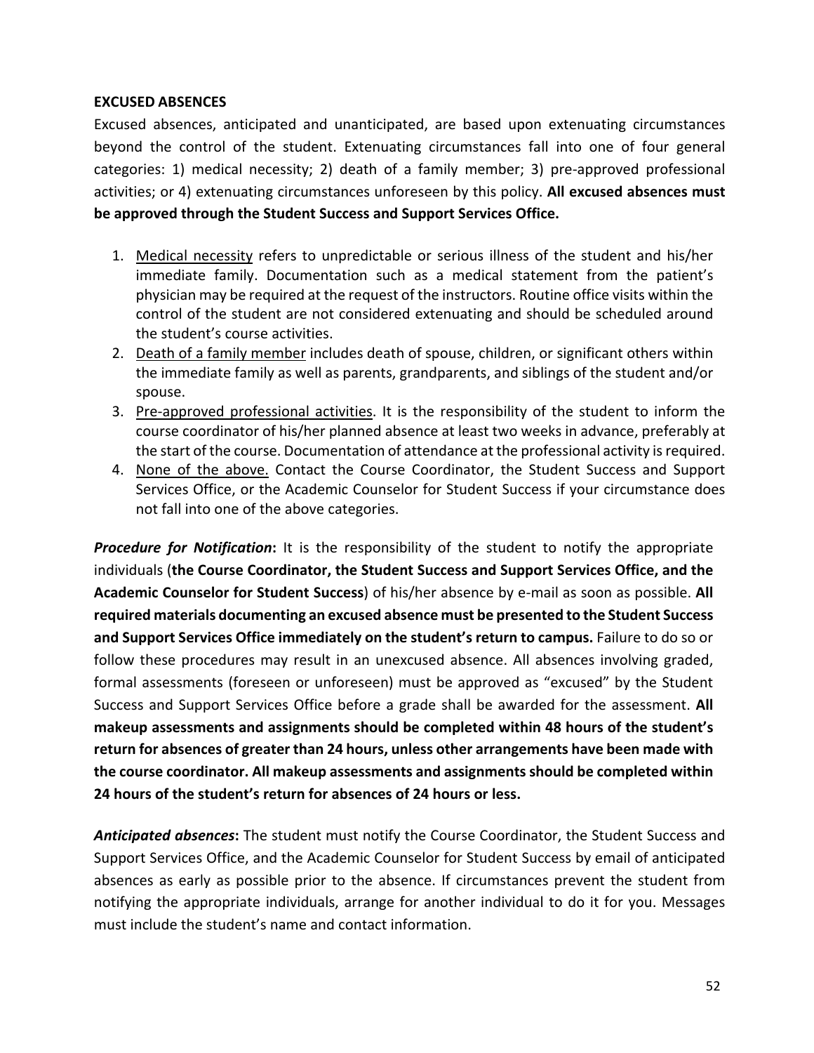## EXCUSED ABSENCES

Excused absences, anticipated and unanticipated, are based upon extenuating circumstances beyond the control of the student. Extenuating circumstances fall into one of four general categories: 1) medical necessity; 2) death of a family member; 3) pre-approved professional activities; or 4) extenuating circumstances unforeseen by this policy. **All excused absences must be approved through the Student Success and Support Services Office.**

1. <u>Medical necessity</u> refers to unpredictable or serious illness of the student and his/her immediate family. Documentation such as a medical statement from the patient's physician may be required at the request of the instructors. Routine office visits within the control of the student are not considered extenuating and should be scheduled around the student's course activities.
2. <u>Death of a family member</u> includes death of spouse, children, or significant others within the immediate family as well as parents, grandparents, and siblings of the student and/or spouse.
3. <u>Pre-approved professional activities</u>. It is the responsibility of the student to inform the course coordinator of his/her planned absence at least two weeks in advance, preferably at the start of the course. Documentation of attendance at the professional activity is required.
4. <u>None of the above.</u> Contact the Course Coordinator, the Student Success and Support Services Office, or the Academic Counselor for Student Success if your circumstance does not fall into one of the above categories.

***Procedure for Notification*****:** It is the responsibility of the student to notify the appropriate individuals (**the Course Coordinator, the Student Success and Support Services Office, and the Academic Counselor for Student Success**) of his/her absence by e-mail as soon as possible. **All required materials documenting an excused absence must be presented to the Student Success and Support Services Office immediately on the student's return to campus.** Failure to do so or follow these procedures may result in an unexcused absence. All absences involving graded, formal assessments (foreseen or unforeseen) must be approved as "excused" by the Student Success and Support Services Office before a grade shall be awarded for the assessment. **All makeup assessments and assignments should be completed within 48 hours of the student's return for absences of greater than 24 hours, unless other arrangements have been made with the course coordinator. All makeup assessments and assignments should be completed within 24 hours of the student's return for absences of 24 hours or less.**

***Anticipated absences*****:** The student must notify the Course Coordinator, the Student Success and Support Services Office, and the Academic Counselor for Student Success by email of anticipated absences as early as possible prior to the absence. If circumstances prevent the student from notifying the appropriate individuals, arrange for another individual to do it for you. Messages must include the student's name and contact information.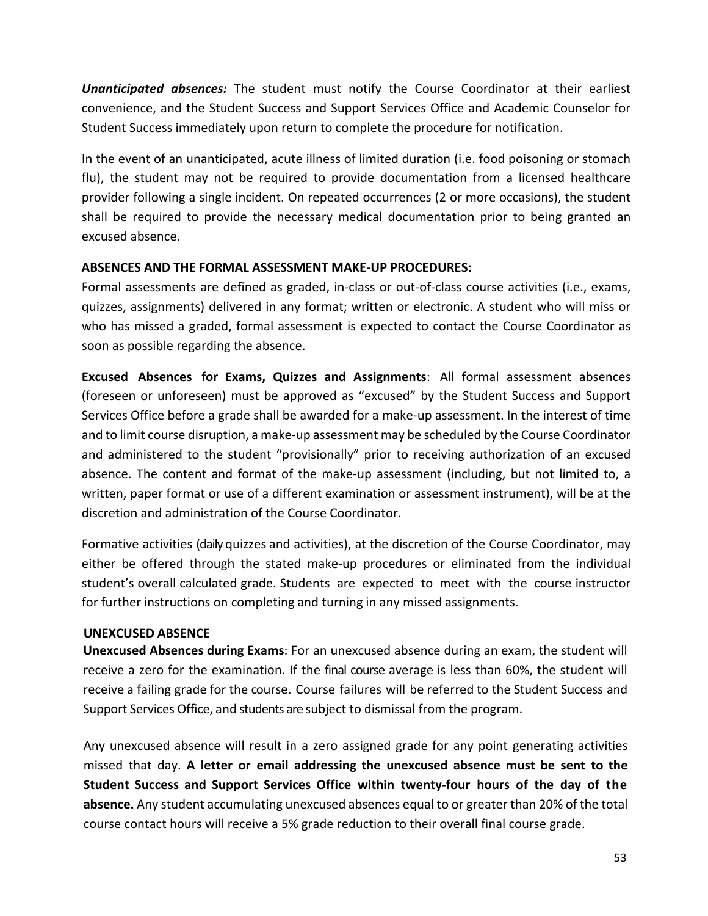***Unanticipated absences:*** The student must notify the Course Coordinator at their earliest convenience, and the Student Success and Support Services Office and Academic Counselor for Student Success immediately upon return to complete the procedure for notification.

In the event of an unanticipated, acute illness of limited duration (i.e. food poisoning or stomach flu), the student may not be required to provide documentation from a licensed healthcare provider following a single incident. On repeated occurrences (2 or more occasions), the student shall be required to provide the necessary medical documentation prior to being granted an excused absence.

**ABSENCES AND THE FORMAL ASSESSMENT MAKE-UP PROCEDURES:**

Formal assessments are defined as graded, in-class or out-of-class course activities (i.e., exams, quizzes, assignments) delivered in any format; written or electronic. A student who will miss or who has missed a graded, formal assessment is expected to contact the Course Coordinator as soon as possible regarding the absence.

**Excused Absences for Exams, Quizzes and Assignments**: All formal assessment absences (foreseen or unforeseen) must be approved as "excused" by the Student Success and Support Services Office before a grade shall be awarded for a make-up assessment. In the interest of time and to limit course disruption, a make-up assessment may be scheduled by the Course Coordinator and administered to the student "provisionally" prior to receiving authorization of an excused absence. The content and format of the make-up assessment (including, but not limited to, a written, paper format or use of a different examination or assessment instrument), will be at the discretion and administration of the Course Coordinator.

Formative activities (daily quizzes and activities), at the discretion of the Course Coordinator, may either be offered through the stated make-up procedures or eliminated from the individual student's overall calculated grade. Students are expected to meet with the course instructor for further instructions on completing and turning in any missed assignments.

**UNEXCUSED ABSENCE**

**Unexcused Absences during Exams**: For an unexcused absence during an exam, the student will receive a zero for the examination. If the final course average is less than 60%, the student will receive a failing grade for the course. Course failures will be referred to the Student Success and Support Services Office, and students are subject to dismissal from the program.

Any unexcused absence will result in a zero assigned grade for any point generating activities missed that day. **A letter or email addressing the unexcused absence must be sent to the Student Success and Support Services Office within twenty-four hours of the day of the absence.** Any student accumulating unexcused absences equal to or greater than 20% of the total course contact hours will receive a 5% grade reduction to their overall final course grade.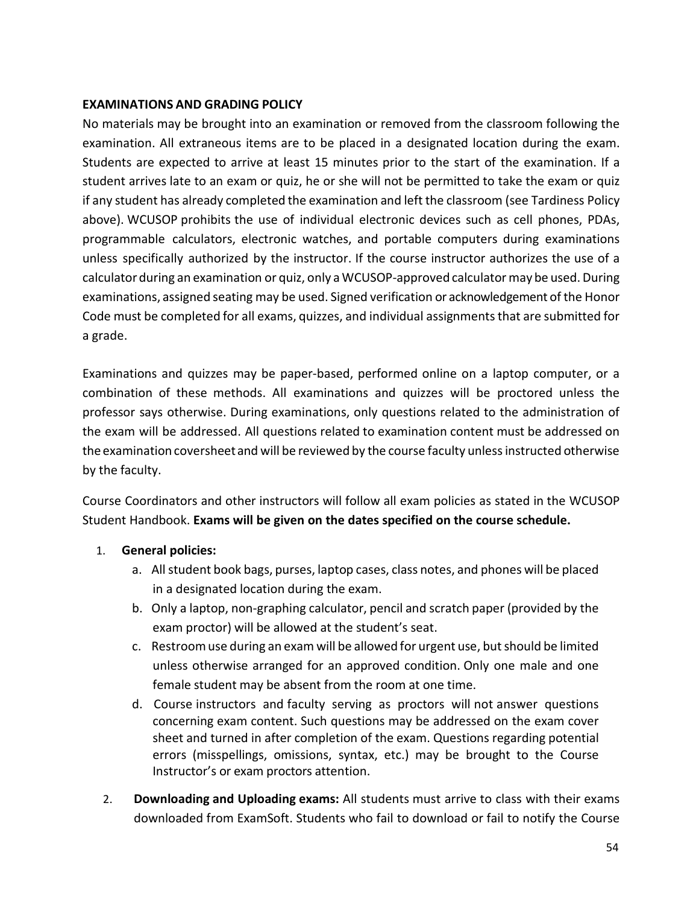**EXAMINATIONS AND GRADING POLICY**

No materials may be brought into an examination or removed from the classroom following the examination. All extraneous items are to be placed in a designated location during the exam. Students are expected to arrive at least 15 minutes prior to the start of the examination. If a student arrives late to an exam or quiz, he or she will not be permitted to take the exam or quiz if any student has already completed the examination and left the classroom (see Tardiness Policy above). WCUSOP prohibits the use of individual electronic devices such as cell phones, PDAs, programmable calculators, electronic watches, and portable computers during examinations unless specifically authorized by the instructor. If the course instructor authorizes the use of a calculator during an examination or quiz, only a WCUSOP-approved calculator may be used. During examinations, assigned seating may be used. Signed verification or acknowledgement of the Honor Code must be completed for all exams, quizzes, and individual assignments that are submitted for a grade.

Examinations and quizzes may be paper-based, performed online on a laptop computer, or a combination of these methods. All examinations and quizzes will be proctored unless the professor says otherwise. During examinations, only questions related to the administration of the exam will be addressed. All questions related to examination content must be addressed on the examination coversheet and will be reviewed by the course faculty unless instructed otherwise by the faculty.

Course Coordinators and other instructors will follow all exam policies as stated in the WCUSOP Student Handbook. **Exams will be given on the dates specified on the course schedule.**

1. **General policies:**
   a. All student book bags, purses, laptop cases, class notes, and phones will be placed in a designated location during the exam.
   b. Only a laptop, non-graphing calculator, pencil and scratch paper (provided by the exam proctor) will be allowed at the student's seat.
   c. Restroom use during an exam will be allowed for urgent use, but should be limited unless otherwise arranged for an approved condition. Only one male and one female student may be absent from the room at one time.
   d. Course instructors and faculty serving as proctors will not answer questions concerning exam content. Such questions may be addressed on the exam cover sheet and turned in after completion of the exam. Questions regarding potential errors (misspellings, omissions, syntax, etc.) may be brought to the Course Instructor's or exam proctors attention.
2. **Downloading and Uploading exams:** All students must arrive to class with their exams downloaded from ExamSoft. Students who fail to download or fail to notify the Course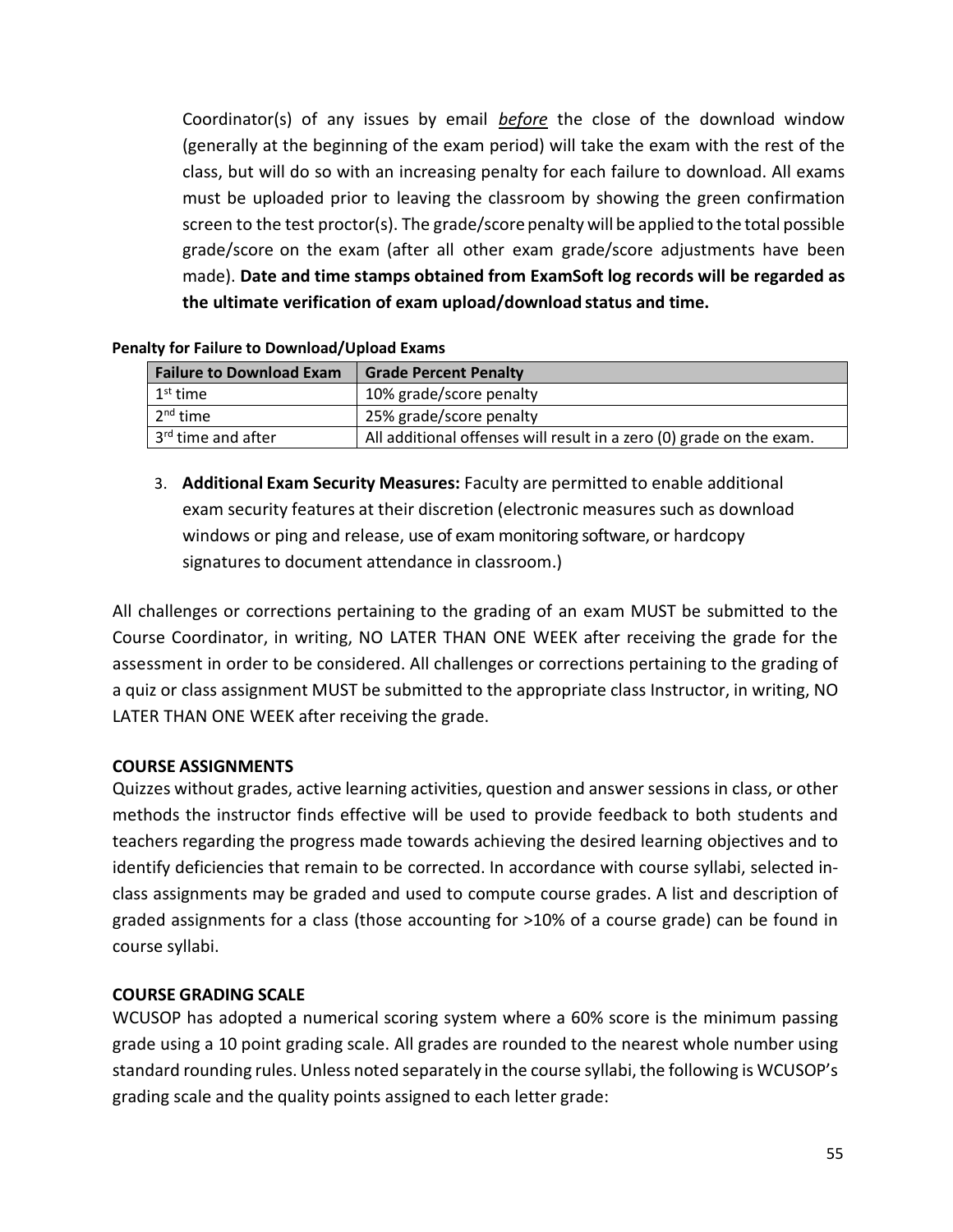Coordinator(s) of any issues by email ***before*** the close of the download window (generally at the beginning of the exam period) will take the exam with the rest of the class, but will do so with an increasing penalty for each failure to download. All exams must be uploaded prior to leaving the classroom by showing the green confirmation screen to the test proctor(s). The grade/score penalty will be applied to the total possible grade/score on the exam (after all other exam grade/score adjustments have been made). **Date and time stamps obtained from ExamSoft log records will be regarded as the ultimate verification of exam upload/download status and time.**

**Penalty for Failure to Download/Upload Exams**

| Failure to Download Exam | Grade Percent Penalty |
|---|---|
| 1st time | 10% grade/score penalty |
| 2nd time | 25% grade/score penalty |
| 3rd time and after | All additional offenses will result in a zero (0) grade on the exam. |

3. **Additional Exam Security Measures:** Faculty are permitted to enable additional exam security features at their discretion (electronic measures such as download windows or ping and release, use of exam monitoring software, or hardcopy signatures to document attendance in classroom.)

All challenges or corrections pertaining to the grading of an exam MUST be submitted to the Course Coordinator, in writing, NO LATER THAN ONE WEEK after receiving the grade for the assessment in order to be considered. All challenges or corrections pertaining to the grading of a quiz or class assignment MUST be submitted to the appropriate class Instructor, in writing, NO LATER THAN ONE WEEK after receiving the grade.

**COURSE ASSIGNMENTS**

Quizzes without grades, active learning activities, question and answer sessions in class, or other methods the instructor finds effective will be used to provide feedback to both students and teachers regarding the progress made towards achieving the desired learning objectives and to identify deficiencies that remain to be corrected. In accordance with course syllabi, selected in-class assignments may be graded and used to compute course grades. A list and description of graded assignments for a class (those accounting for >10% of a course grade) can be found in course syllabi.

**COURSE GRADING SCALE**

WCUSOP has adopted a numerical scoring system where a 60% score is the minimum passing grade using a 10 point grading scale. All grades are rounded to the nearest whole number using standard rounding rules. Unless noted separately in the course syllabi, the following is WCUSOP's grading scale and the quality points assigned to each letter grade: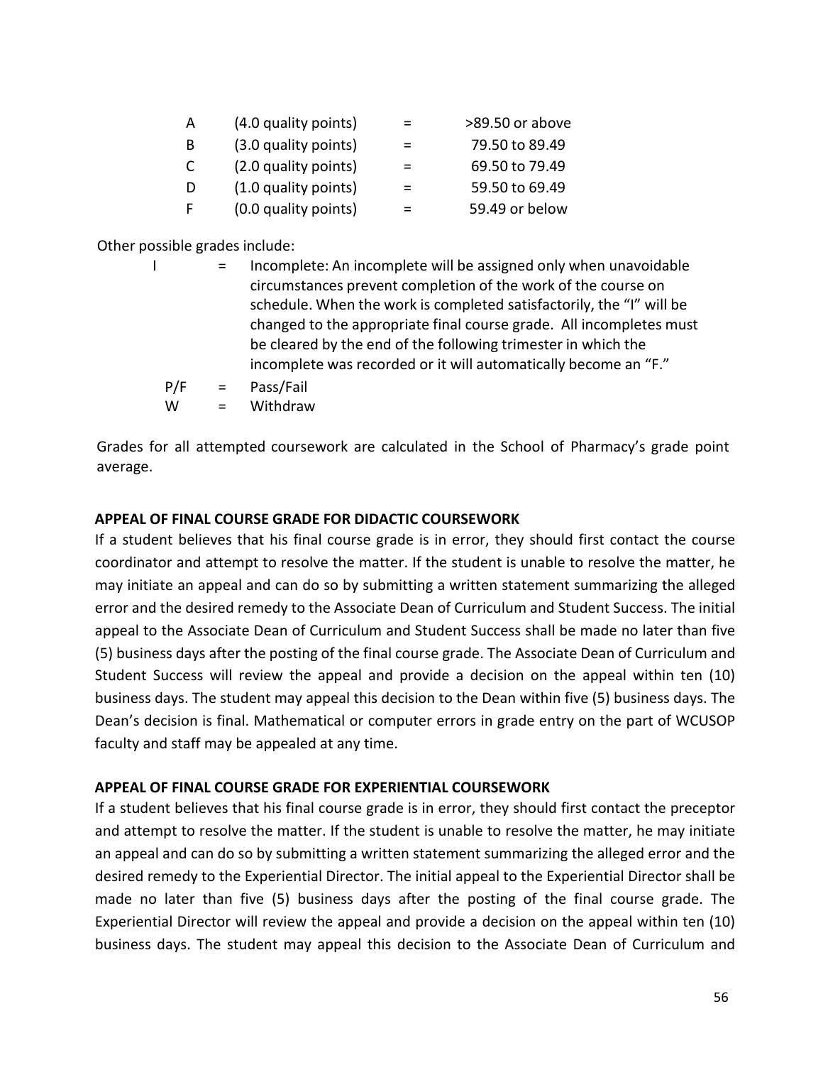| | | | |
|---|---|---|---|
| A | (4.0 quality points) | = | >89.50 or above |
| B | (3.0 quality points) | = | 79.50 to 89.49 |
| C | (2.0 quality points) | = | 69.50 to 79.49 |
| D | (1.0 quality points) | = | 59.50 to 69.49 |
| F | (0.0 quality points) | = | 59.49 or below |

Other possible grades include:

I = Incomplete: An incomplete will be assigned only when unavoidable circumstances prevent completion of the work of the course on schedule. When the work is completed satisfactorily, the "I" will be changed to the appropriate final course grade. All incompletes must be cleared by the end of the following trimester in which the incomplete was recorded or it will automatically become an "F."

P/F = Pass/Fail

W = Withdraw

Grades for all attempted coursework are calculated in the School of Pharmacy's grade point average.

**APPEAL OF FINAL COURSE GRADE FOR DIDACTIC COURSEWORK**

If a student believes that his final course grade is in error, they should first contact the course coordinator and attempt to resolve the matter. If the student is unable to resolve the matter, he may initiate an appeal and can do so by submitting a written statement summarizing the alleged error and the desired remedy to the Associate Dean of Curriculum and Student Success. The initial appeal to the Associate Dean of Curriculum and Student Success shall be made no later than five (5) business days after the posting of the final course grade. The Associate Dean of Curriculum and Student Success will review the appeal and provide a decision on the appeal within ten (10) business days. The student may appeal this decision to the Dean within five (5) business days. The Dean's decision is final. Mathematical or computer errors in grade entry on the part of WCUSOP faculty and staff may be appealed at any time.

**APPEAL OF FINAL COURSE GRADE FOR EXPERIENTIAL COURSEWORK**

If a student believes that his final course grade is in error, they should first contact the preceptor and attempt to resolve the matter. If the student is unable to resolve the matter, he may initiate an appeal and can do so by submitting a written statement summarizing the alleged error and the desired remedy to the Experiential Director. The initial appeal to the Experiential Director shall be made no later than five (5) business days after the posting of the final course grade. The Experiential Director will review the appeal and provide a decision on the appeal within ten (10) business days. The student may appeal this decision to the Associate Dean of Curriculum and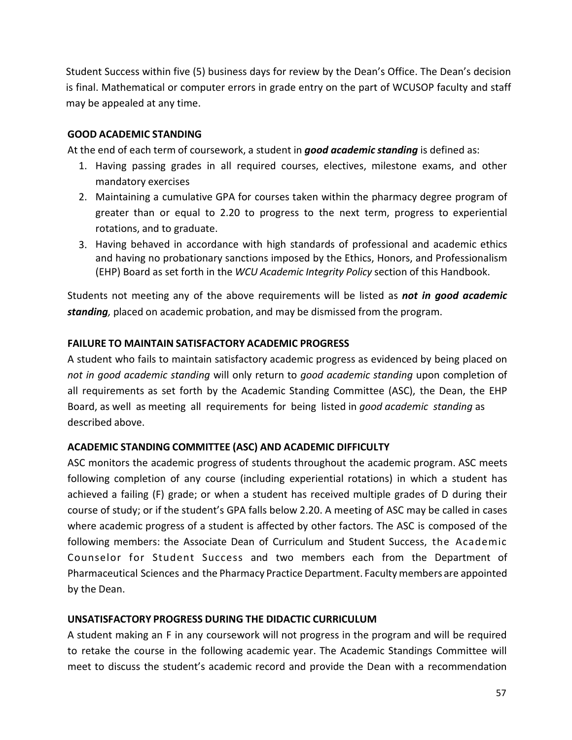Student Success within five (5) business days for review by the Dean's Office. The Dean's decision is final. Mathematical or computer errors in grade entry on the part of WCUSOP faculty and staff may be appealed at any time.

### GOOD ACADEMIC STANDING

At the end of each term of coursework, a student in ***good academic standing*** is defined as:

1. Having passing grades in all required courses, electives, milestone exams, and other mandatory exercises
2. Maintaining a cumulative GPA for courses taken within the pharmacy degree program of greater than or equal to 2.20 to progress to the next term, progress to experiential rotations, and to graduate.
3. Having behaved in accordance with high standards of professional and academic ethics and having no probationary sanctions imposed by the Ethics, Honors, and Professionalism (EHP) Board as set forth in the *WCU Academic Integrity Policy* section of this Handbook.

Students not meeting any of the above requirements will be listed as ***not in good academic standing,*** placed on academic probation, and may be dismissed from the program.

### FAILURE TO MAINTAIN SATISFACTORY ACADEMIC PROGRESS

A student who fails to maintain satisfactory academic progress as evidenced by being placed on *not in good academic standing* will only return to *good academic standing* upon completion of all requirements as set forth by the Academic Standing Committee (ASC), the Dean, the EHP Board, as well as meeting all requirements for being listed in *good academic standing* as described above.

### ACADEMIC STANDING COMMITTEE (ASC) AND ACADEMIC DIFFICULTY

ASC monitors the academic progress of students throughout the academic program. ASC meets following completion of any course (including experiential rotations) in which a student has achieved a failing (F) grade; or when a student has received multiple grades of D during their course of study; or if the student's GPA falls below 2.20. A meeting of ASC may be called in cases where academic progress of a student is affected by other factors. The ASC is composed of the following members: the Associate Dean of Curriculum and Student Success, the Academic Counselor for Student Success and two members each from the Department of Pharmaceutical Sciences and the Pharmacy Practice Department. Faculty members are appointed by the Dean.

### UNSATISFACTORY PROGRESS DURING THE DIDACTIC CURRICULUM

A student making an F in any coursework will not progress in the program and will be required to retake the course in the following academic year. The Academic Standings Committee will meet to discuss the student's academic record and provide the Dean with a recommendation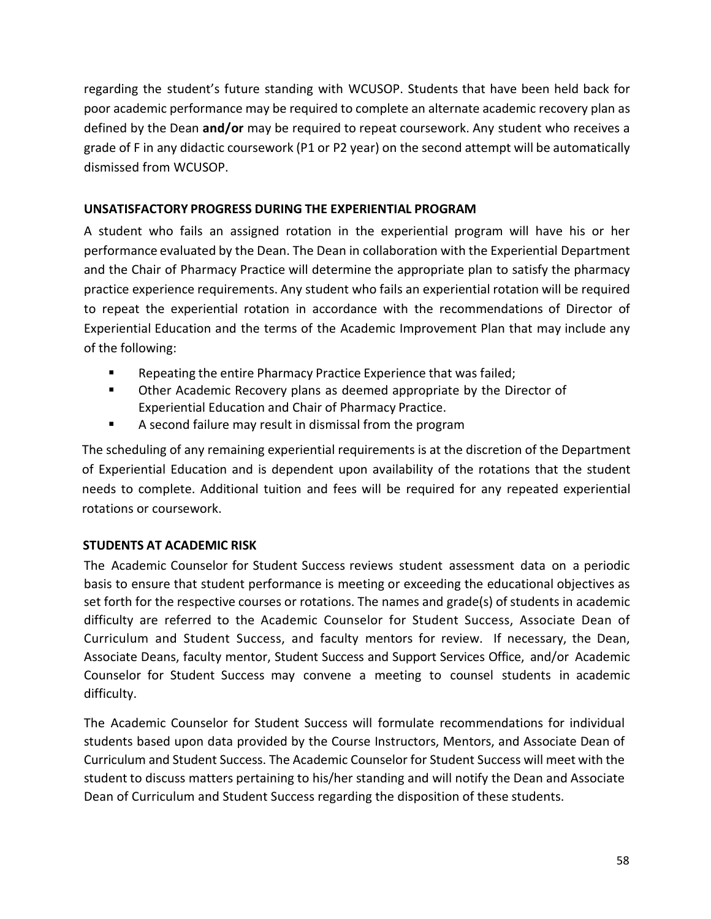regarding the student's future standing with WCUSOP. Students that have been held back for poor academic performance may be required to complete an alternate academic recovery plan as defined by the Dean **and/or** may be required to repeat coursework. Any student who receives a grade of F in any didactic coursework (P1 or P2 year) on the second attempt will be automatically dismissed from WCUSOP.

### UNSATISFACTORY PROGRESS DURING THE EXPERIENTIAL PROGRAM

A student who fails an assigned rotation in the experiential program will have his or her performance evaluated by the Dean. The Dean in collaboration with the Experiential Department and the Chair of Pharmacy Practice will determine the appropriate plan to satisfy the pharmacy practice experience requirements. Any student who fails an experiential rotation will be required to repeat the experiential rotation in accordance with the recommendations of Director of Experiential Education and the terms of the Academic Improvement Plan that may include any of the following:

- Repeating the entire Pharmacy Practice Experience that was failed;
- Other Academic Recovery plans as deemed appropriate by the Director of Experiential Education and Chair of Pharmacy Practice.
- A second failure may result in dismissal from the program

The scheduling of any remaining experiential requirements is at the discretion of the Department of Experiential Education and is dependent upon availability of the rotations that the student needs to complete. Additional tuition and fees will be required for any repeated experiential rotations or coursework.

### STUDENTS AT ACADEMIC RISK

The Academic Counselor for Student Success reviews student assessment data on a periodic basis to ensure that student performance is meeting or exceeding the educational objectives as set forth for the respective courses or rotations. The names and grade(s) of students in academic difficulty are referred to the Academic Counselor for Student Success, Associate Dean of Curriculum and Student Success, and faculty mentors for review. If necessary, the Dean, Associate Deans, faculty mentor, Student Success and Support Services Office, and/or Academic Counselor for Student Success may convene a meeting to counsel students in academic difficulty.

The Academic Counselor for Student Success will formulate recommendations for individual students based upon data provided by the Course Instructors, Mentors, and Associate Dean of Curriculum and Student Success. The Academic Counselor for Student Success will meet with the student to discuss matters pertaining to his/her standing and will notify the Dean and Associate Dean of Curriculum and Student Success regarding the disposition of these students.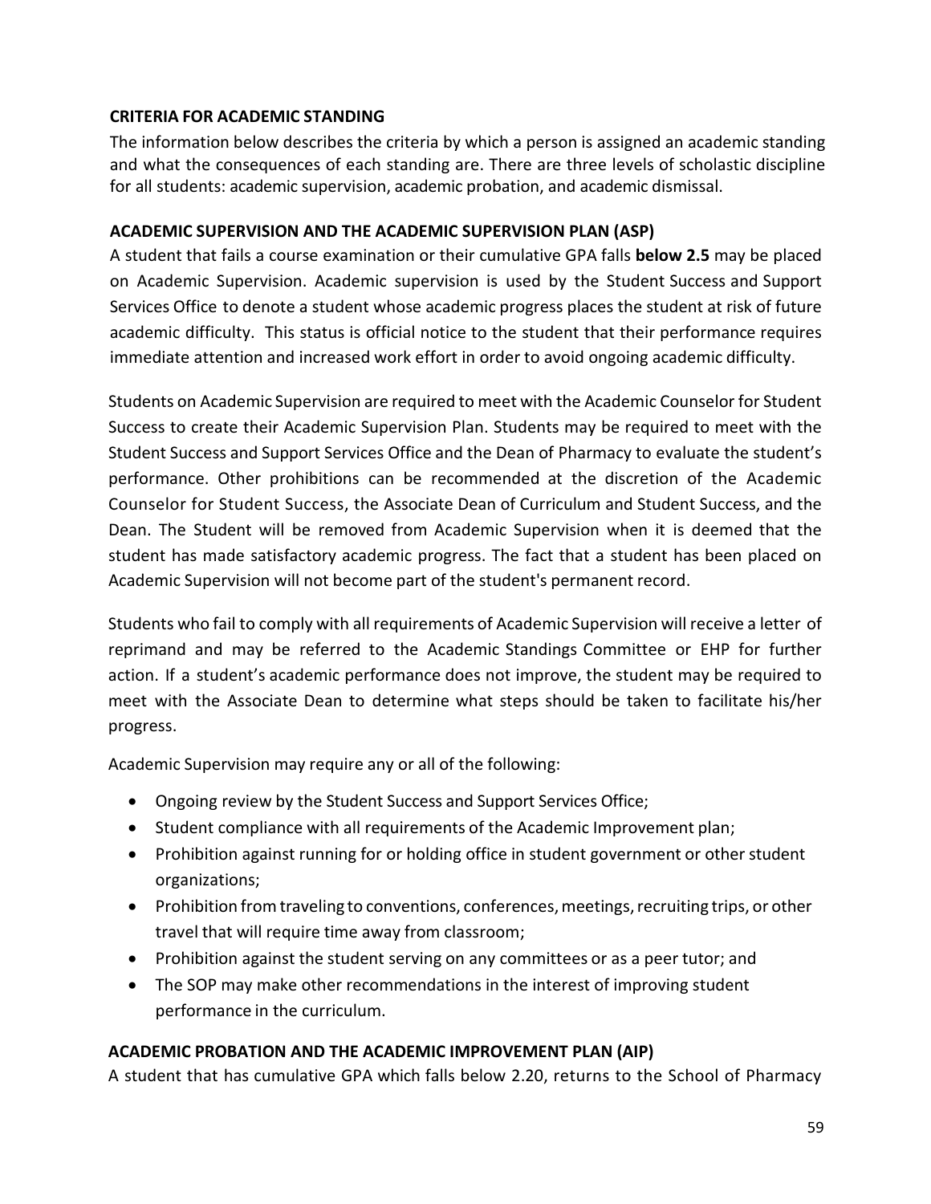## CRITERIA FOR ACADEMIC STANDING

The information below describes the criteria by which a person is assigned an academic standing and what the consequences of each standing are. There are three levels of scholastic discipline for all students: academic supervision, academic probation, and academic dismissal.

## ACADEMIC SUPERVISION AND THE ACADEMIC SUPERVISION PLAN (ASP)

A student that fails a course examination or their cumulative GPA falls **below 2.5** may be placed on Academic Supervision. Academic supervision is used by the Student Success and Support Services Office to denote a student whose academic progress places the student at risk of future academic difficulty. This status is official notice to the student that their performance requires immediate attention and increased work effort in order to avoid ongoing academic difficulty.

Students on Academic Supervision are required to meet with the Academic Counselor for Student Success to create their Academic Supervision Plan. Students may be required to meet with the Student Success and Support Services Office and the Dean of Pharmacy to evaluate the student's performance. Other prohibitions can be recommended at the discretion of the Academic Counselor for Student Success, the Associate Dean of Curriculum and Student Success, and the Dean. The Student will be removed from Academic Supervision when it is deemed that the student has made satisfactory academic progress. The fact that a student has been placed on Academic Supervision will not become part of the student's permanent record.

Students who fail to comply with all requirements of Academic Supervision will receive a letter of reprimand and may be referred to the Academic Standings Committee or EHP for further action. If a student's academic performance does not improve, the student may be required to meet with the Associate Dean to determine what steps should be taken to facilitate his/her progress.

Academic Supervision may require any or all of the following:

- Ongoing review by the Student Success and Support Services Office;
- Student compliance with all requirements of the Academic Improvement plan;
- Prohibition against running for or holding office in student government or other student organizations;
- Prohibition from traveling to conventions, conferences, meetings, recruiting trips, or other travel that will require time away from classroom;
- Prohibition against the student serving on any committees or as a peer tutor; and
- The SOP may make other recommendations in the interest of improving student performance in the curriculum.

## ACADEMIC PROBATION AND THE ACADEMIC IMPROVEMENT PLAN (AIP)

A student that has cumulative GPA which falls below 2.20, returns to the School of Pharmacy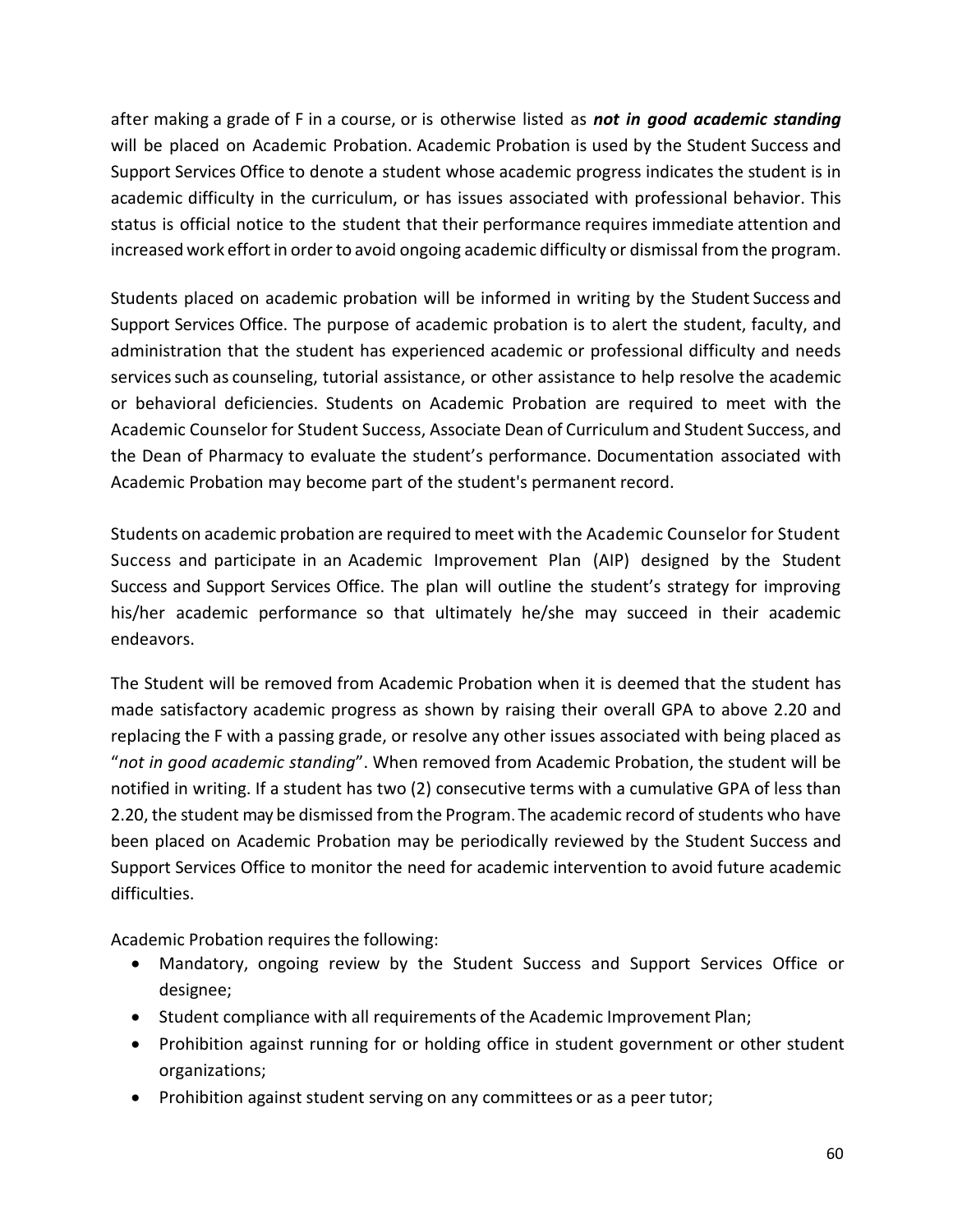after making a grade of F in a course, or is otherwise listed as ***not in good academic standing*** will be placed on Academic Probation. Academic Probation is used by the Student Success and Support Services Office to denote a student whose academic progress indicates the student is in academic difficulty in the curriculum, or has issues associated with professional behavior. This status is official notice to the student that their performance requires immediate attention and increased work effort in order to avoid ongoing academic difficulty or dismissal from the program.

Students placed on academic probation will be informed in writing by the Student Success and Support Services Office. The purpose of academic probation is to alert the student, faculty, and administration that the student has experienced academic or professional difficulty and needs services such as counseling, tutorial assistance, or other assistance to help resolve the academic or behavioral deficiencies. Students on Academic Probation are required to meet with the Academic Counselor for Student Success, Associate Dean of Curriculum and Student Success, and the Dean of Pharmacy to evaluate the student's performance. Documentation associated with Academic Probation may become part of the student's permanent record.

Students on academic probation are required to meet with the Academic Counselor for Student Success and participate in an Academic Improvement Plan (AIP) designed by the Student Success and Support Services Office. The plan will outline the student's strategy for improving his/her academic performance so that ultimately he/she may succeed in their academic endeavors.

The Student will be removed from Academic Probation when it is deemed that the student has made satisfactory academic progress as shown by raising their overall GPA to above 2.20 and replacing the F with a passing grade, or resolve any other issues associated with being placed as "*not in good academic standing*". When removed from Academic Probation, the student will be notified in writing. If a student has two (2) consecutive terms with a cumulative GPA of less than 2.20, the student may be dismissed from the Program. The academic record of students who have been placed on Academic Probation may be periodically reviewed by the Student Success and Support Services Office to monitor the need for academic intervention to avoid future academic difficulties.

Academic Probation requires the following:

- Mandatory, ongoing review by the Student Success and Support Services Office or designee;
- Student compliance with all requirements of the Academic Improvement Plan;
- Prohibition against running for or holding office in student government or other student organizations;
- Prohibition against student serving on any committees or as a peer tutor;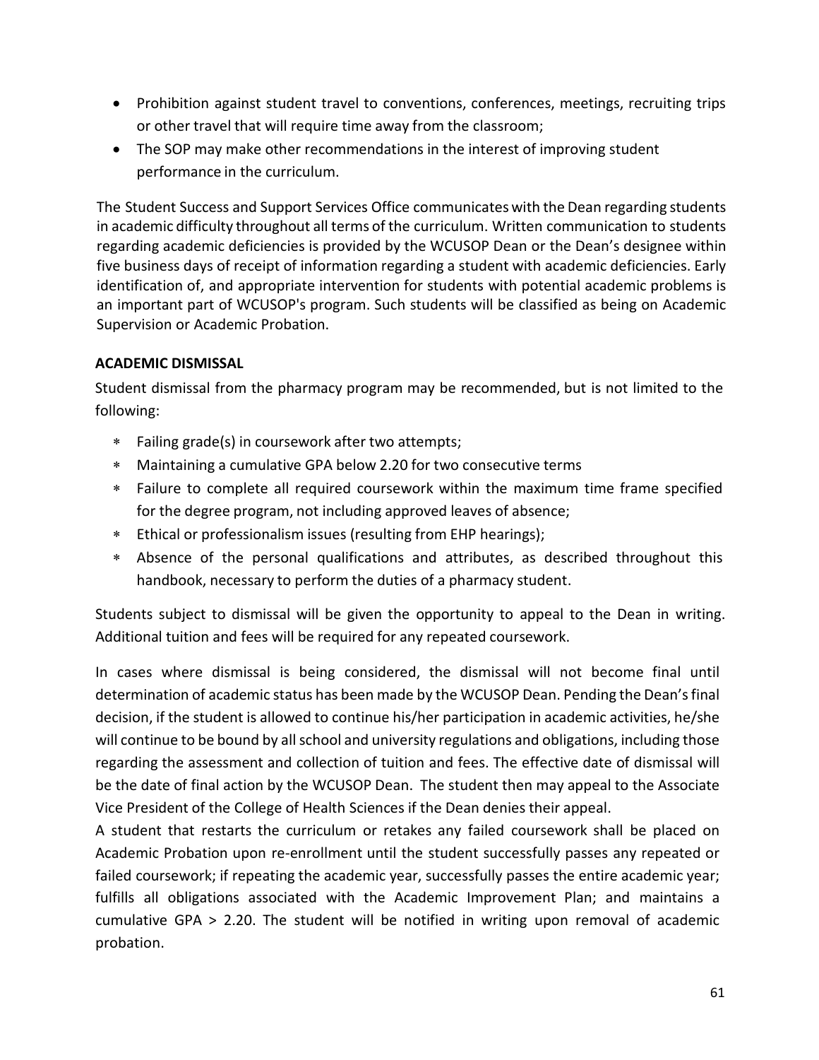- Prohibition against student travel to conventions, conferences, meetings, recruiting trips or other travel that will require time away from the classroom;
- The SOP may make other recommendations in the interest of improving student performance in the curriculum.

The Student Success and Support Services Office communicates with the Dean regarding students in academic difficulty throughout all terms of the curriculum. Written communication to students regarding academic deficiencies is provided by the WCUSOP Dean or the Dean's designee within five business days of receipt of information regarding a student with academic deficiencies. Early identification of, and appropriate intervention for students with potential academic problems is an important part of WCUSOP's program. Such students will be classified as being on Academic Supervision or Academic Probation.

**ACADEMIC DISMISSAL**

Student dismissal from the pharmacy program may be recommended, but is not limited to the following:

* Failing grade(s) in coursework after two attempts;
* Maintaining a cumulative GPA below 2.20 for two consecutive terms
* Failure to complete all required coursework within the maximum time frame specified for the degree program, not including approved leaves of absence;
* Ethical or professionalism issues (resulting from EHP hearings);
* Absence of the personal qualifications and attributes, as described throughout this handbook, necessary to perform the duties of a pharmacy student.

Students subject to dismissal will be given the opportunity to appeal to the Dean in writing. Additional tuition and fees will be required for any repeated coursework.

In cases where dismissal is being considered, the dismissal will not become final until determination of academic status has been made by the WCUSOP Dean. Pending the Dean's final decision, if the student is allowed to continue his/her participation in academic activities, he/she will continue to be bound by all school and university regulations and obligations, including those regarding the assessment and collection of tuition and fees. The effective date of dismissal will be the date of final action by the WCUSOP Dean. The student then may appeal to the Associate Vice President of the College of Health Sciences if the Dean denies their appeal.

A student that restarts the curriculum or retakes any failed coursework shall be placed on Academic Probation upon re-enrollment until the student successfully passes any repeated or failed coursework; if repeating the academic year, successfully passes the entire academic year; fulfills all obligations associated with the Academic Improvement Plan; and maintains a cumulative GPA > 2.20. The student will be notified in writing upon removal of academic probation.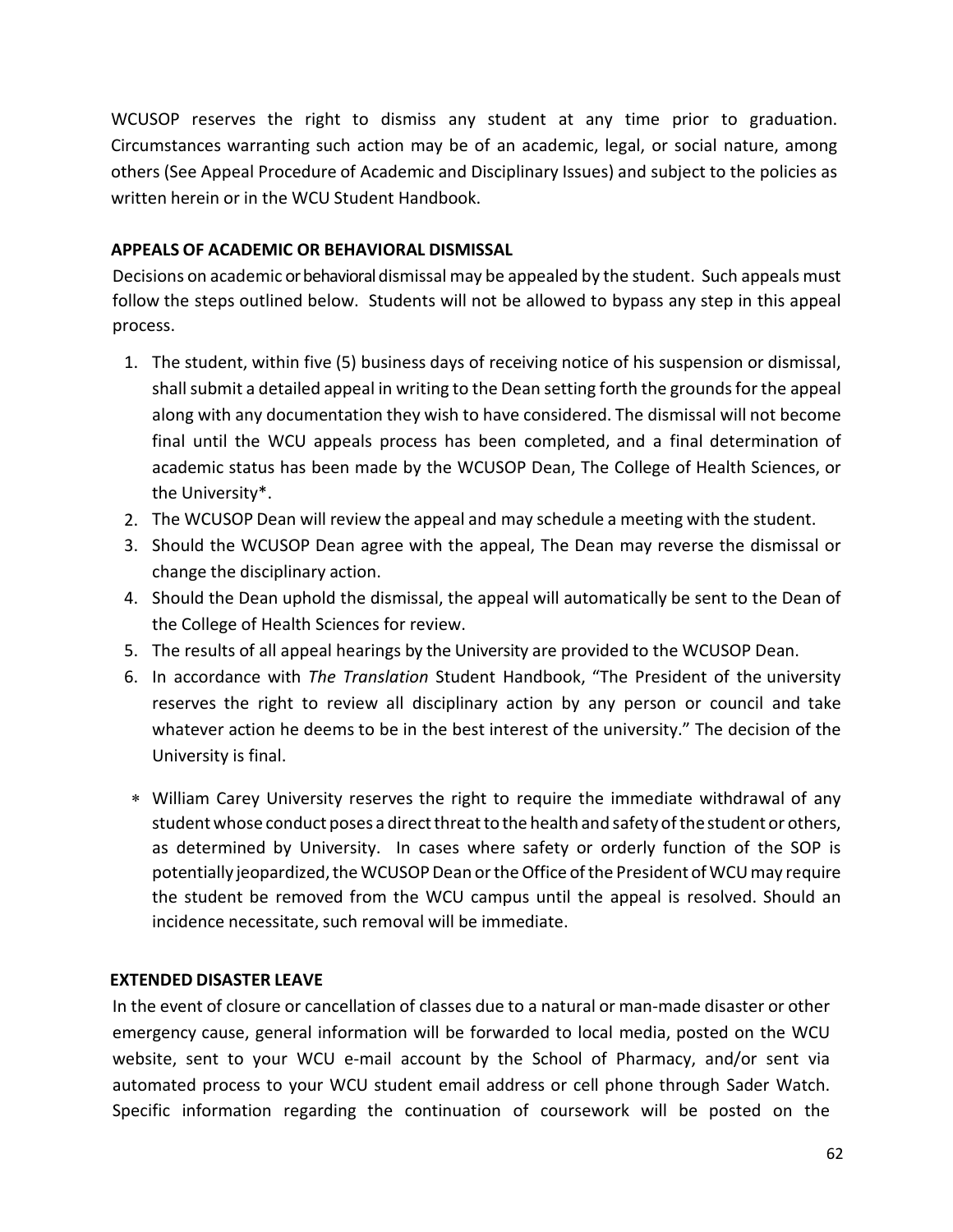WCUSOP reserves the right to dismiss any student at any time prior to graduation. Circumstances warranting such action may be of an academic, legal, or social nature, among others (See Appeal Procedure of Academic and Disciplinary Issues) and subject to the policies as written herein or in the WCU Student Handbook.

### APPEALS OF ACADEMIC OR BEHAVIORAL DISMISSAL

Decisions on academic or behavioral dismissal may be appealed by the student. Such appeals must follow the steps outlined below. Students will not be allowed to bypass any step in this appeal process.

1. The student, within five (5) business days of receiving notice of his suspension or dismissal, shall submit a detailed appeal in writing to the Dean setting forth the grounds for the appeal along with any documentation they wish to have considered. The dismissal will not become final until the WCU appeals process has been completed, and a final determination of academic status has been made by the WCUSOP Dean, The College of Health Sciences, or the University*.
2. The WCUSOP Dean will review the appeal and may schedule a meeting with the student.
3. Should the WCUSOP Dean agree with the appeal, The Dean may reverse the dismissal or change the disciplinary action.
4. Should the Dean uphold the dismissal, the appeal will automatically be sent to the Dean of the College of Health Sciences for review.
5. The results of all appeal hearings by the University are provided to the WCUSOP Dean.
6. In accordance with *The Translation* Student Handbook, "The President of the university reserves the right to review all disciplinary action by any person or council and take whatever action he deems to be in the best interest of the university." The decision of the University is final.

* William Carey University reserves the right to require the immediate withdrawal of any student whose conduct poses a direct threat to the health and safety of the student or others, as determined by University. In cases where safety or orderly function of the SOP is potentially jeopardized, the WCUSOP Dean or the Office of the President of WCU may require the student be removed from the WCU campus until the appeal is resolved. Should an incidence necessitate, such removal will be immediate.

### EXTENDED DISASTER LEAVE

In the event of closure or cancellation of classes due to a natural or man-made disaster or other emergency cause, general information will be forwarded to local media, posted on the WCU website, sent to your WCU e-mail account by the School of Pharmacy, and/or sent via automated process to your WCU student email address or cell phone through Sader Watch. Specific information regarding the continuation of coursework will be posted on the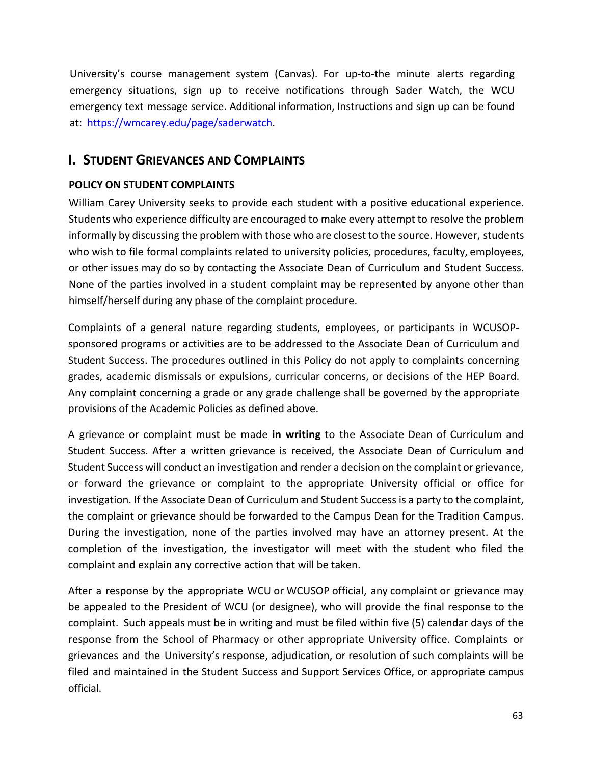University's course management system (Canvas). For up-to-the minute alerts regarding emergency situations, sign up to receive notifications through Sader Watch, the WCU emergency text message service. Additional information, Instructions and sign up can be found at: [https://wmcarey.edu/page/saderwatch](https://wmcarey.edu/page/saderwatch).

## I. STUDENT GRIEVANCES AND COMPLAINTS

### POLICY ON STUDENT COMPLAINTS

William Carey University seeks to provide each student with a positive educational experience. Students who experience difficulty are encouraged to make every attempt to resolve the problem informally by discussing the problem with those who are closest to the source. However, students who wish to file formal complaints related to university policies, procedures, faculty, employees, or other issues may do so by contacting the Associate Dean of Curriculum and Student Success. None of the parties involved in a student complaint may be represented by anyone other than himself/herself during any phase of the complaint procedure.

Complaints of a general nature regarding students, employees, or participants in WCUSOP-sponsored programs or activities are to be addressed to the Associate Dean of Curriculum and Student Success. The procedures outlined in this Policy do not apply to complaints concerning grades, academic dismissals or expulsions, curricular concerns, or decisions of the HEP Board. Any complaint concerning a grade or any grade challenge shall be governed by the appropriate provisions of the Academic Policies as defined above.

A grievance or complaint must be made **in writing** to the Associate Dean of Curriculum and Student Success. After a written grievance is received, the Associate Dean of Curriculum and Student Success will conduct an investigation and render a decision on the complaint or grievance, or forward the grievance or complaint to the appropriate University official or office for investigation. If the Associate Dean of Curriculum and Student Success is a party to the complaint, the complaint or grievance should be forwarded to the Campus Dean for the Tradition Campus. During the investigation, none of the parties involved may have an attorney present. At the completion of the investigation, the investigator will meet with the student who filed the complaint and explain any corrective action that will be taken.

After a response by the appropriate WCU or WCUSOP official, any complaint or grievance may be appealed to the President of WCU (or designee), who will provide the final response to the complaint. Such appeals must be in writing and must be filed within five (5) calendar days of the response from the School of Pharmacy or other appropriate University office. Complaints or grievances and the University's response, adjudication, or resolution of such complaints will be filed and maintained in the Student Success and Support Services Office, or appropriate campus official.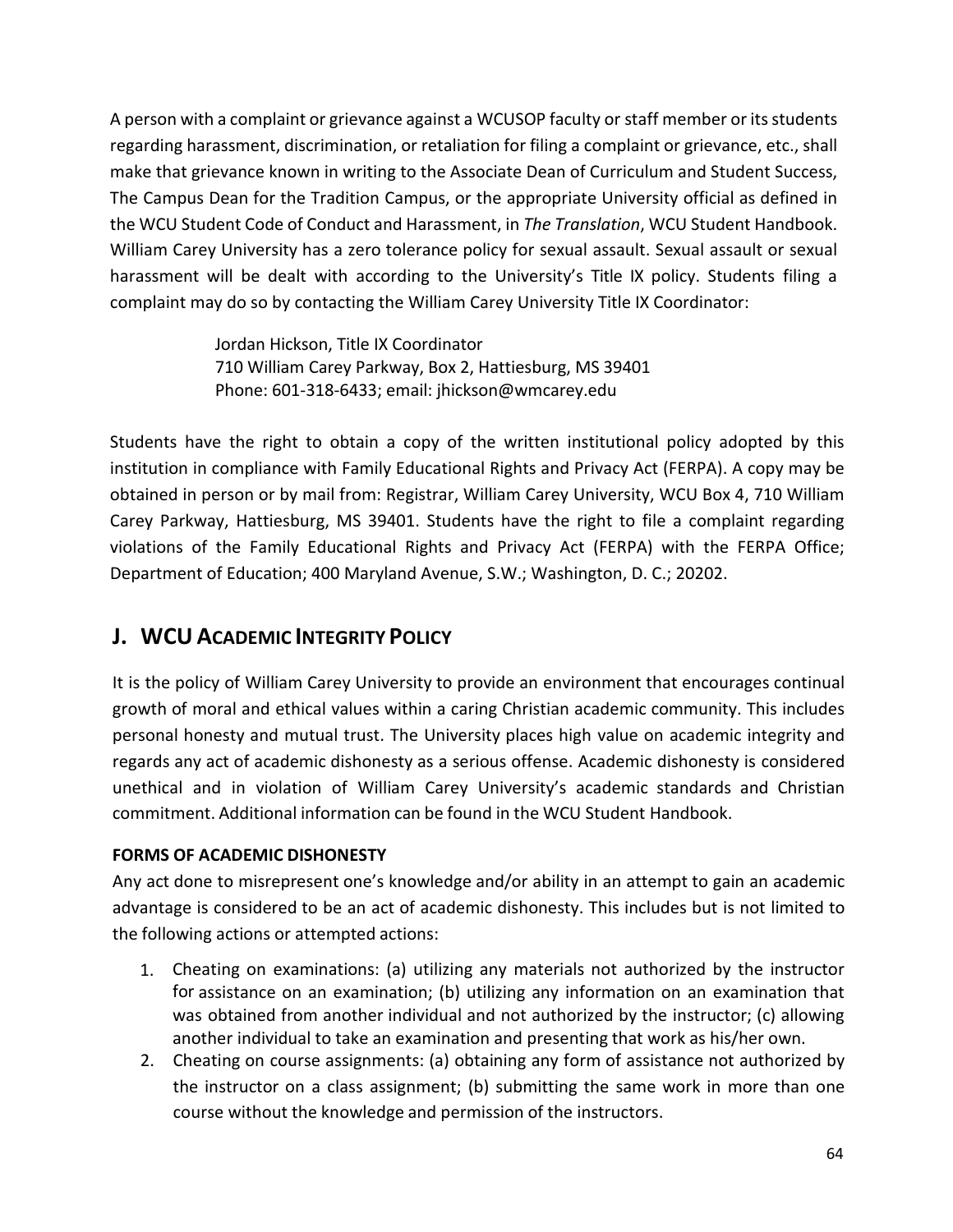A person with a complaint or grievance against a WCUSOP faculty or staff member or its students regarding harassment, discrimination, or retaliation for filing a complaint or grievance, etc., shall make that grievance known in writing to the Associate Dean of Curriculum and Student Success, The Campus Dean for the Tradition Campus, or the appropriate University official as defined in the WCU Student Code of Conduct and Harassment, in *The Translation*, WCU Student Handbook. William Carey University has a zero tolerance policy for sexual assault. Sexual assault or sexual harassment will be dealt with according to the University's Title IX policy. Students filing a complaint may do so by contacting the William Carey University Title IX Coordinator:

> Jordan Hickson, Title IX Coordinator
> 710 William Carey Parkway, Box 2, Hattiesburg, MS 39401
> Phone: 601-318-6433; email: jhickson@wmcarey.edu

Students have the right to obtain a copy of the written institutional policy adopted by this institution in compliance with Family Educational Rights and Privacy Act (FERPA). A copy may be obtained in person or by mail from: Registrar, William Carey University, WCU Box 4, 710 William Carey Parkway, Hattiesburg, MS 39401. Students have the right to file a complaint regarding violations of the Family Educational Rights and Privacy Act (FERPA) with the FERPA Office; Department of Education; 400 Maryland Avenue, S.W.; Washington, D. C.; 20202.

## J. WCU ACADEMIC INTEGRITY POLICY

It is the policy of William Carey University to provide an environment that encourages continual growth of moral and ethical values within a caring Christian academic community. This includes personal honesty and mutual trust. The University places high value on academic integrity and regards any act of academic dishonesty as a serious offense. Academic dishonesty is considered unethical and in violation of William Carey University's academic standards and Christian commitment. Additional information can be found in the WCU Student Handbook.

**FORMS OF ACADEMIC DISHONESTY**

Any act done to misrepresent one's knowledge and/or ability in an attempt to gain an academic advantage is considered to be an act of academic dishonesty. This includes but is not limited to the following actions or attempted actions:

1. Cheating on examinations: (a) utilizing any materials not authorized by the instructor for assistance on an examination; (b) utilizing any information on an examination that was obtained from another individual and not authorized by the instructor; (c) allowing another individual to take an examination and presenting that work as his/her own.
2. Cheating on course assignments: (a) obtaining any form of assistance not authorized by the instructor on a class assignment; (b) submitting the same work in more than one course without the knowledge and permission of the instructors.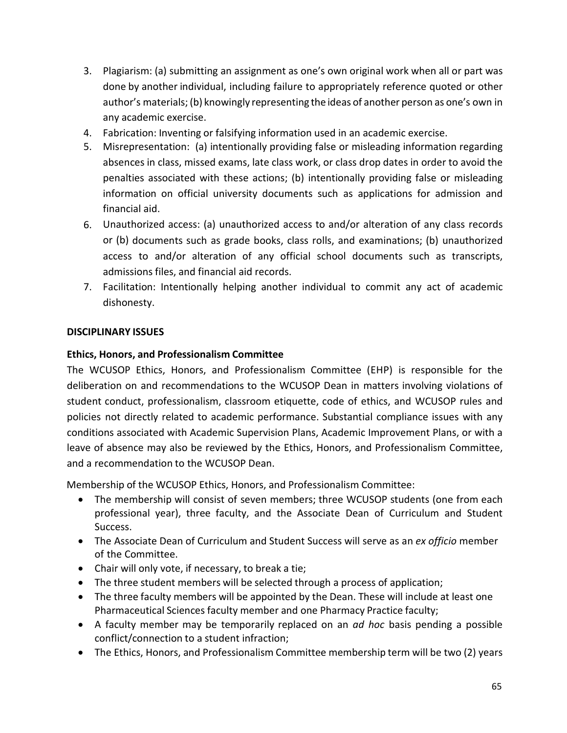3. Plagiarism: (a) submitting an assignment as one's own original work when all or part was done by another individual, including failure to appropriately reference quoted or other author's materials; (b) knowingly representing the ideas of another person as one's own in any academic exercise.
4. Fabrication: Inventing or falsifying information used in an academic exercise.
5. Misrepresentation: (a) intentionally providing false or misleading information regarding absences in class, missed exams, late class work, or class drop dates in order to avoid the penalties associated with these actions; (b) intentionally providing false or misleading information on official university documents such as applications for admission and financial aid.
6. Unauthorized access: (a) unauthorized access to and/or alteration of any class records or (b) documents such as grade books, class rolls, and examinations; (b) unauthorized access to and/or alteration of any official school documents such as transcripts, admissions files, and financial aid records.
7. Facilitation: Intentionally helping another individual to commit any act of academic dishonesty.

## DISCIPLINARY ISSUES

### Ethics, Honors, and Professionalism Committee

The WCUSOP Ethics, Honors, and Professionalism Committee (EHP) is responsible for the deliberation on and recommendations to the WCUSOP Dean in matters involving violations of student conduct, professionalism, classroom etiquette, code of ethics, and WCUSOP rules and policies not directly related to academic performance. Substantial compliance issues with any conditions associated with Academic Supervision Plans, Academic Improvement Plans, or with a leave of absence may also be reviewed by the Ethics, Honors, and Professionalism Committee, and a recommendation to the WCUSOP Dean.

Membership of the WCUSOP Ethics, Honors, and Professionalism Committee:

- The membership will consist of seven members; three WCUSOP students (one from each professional year), three faculty, and the Associate Dean of Curriculum and Student Success.
- The Associate Dean of Curriculum and Student Success will serve as an *ex officio* member of the Committee.
- Chair will only vote, if necessary, to break a tie;
- The three student members will be selected through a process of application;
- The three faculty members will be appointed by the Dean. These will include at least one Pharmaceutical Sciences faculty member and one Pharmacy Practice faculty;
- A faculty member may be temporarily replaced on an *ad hoc* basis pending a possible conflict/connection to a student infraction;
- The Ethics, Honors, and Professionalism Committee membership term will be two (2) years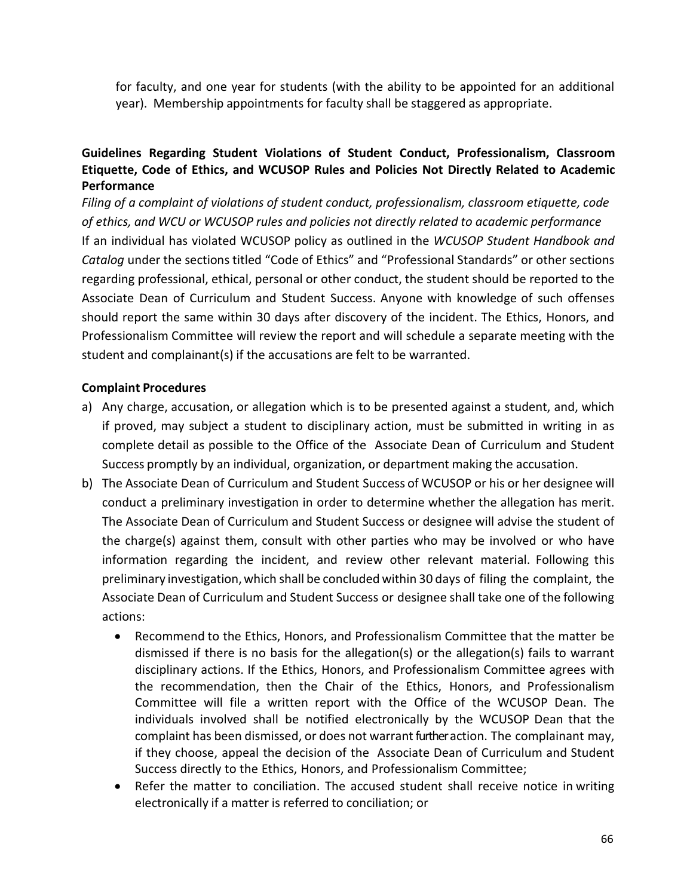for faculty, and one year for students (with the ability to be appointed for an additional year). Membership appointments for faculty shall be staggered as appropriate.

**Guidelines Regarding Student Violations of Student Conduct, Professionalism, Classroom Etiquette, Code of Ethics, and WCUSOP Rules and Policies Not Directly Related to Academic Performance**

*Filing of a complaint of violations of student conduct, professionalism, classroom etiquette, code of ethics, and WCU or WCUSOP rules and policies not directly related to academic performance*

If an individual has violated WCUSOP policy as outlined in the *WCUSOP Student Handbook and Catalog* under the sections titled "Code of Ethics" and "Professional Standards" or other sections regarding professional, ethical, personal or other conduct, the student should be reported to the Associate Dean of Curriculum and Student Success. Anyone with knowledge of such offenses should report the same within 30 days after discovery of the incident. The Ethics, Honors, and Professionalism Committee will review the report and will schedule a separate meeting with the student and complainant(s) if the accusations are felt to be warranted.

**Complaint Procedures**

a) Any charge, accusation, or allegation which is to be presented against a student, and, which if proved, may subject a student to disciplinary action, must be submitted in writing in as complete detail as possible to the Office of the Associate Dean of Curriculum and Student Success promptly by an individual, organization, or department making the accusation.

b) The Associate Dean of Curriculum and Student Success of WCUSOP or his or her designee will conduct a preliminary investigation in order to determine whether the allegation has merit. The Associate Dean of Curriculum and Student Success or designee will advise the student of the charge(s) against them, consult with other parties who may be involved or who have information regarding the incident, and review other relevant material. Following this preliminary investigation, which shall be concluded within 30 days of filing the complaint, the Associate Dean of Curriculum and Student Success or designee shall take one of the following actions:

   - Recommend to the Ethics, Honors, and Professionalism Committee that the matter be dismissed if there is no basis for the allegation(s) or the allegation(s) fails to warrant disciplinary actions. If the Ethics, Honors, and Professionalism Committee agrees with the recommendation, then the Chair of the Ethics, Honors, and Professionalism Committee will file a written report with the Office of the WCUSOP Dean. The individuals involved shall be notified electronically by the WCUSOP Dean that the complaint has been dismissed, or does not warrant further action. The complainant may, if they choose, appeal the decision of the Associate Dean of Curriculum and Student Success directly to the Ethics, Honors, and Professionalism Committee;
   - Refer the matter to conciliation. The accused student shall receive notice in writing electronically if a matter is referred to conciliation; or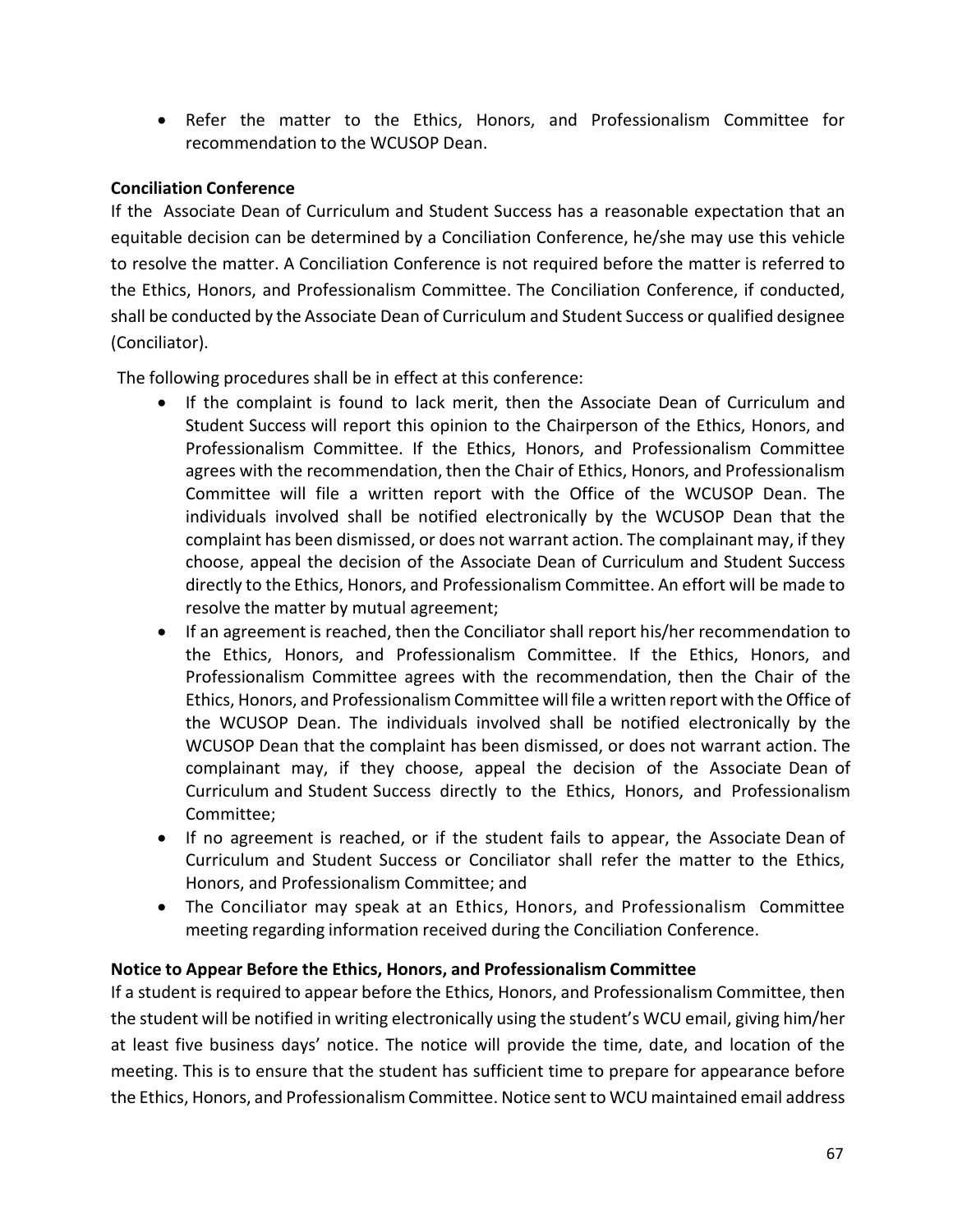- Refer the matter to the Ethics, Honors, and Professionalism Committee for recommendation to the WCUSOP Dean.

**Conciliation Conference**

If the Associate Dean of Curriculum and Student Success has a reasonable expectation that an equitable decision can be determined by a Conciliation Conference, he/she may use this vehicle to resolve the matter. A Conciliation Conference is not required before the matter is referred to the Ethics, Honors, and Professionalism Committee. The Conciliation Conference, if conducted, shall be conducted by the Associate Dean of Curriculum and Student Success or qualified designee (Conciliator).

The following procedures shall be in effect at this conference:

- If the complaint is found to lack merit, then the Associate Dean of Curriculum and Student Success will report this opinion to the Chairperson of the Ethics, Honors, and Professionalism Committee. If the Ethics, Honors, and Professionalism Committee agrees with the recommendation, then the Chair of Ethics, Honors, and Professionalism Committee will file a written report with the Office of the WCUSOP Dean. The individuals involved shall be notified electronically by the WCUSOP Dean that the complaint has been dismissed, or does not warrant action. The complainant may, if they choose, appeal the decision of the Associate Dean of Curriculum and Student Success directly to the Ethics, Honors, and Professionalism Committee. An effort will be made to resolve the matter by mutual agreement;
- If an agreement is reached, then the Conciliator shall report his/her recommendation to the Ethics, Honors, and Professionalism Committee. If the Ethics, Honors, and Professionalism Committee agrees with the recommendation, then the Chair of the Ethics, Honors, and Professionalism Committee will file a written report with the Office of the WCUSOP Dean. The individuals involved shall be notified electronically by the WCUSOP Dean that the complaint has been dismissed, or does not warrant action. The complainant may, if they choose, appeal the decision of the Associate Dean of Curriculum and Student Success directly to the Ethics, Honors, and Professionalism Committee;
- If no agreement is reached, or if the student fails to appear, the Associate Dean of Curriculum and Student Success or Conciliator shall refer the matter to the Ethics, Honors, and Professionalism Committee; and
- The Conciliator may speak at an Ethics, Honors, and Professionalism Committee meeting regarding information received during the Conciliation Conference.

**Notice to Appear Before the Ethics, Honors, and Professionalism Committee**

If a student is required to appear before the Ethics, Honors, and Professionalism Committee, then the student will be notified in writing electronically using the student's WCU email, giving him/her at least five business days' notice. The notice will provide the time, date, and location of the meeting. This is to ensure that the student has sufficient time to prepare for appearance before the Ethics, Honors, and Professionalism Committee. Notice sent to WCU maintained email address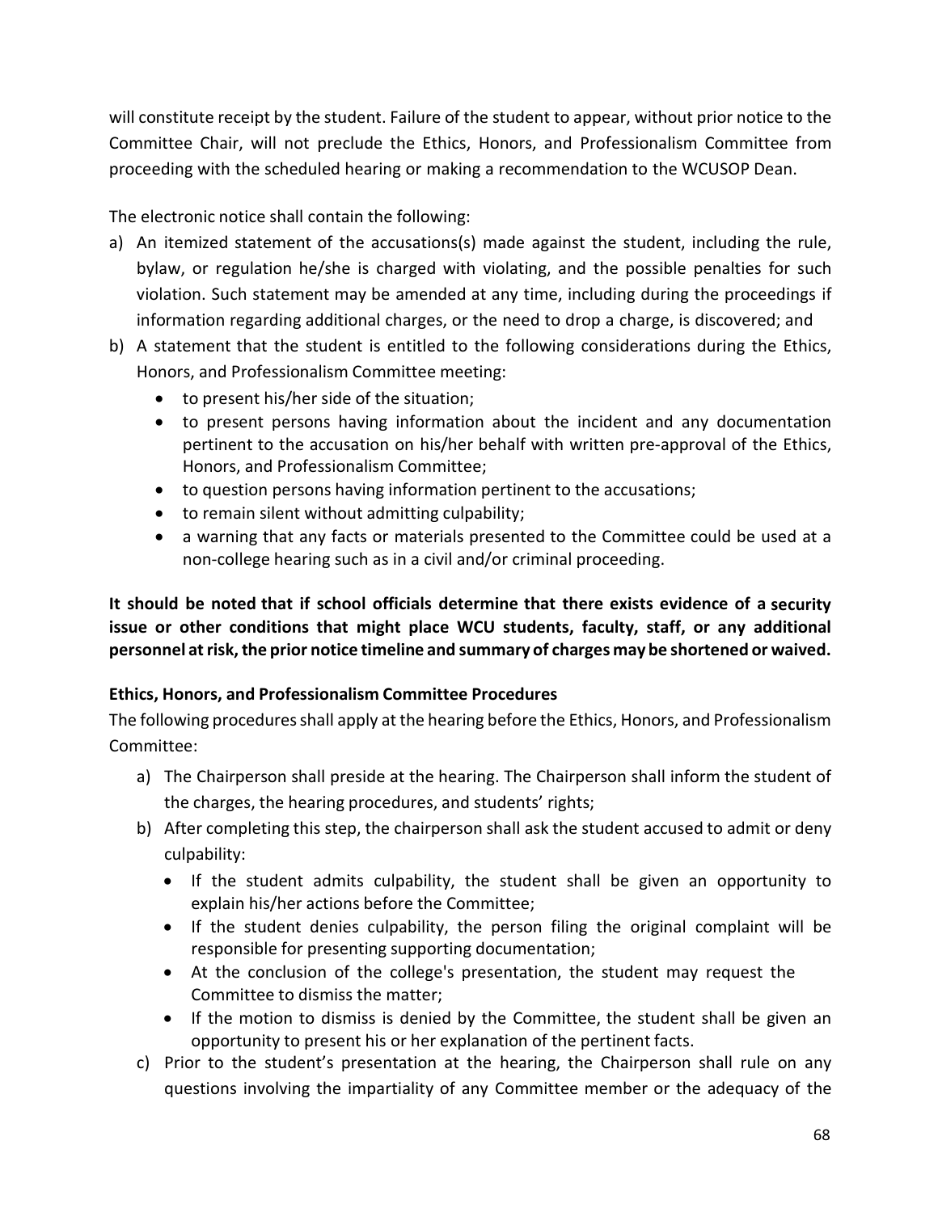will constitute receipt by the student. Failure of the student to appear, without prior notice to the Committee Chair, will not preclude the Ethics, Honors, and Professionalism Committee from proceeding with the scheduled hearing or making a recommendation to the WCUSOP Dean.

The electronic notice shall contain the following:

a) An itemized statement of the accusations(s) made against the student, including the rule, bylaw, or regulation he/she is charged with violating, and the possible penalties for such violation. Such statement may be amended at any time, including during the proceedings if information regarding additional charges, or the need to drop a charge, is discovered; and
b) A statement that the student is entitled to the following considerations during the Ethics, Honors, and Professionalism Committee meeting:
    - to present his/her side of the situation;
    - to present persons having information about the incident and any documentation pertinent to the accusation on his/her behalf with written pre-approval of the Ethics, Honors, and Professionalism Committee;
    - to question persons having information pertinent to the accusations;
    - to remain silent without admitting culpability;
    - a warning that any facts or materials presented to the Committee could be used at a non-college hearing such as in a civil and/or criminal proceeding.

**It should be noted that if school officials determine that there exists evidence of a security issue or other conditions that might place WCU students, faculty, staff, or any additional personnel at risk, the prior notice timeline and summary of charges may be shortened or waived.**

**Ethics, Honors, and Professionalism Committee Procedures**

The following procedures shall apply at the hearing before the Ethics, Honors, and Professionalism Committee:

a) The Chairperson shall preside at the hearing. The Chairperson shall inform the student of the charges, the hearing procedures, and students' rights;
b) After completing this step, the chairperson shall ask the student accused to admit or deny culpability:
    - If the student admits culpability, the student shall be given an opportunity to explain his/her actions before the Committee;
    - If the student denies culpability, the person filing the original complaint will be responsible for presenting supporting documentation;
    - At the conclusion of the college's presentation, the student may request the Committee to dismiss the matter;
    - If the motion to dismiss is denied by the Committee, the student shall be given an opportunity to present his or her explanation of the pertinent facts.
c) Prior to the student's presentation at the hearing, the Chairperson shall rule on any questions involving the impartiality of any Committee member or the adequacy of the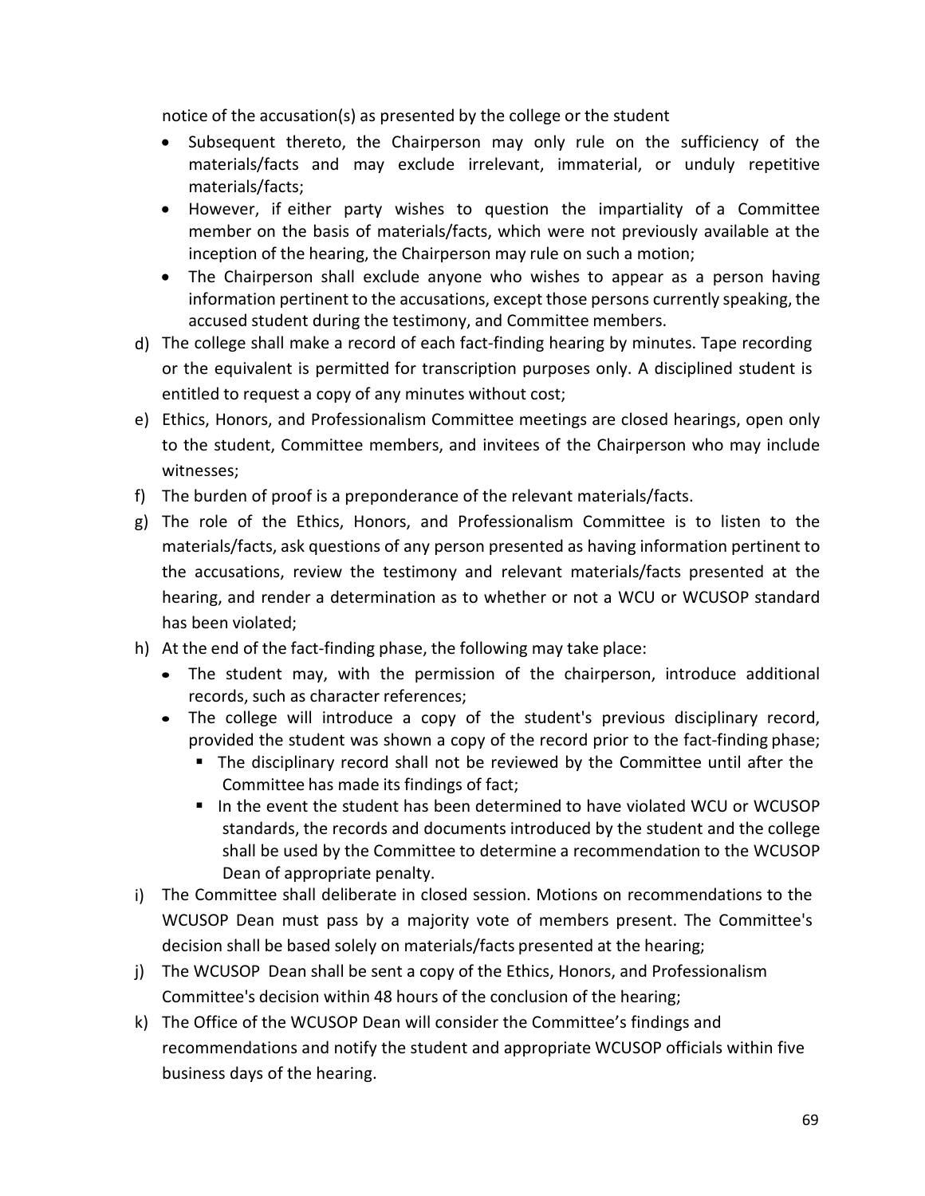notice of the accusation(s) as presented by the college or the student

- Subsequent thereto, the Chairperson may only rule on the sufficiency of the materials/facts and may exclude irrelevant, immaterial, or unduly repetitive materials/facts;
- However, if either party wishes to question the impartiality of a Committee member on the basis of materials/facts, which were not previously available at the inception of the hearing, the Chairperson may rule on such a motion;
- The Chairperson shall exclude anyone who wishes to appear as a person having information pertinent to the accusations, except those persons currently speaking, the accused student during the testimony, and Committee members.

d) The college shall make a record of each fact-finding hearing by minutes. Tape recording or the equivalent is permitted for transcription purposes only. A disciplined student is entitled to request a copy of any minutes without cost;

e) Ethics, Honors, and Professionalism Committee meetings are closed hearings, open only to the student, Committee members, and invitees of the Chairperson who may include witnesses;

f) The burden of proof is a preponderance of the relevant materials/facts.

g) The role of the Ethics, Honors, and Professionalism Committee is to listen to the materials/facts, ask questions of any person presented as having information pertinent to the accusations, review the testimony and relevant materials/facts presented at the hearing, and render a determination as to whether or not a WCU or WCUSOP standard has been violated;

h) At the end of the fact-finding phase, the following may take place:
   - The student may, with the permission of the chairperson, introduce additional records, such as character references;
   - The college will introduce a copy of the student's previous disciplinary record, provided the student was shown a copy of the record prior to the fact-finding phase;
     - The disciplinary record shall not be reviewed by the Committee until after the Committee has made its findings of fact;
     - In the event the student has been determined to have violated WCU or WCUSOP standards, the records and documents introduced by the student and the college shall be used by the Committee to determine a recommendation to the WCUSOP Dean of appropriate penalty.

i) The Committee shall deliberate in closed session. Motions on recommendations to the WCUSOP Dean must pass by a majority vote of members present. The Committee's decision shall be based solely on materials/facts presented at the hearing;

j) The WCUSOP Dean shall be sent a copy of the Ethics, Honors, and Professionalism Committee's decision within 48 hours of the conclusion of the hearing;

k) The Office of the WCUSOP Dean will consider the Committee's findings and recommendations and notify the student and appropriate WCUSOP officials within five business days of the hearing.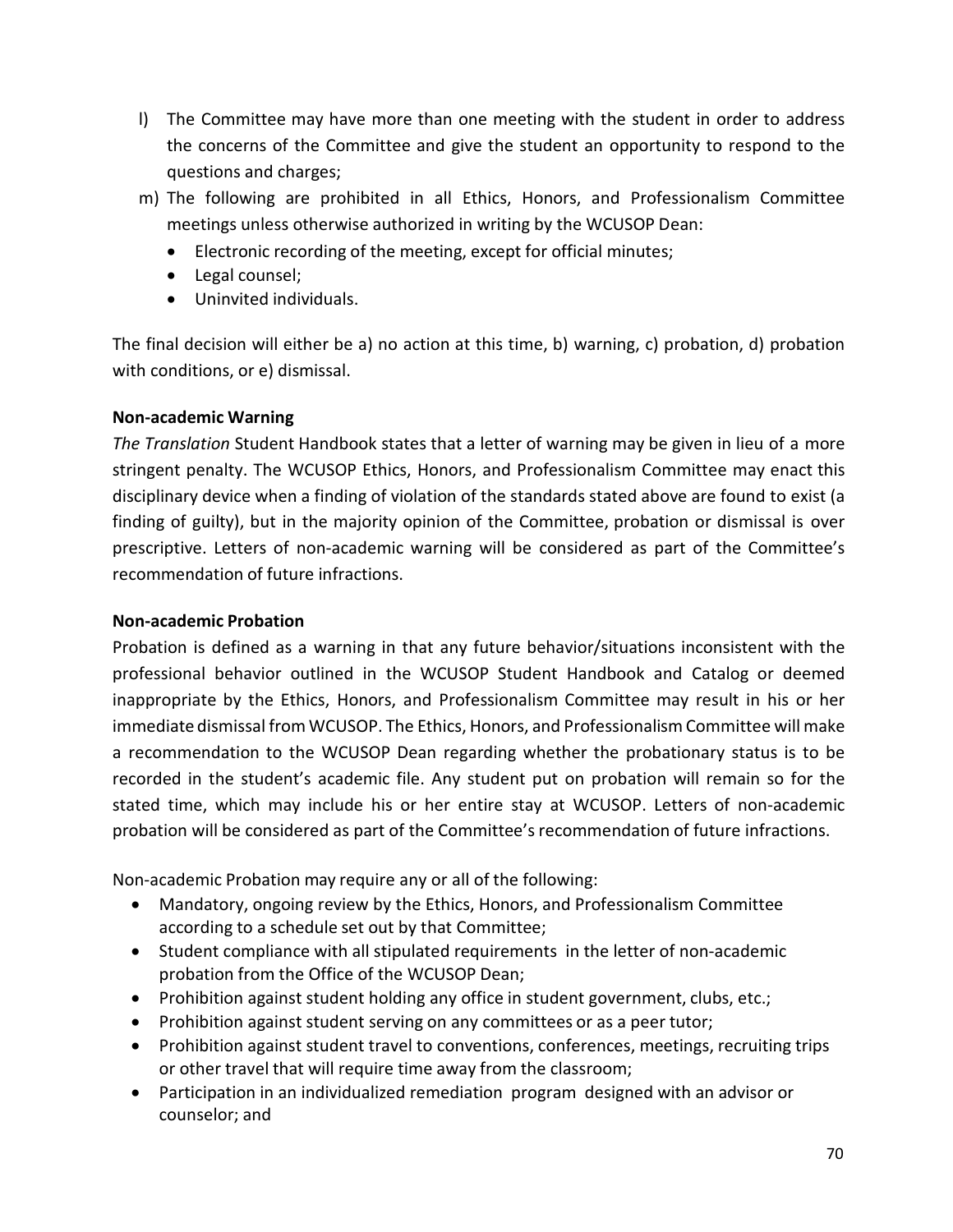l) The Committee may have more than one meeting with the student in order to address the concerns of the Committee and give the student an opportunity to respond to the questions and charges;

m) The following are prohibited in all Ethics, Honors, and Professionalism Committee meetings unless otherwise authorized in writing by the WCUSOP Dean:
   - Electronic recording of the meeting, except for official minutes;
   - Legal counsel;
   - Uninvited individuals.

The final decision will either be a) no action at this time, b) warning, c) probation, d) probation with conditions, or e) dismissal.

**Non-academic Warning**

*The Translation* Student Handbook states that a letter of warning may be given in lieu of a more stringent penalty. The WCUSOP Ethics, Honors, and Professionalism Committee may enact this disciplinary device when a finding of violation of the standards stated above are found to exist (a finding of guilty), but in the majority opinion of the Committee, probation or dismissal is over prescriptive. Letters of non-academic warning will be considered as part of the Committee's recommendation of future infractions.

**Non-academic Probation**

Probation is defined as a warning in that any future behavior/situations inconsistent with the professional behavior outlined in the WCUSOP Student Handbook and Catalog or deemed inappropriate by the Ethics, Honors, and Professionalism Committee may result in his or her immediate dismissal from WCUSOP. The Ethics, Honors, and Professionalism Committee will make a recommendation to the WCUSOP Dean regarding whether the probationary status is to be recorded in the student's academic file. Any student put on probation will remain so for the stated time, which may include his or her entire stay at WCUSOP. Letters of non-academic probation will be considered as part of the Committee's recommendation of future infractions.

Non-academic Probation may require any or all of the following:

- Mandatory, ongoing review by the Ethics, Honors, and Professionalism Committee according to a schedule set out by that Committee;
- Student compliance with all stipulated requirements in the letter of non-academic probation from the Office of the WCUSOP Dean;
- Prohibition against student holding any office in student government, clubs, etc.;
- Prohibition against student serving on any committees or as a peer tutor;
- Prohibition against student travel to conventions, conferences, meetings, recruiting trips or other travel that will require time away from the classroom;
- Participation in an individualized remediation program designed with an advisor or counselor; and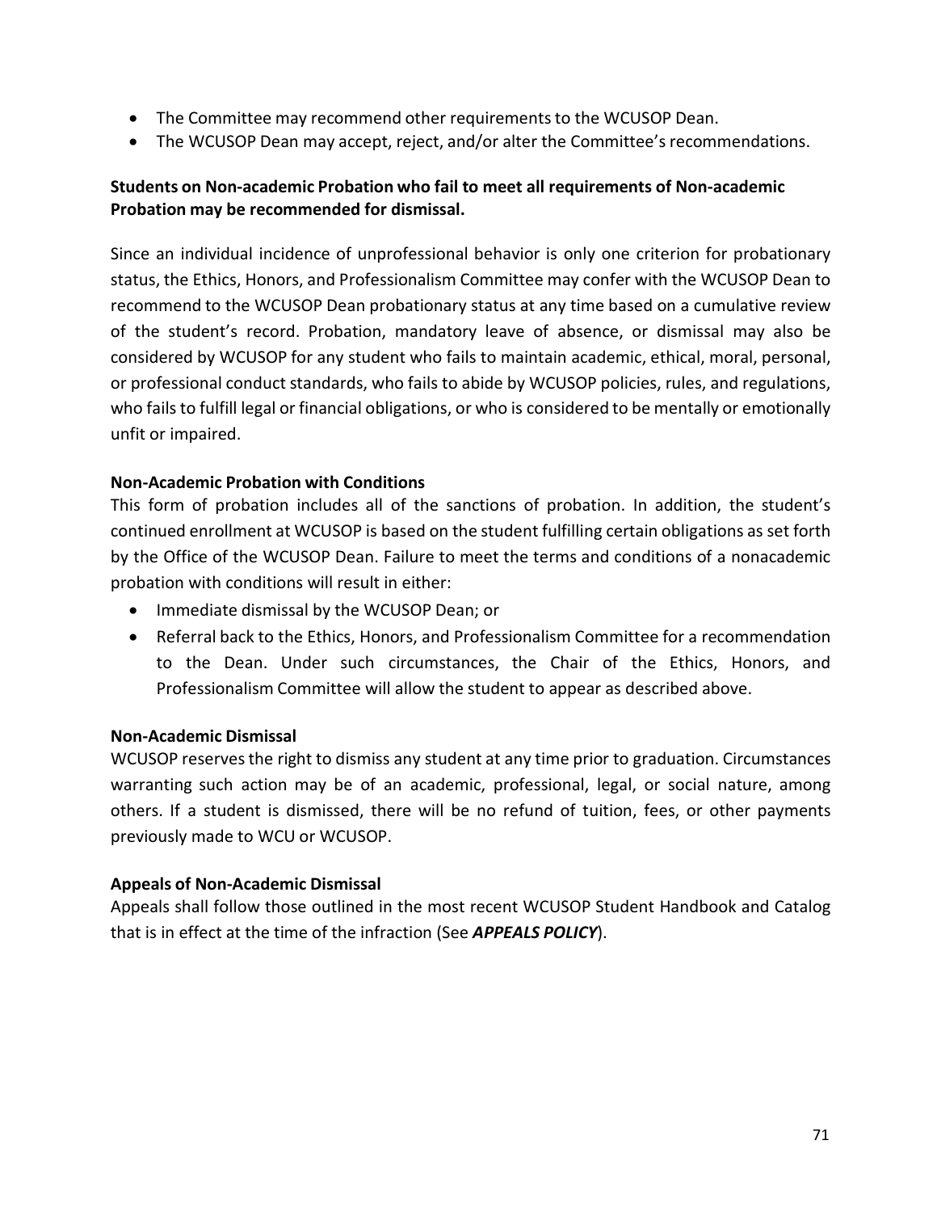- The Committee may recommend other requirements to the WCUSOP Dean.
- The WCUSOP Dean may accept, reject, and/or alter the Committee's recommendations.

**Students on Non-academic Probation who fail to meet all requirements of Non-academic Probation may be recommended for dismissal.**

Since an individual incidence of unprofessional behavior is only one criterion for probationary status, the Ethics, Honors, and Professionalism Committee may confer with the WCUSOP Dean to recommend to the WCUSOP Dean probationary status at any time based on a cumulative review of the student's record. Probation, mandatory leave of absence, or dismissal may also be considered by WCUSOP for any student who fails to maintain academic, ethical, moral, personal, or professional conduct standards, who fails to abide by WCUSOP policies, rules, and regulations, who fails to fulfill legal or financial obligations, or who is considered to be mentally or emotionally unfit or impaired.

**Non-Academic Probation with Conditions**

This form of probation includes all of the sanctions of probation. In addition, the student's continued enrollment at WCUSOP is based on the student fulfilling certain obligations as set forth by the Office of the WCUSOP Dean. Failure to meet the terms and conditions of a nonacademic probation with conditions will result in either:

- Immediate dismissal by the WCUSOP Dean; or
- Referral back to the Ethics, Honors, and Professionalism Committee for a recommendation to the Dean. Under such circumstances, the Chair of the Ethics, Honors, and Professionalism Committee will allow the student to appear as described above.

**Non-Academic Dismissal**

WCUSOP reserves the right to dismiss any student at any time prior to graduation. Circumstances warranting such action may be of an academic, professional, legal, or social nature, among others. If a student is dismissed, there will be no refund of tuition, fees, or other payments previously made to WCU or WCUSOP.

**Appeals of Non-Academic Dismissal**

Appeals shall follow those outlined in the most recent WCUSOP Student Handbook and Catalog that is in effect at the time of the infraction (See ***APPEALS POLICY***).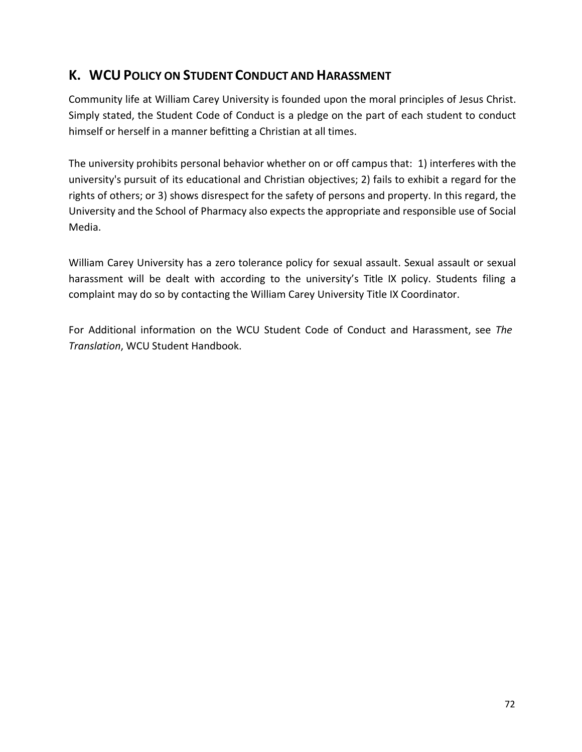## K. WCU Policy on Student Conduct and Harassment

Community life at William Carey University is founded upon the moral principles of Jesus Christ. Simply stated, the Student Code of Conduct is a pledge on the part of each student to conduct himself or herself in a manner befitting a Christian at all times.

The university prohibits personal behavior whether on or off campus that: 1) interferes with the university's pursuit of its educational and Christian objectives; 2) fails to exhibit a regard for the rights of others; or 3) shows disrespect for the safety of persons and property. In this regard, the University and the School of Pharmacy also expects the appropriate and responsible use of Social Media.

William Carey University has a zero tolerance policy for sexual assault. Sexual assault or sexual harassment will be dealt with according to the university's Title IX policy. Students filing a complaint may do so by contacting the William Carey University Title IX Coordinator.

For Additional information on the WCU Student Code of Conduct and Harassment, see *The Translation*, WCU Student Handbook.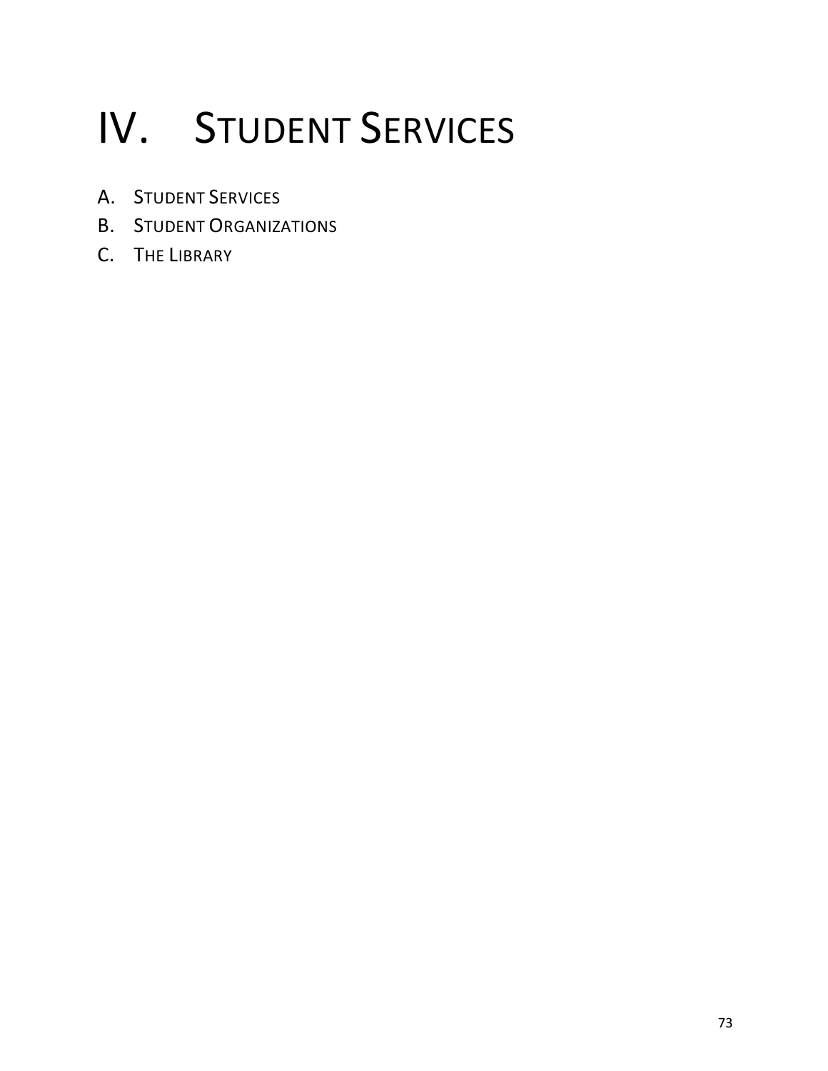# IV. Student Services

A. Student Services
B. Student Organizations
C. The Library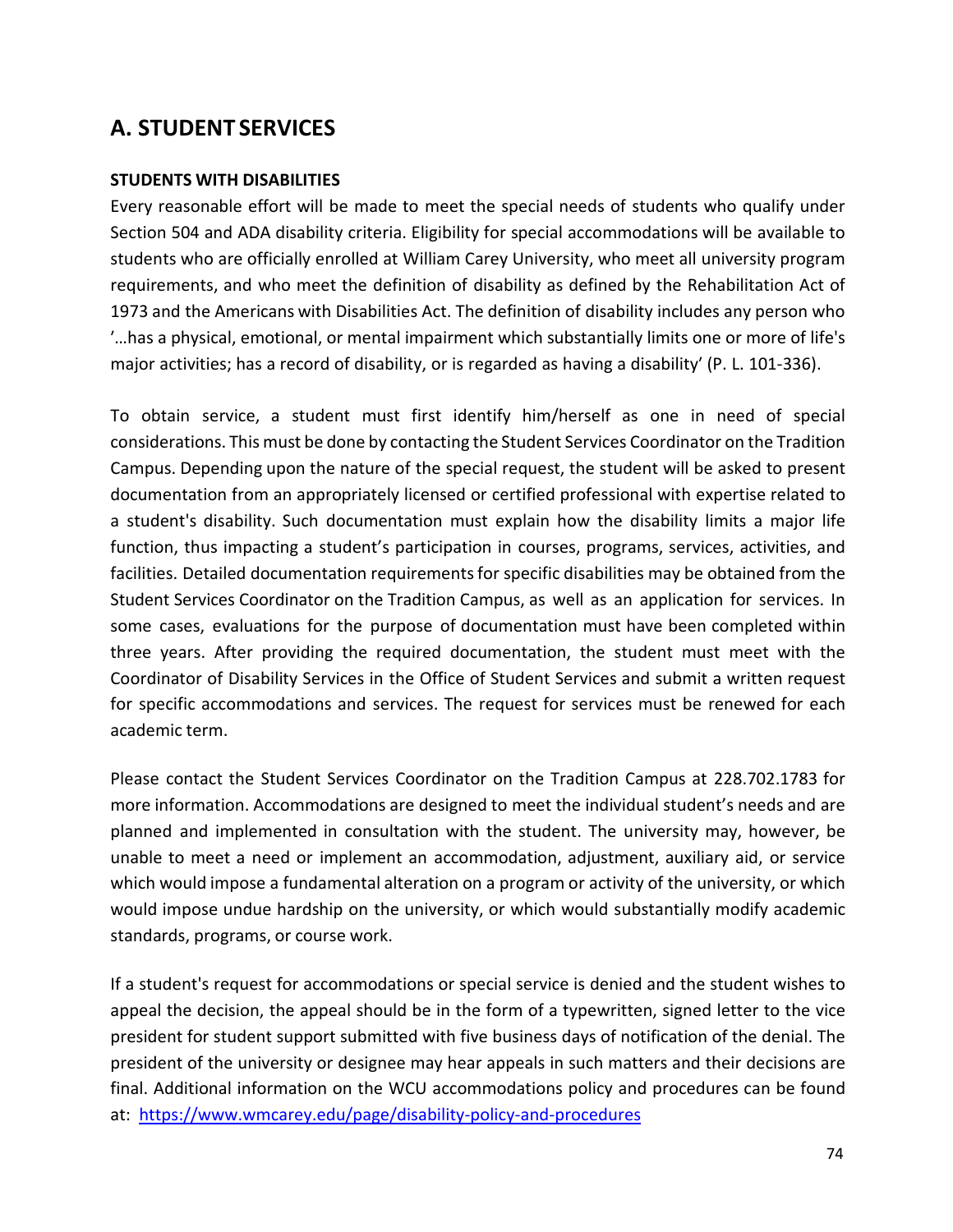## A. STUDENT SERVICES

**STUDENTS WITH DISABILITIES**

Every reasonable effort will be made to meet the special needs of students who qualify under Section 504 and ADA disability criteria. Eligibility for special accommodations will be available to students who are officially enrolled at William Carey University, who meet all university program requirements, and who meet the definition of disability as defined by the Rehabilitation Act of 1973 and the Americans with Disabilities Act. The definition of disability includes any person who '…has a physical, emotional, or mental impairment which substantially limits one or more of life's major activities; has a record of disability, or is regarded as having a disability' (P. L. 101-336).

To obtain service, a student must first identify him/herself as one in need of special considerations. This must be done by contacting the Student Services Coordinator on the Tradition Campus. Depending upon the nature of the special request, the student will be asked to present documentation from an appropriately licensed or certified professional with expertise related to a student's disability. Such documentation must explain how the disability limits a major life function, thus impacting a student's participation in courses, programs, services, activities, and facilities. Detailed documentation requirements for specific disabilities may be obtained from the Student Services Coordinator on the Tradition Campus, as well as an application for services. In some cases, evaluations for the purpose of documentation must have been completed within three years. After providing the required documentation, the student must meet with the Coordinator of Disability Services in the Office of Student Services and submit a written request for specific accommodations and services. The request for services must be renewed for each academic term.

Please contact the Student Services Coordinator on the Tradition Campus at 228.702.1783 for more information. Accommodations are designed to meet the individual student's needs and are planned and implemented in consultation with the student. The university may, however, be unable to meet a need or implement an accommodation, adjustment, auxiliary aid, or service which would impose a fundamental alteration on a program or activity of the university, or which would impose undue hardship on the university, or which would substantially modify academic standards, programs, or course work.

If a student's request for accommodations or special service is denied and the student wishes to appeal the decision, the appeal should be in the form of a typewritten, signed letter to the vice president for student support submitted with five business days of notification of the denial. The president of the university or designee may hear appeals in such matters and their decisions are final. Additional information on the WCU accommodations policy and procedures can be found at: [https://www.wmcarey.edu/page/disability-policy-and-procedures](https://www.wmcarey.edu/page/disability-policy-and-procedures)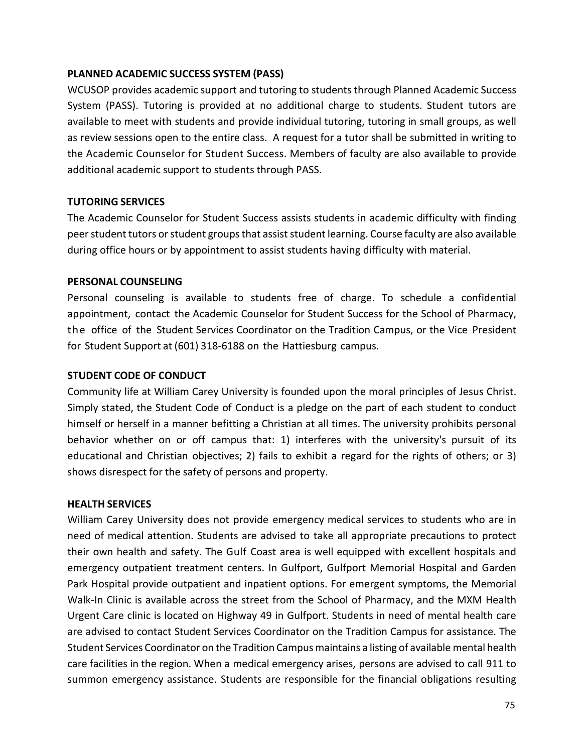**PLANNED ACADEMIC SUCCESS SYSTEM (PASS)**

WCUSOP provides academic support and tutoring to students through Planned Academic Success System (PASS). Tutoring is provided at no additional charge to students. Student tutors are available to meet with students and provide individual tutoring, tutoring in small groups, as well as review sessions open to the entire class. A request for a tutor shall be submitted in writing to the Academic Counselor for Student Success. Members of faculty are also available to provide additional academic support to students through PASS.

**TUTORING SERVICES**

The Academic Counselor for Student Success assists students in academic difficulty with finding peer student tutors or student groups that assist student learning. Course faculty are also available during office hours or by appointment to assist students having difficulty with material.

**PERSONAL COUNSELING**

Personal counseling is available to students free of charge. To schedule a confidential appointment, contact the Academic Counselor for Student Success for the School of Pharmacy, the office of the Student Services Coordinator on the Tradition Campus, or the Vice President for Student Support at (601) 318-6188 on the Hattiesburg campus.

**STUDENT CODE OF CONDUCT**

Community life at William Carey University is founded upon the moral principles of Jesus Christ. Simply stated, the Student Code of Conduct is a pledge on the part of each student to conduct himself or herself in a manner befitting a Christian at all times. The university prohibits personal behavior whether on or off campus that: 1) interferes with the university's pursuit of its educational and Christian objectives; 2) fails to exhibit a regard for the rights of others; or 3) shows disrespect for the safety of persons and property.

**HEALTH SERVICES**

William Carey University does not provide emergency medical services to students who are in need of medical attention. Students are advised to take all appropriate precautions to protect their own health and safety. The Gulf Coast area is well equipped with excellent hospitals and emergency outpatient treatment centers. In Gulfport, Gulfport Memorial Hospital and Garden Park Hospital provide outpatient and inpatient options. For emergent symptoms, the Memorial Walk-In Clinic is available across the street from the School of Pharmacy, and the MXM Health Urgent Care clinic is located on Highway 49 in Gulfport. Students in need of mental health care are advised to contact Student Services Coordinator on the Tradition Campus for assistance. The Student Services Coordinator on the Tradition Campus maintains a listing of available mental health care facilities in the region. When a medical emergency arises, persons are advised to call 911 to summon emergency assistance. Students are responsible for the financial obligations resulting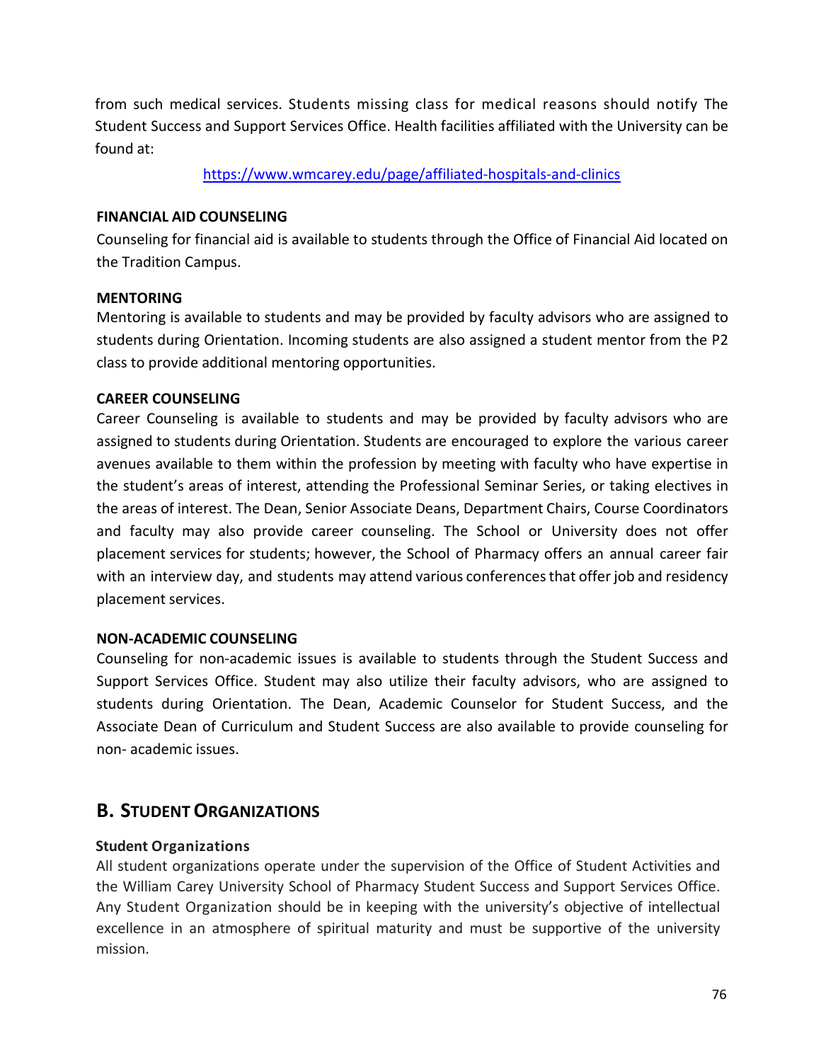from such medical services. Students missing class for medical reasons should notify The Student Success and Support Services Office. Health facilities affiliated with the University can be found at:

https://www.wmcarey.edu/page/affiliated-hospitals-and-clinics

**FINANCIAL AID COUNSELING**

Counseling for financial aid is available to students through the Office of Financial Aid located on the Tradition Campus.

**MENTORING**

Mentoring is available to students and may be provided by faculty advisors who are assigned to students during Orientation. Incoming students are also assigned a student mentor from the P2 class to provide additional mentoring opportunities.

**CAREER COUNSELING**

Career Counseling is available to students and may be provided by faculty advisors who are assigned to students during Orientation. Students are encouraged to explore the various career avenues available to them within the profession by meeting with faculty who have expertise in the student's areas of interest, attending the Professional Seminar Series, or taking electives in the areas of interest. The Dean, Senior Associate Deans, Department Chairs, Course Coordinators and faculty may also provide career counseling. The School or University does not offer placement services for students; however, the School of Pharmacy offers an annual career fair with an interview day, and students may attend various conferences that offer job and residency placement services.

**NON-ACADEMIC COUNSELING**

Counseling for non-academic issues is available to students through the Student Success and Support Services Office. Student may also utilize their faculty advisors, who are assigned to students during Orientation. The Dean, Academic Counselor for Student Success, and the Associate Dean of Curriculum and Student Success are also available to provide counseling for non- academic issues.

## B. STUDENT ORGANIZATIONS

**Student Organizations**

All student organizations operate under the supervision of the Office of Student Activities and the William Carey University School of Pharmacy Student Success and Support Services Office. Any Student Organization should be in keeping with the university's objective of intellectual excellence in an atmosphere of spiritual maturity and must be supportive of the university mission.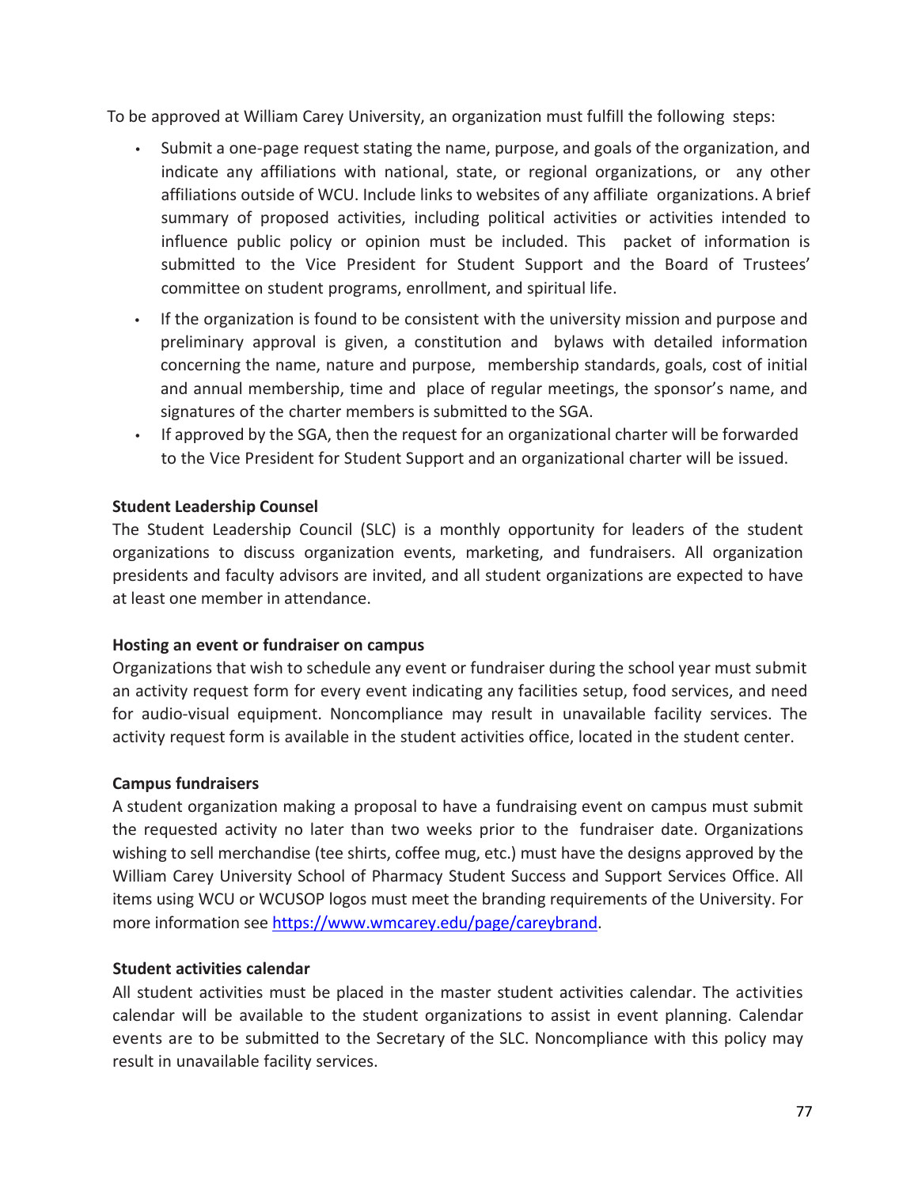To be approved at William Carey University, an organization must fulfill the following steps:

- Submit a one-page request stating the name, purpose, and goals of the organization, and indicate any affiliations with national, state, or regional organizations, or any other affiliations outside of WCU. Include links to websites of any affiliate organizations. A brief summary of proposed activities, including political activities or activities intended to influence public policy or opinion must be included. This packet of information is submitted to the Vice President for Student Support and the Board of Trustees' committee on student programs, enrollment, and spiritual life.
- If the organization is found to be consistent with the university mission and purpose and preliminary approval is given, a constitution and bylaws with detailed information concerning the name, nature and purpose, membership standards, goals, cost of initial and annual membership, time and place of regular meetings, the sponsor's name, and signatures of the charter members is submitted to the SGA.
- If approved by the SGA, then the request for an organizational charter will be forwarded to the Vice President for Student Support and an organizational charter will be issued.

**Student Leadership Counsel**

The Student Leadership Council (SLC) is a monthly opportunity for leaders of the student organizations to discuss organization events, marketing, and fundraisers. All organization presidents and faculty advisors are invited, and all student organizations are expected to have at least one member in attendance.

**Hosting an event or fundraiser on campus**

Organizations that wish to schedule any event or fundraiser during the school year must submit an activity request form for every event indicating any facilities setup, food services, and need for audio-visual equipment. Noncompliance may result in unavailable facility services. The activity request form is available in the student activities office, located in the student center.

**Campus fundraisers**

A student organization making a proposal to have a fundraising event on campus must submit the requested activity no later than two weeks prior to the fundraiser date. Organizations wishing to sell merchandise (tee shirts, coffee mug, etc.) must have the designs approved by the William Carey University School of Pharmacy Student Success and Support Services Office. All items using WCU or WCUSOP logos must meet the branding requirements of the University. For more information see https://www.wmcarey.edu/page/careybrand.

**Student activities calendar**

All student activities must be placed in the master student activities calendar. The activities calendar will be available to the student organizations to assist in event planning. Calendar events are to be submitted to the Secretary of the SLC. Noncompliance with this policy may result in unavailable facility services.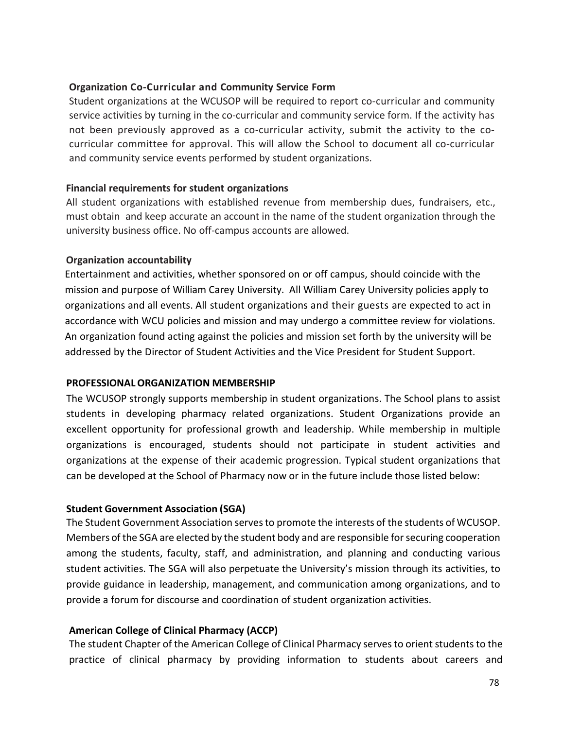**Organization Co-Curricular and Community Service Form**

Student organizations at the WCUSOP will be required to report co-curricular and community service activities by turning in the co-curricular and community service form. If the activity has not been previously approved as a co-curricular activity, submit the activity to the co-curricular committee for approval. This will allow the School to document all co-curricular and community service events performed by student organizations.

**Financial requirements for student organizations**

All student organizations with established revenue from membership dues, fundraisers, etc., must obtain and keep accurate an account in the name of the student organization through the university business office. No off-campus accounts are allowed.

**Organization accountability**

Entertainment and activities, whether sponsored on or off campus, should coincide with the mission and purpose of William Carey University. All William Carey University policies apply to organizations and all events. All student organizations and their guests are expected to act in accordance with WCU policies and mission and may undergo a committee review for violations. An organization found acting against the policies and mission set forth by the university will be addressed by the Director of Student Activities and the Vice President for Student Support.

**PROFESSIONAL ORGANIZATION MEMBERSHIP**

The WCUSOP strongly supports membership in student organizations. The School plans to assist students in developing pharmacy related organizations. Student Organizations provide an excellent opportunity for professional growth and leadership. While membership in multiple organizations is encouraged, students should not participate in student activities and organizations at the expense of their academic progression. Typical student organizations that can be developed at the School of Pharmacy now or in the future include those listed below:

**Student Government Association (SGA)**

The Student Government Association serves to promote the interests of the students of WCUSOP. Members of the SGA are elected by the student body and are responsible for securing cooperation among the students, faculty, staff, and administration, and planning and conducting various student activities. The SGA will also perpetuate the University's mission through its activities, to provide guidance in leadership, management, and communication among organizations, and to provide a forum for discourse and coordination of student organization activities.

**American College of Clinical Pharmacy (ACCP)**

The student Chapter of the American College of Clinical Pharmacy serves to orient students to the practice of clinical pharmacy by providing information to students about careers and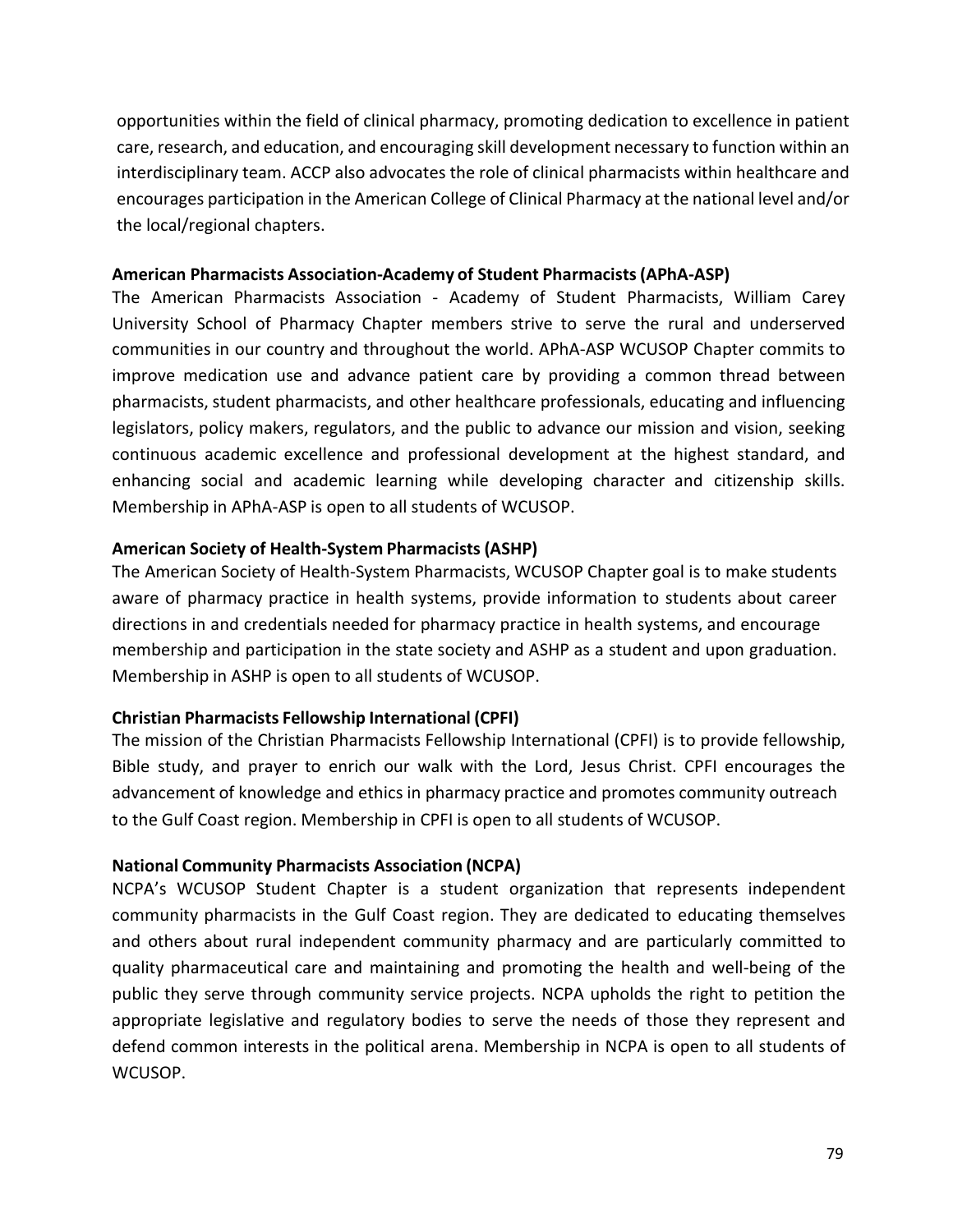opportunities within the field of clinical pharmacy, promoting dedication to excellence in patient care, research, and education, and encouraging skill development necessary to function within an interdisciplinary team. ACCP also advocates the role of clinical pharmacists within healthcare and encourages participation in the American College of Clinical Pharmacy at the national level and/or the local/regional chapters.

**American Pharmacists Association-Academy of Student Pharmacists (APhA-ASP)**

The American Pharmacists Association - Academy of Student Pharmacists, William Carey University School of Pharmacy Chapter members strive to serve the rural and underserved communities in our country and throughout the world. APhA-ASP WCUSOP Chapter commits to improve medication use and advance patient care by providing a common thread between pharmacists, student pharmacists, and other healthcare professionals, educating and influencing legislators, policy makers, regulators, and the public to advance our mission and vision, seeking continuous academic excellence and professional development at the highest standard, and enhancing social and academic learning while developing character and citizenship skills. Membership in APhA-ASP is open to all students of WCUSOP.

**American Society of Health-System Pharmacists (ASHP)**

The American Society of Health-System Pharmacists, WCUSOP Chapter goal is to make students aware of pharmacy practice in health systems, provide information to students about career directions in and credentials needed for pharmacy practice in health systems, and encourage membership and participation in the state society and ASHP as a student and upon graduation. Membership in ASHP is open to all students of WCUSOP.

**Christian Pharmacists Fellowship International (CPFI)**

The mission of the Christian Pharmacists Fellowship International (CPFI) is to provide fellowship, Bible study, and prayer to enrich our walk with the Lord, Jesus Christ. CPFI encourages the advancement of knowledge and ethics in pharmacy practice and promotes community outreach to the Gulf Coast region. Membership in CPFI is open to all students of WCUSOP.

**National Community Pharmacists Association (NCPA)**

NCPA's WCUSOP Student Chapter is a student organization that represents independent community pharmacists in the Gulf Coast region. They are dedicated to educating themselves and others about rural independent community pharmacy and are particularly committed to quality pharmaceutical care and maintaining and promoting the health and well-being of the public they serve through community service projects. NCPA upholds the right to petition the appropriate legislative and regulatory bodies to serve the needs of those they represent and defend common interests in the political arena. Membership in NCPA is open to all students of WCUSOP.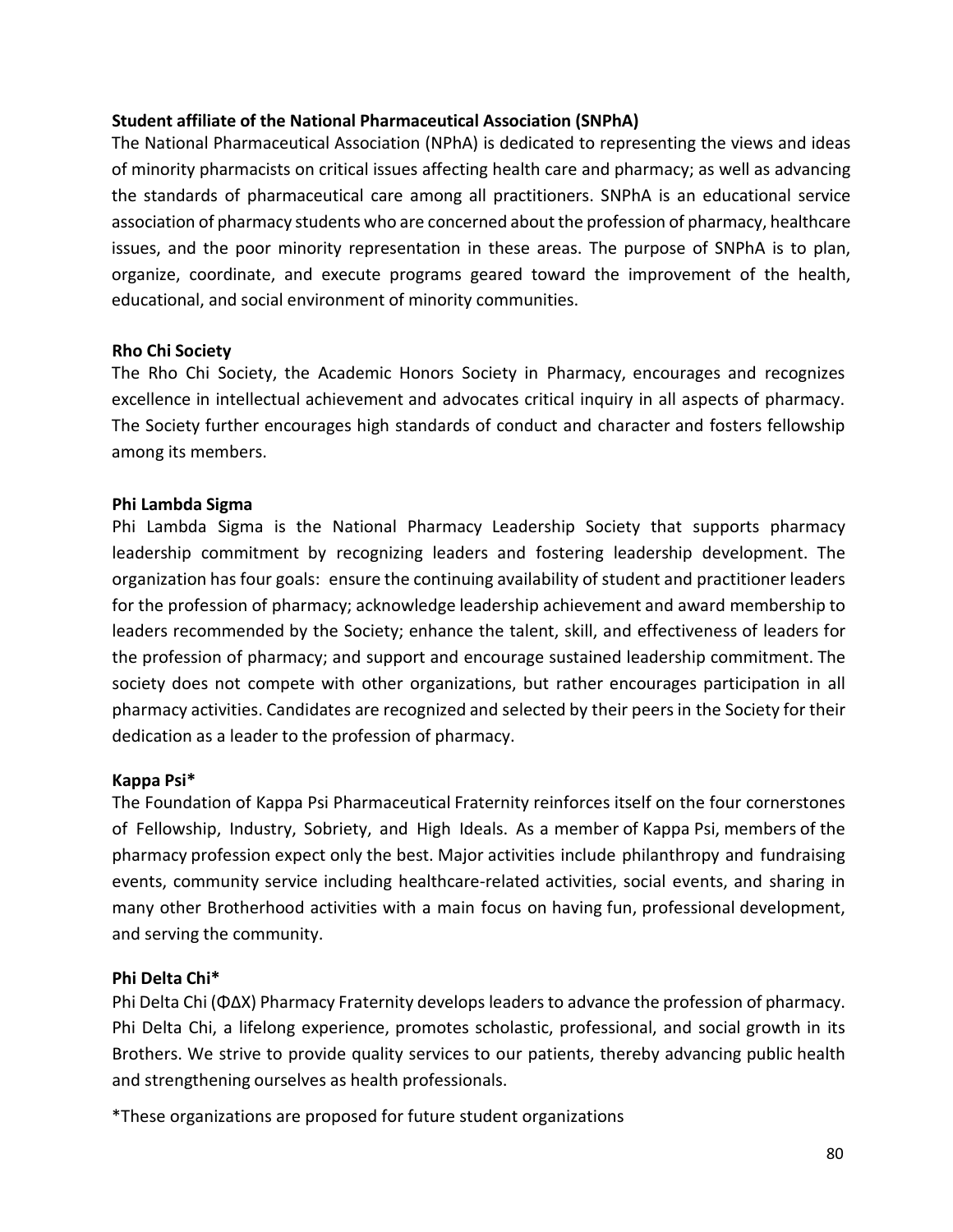**Student affiliate of the National Pharmaceutical Association (SNPhA)**

The National Pharmaceutical Association (NPhA) is dedicated to representing the views and ideas of minority pharmacists on critical issues affecting health care and pharmacy; as well as advancing the standards of pharmaceutical care among all practitioners. SNPhA is an educational service association of pharmacy students who are concerned about the profession of pharmacy, healthcare issues, and the poor minority representation in these areas. The purpose of SNPhA is to plan, organize, coordinate, and execute programs geared toward the improvement of the health, educational, and social environment of minority communities.

**Rho Chi Society**

The Rho Chi Society, the Academic Honors Society in Pharmacy, encourages and recognizes excellence in intellectual achievement and advocates critical inquiry in all aspects of pharmacy. The Society further encourages high standards of conduct and character and fosters fellowship among its members.

**Phi Lambda Sigma**

Phi Lambda Sigma is the National Pharmacy Leadership Society that supports pharmacy leadership commitment by recognizing leaders and fostering leadership development. The organization has four goals: ensure the continuing availability of student and practitioner leaders for the profession of pharmacy; acknowledge leadership achievement and award membership to leaders recommended by the Society; enhance the talent, skill, and effectiveness of leaders for the profession of pharmacy; and support and encourage sustained leadership commitment. The society does not compete with other organizations, but rather encourages participation in all pharmacy activities. Candidates are recognized and selected by their peers in the Society for their dedication as a leader to the profession of pharmacy.

**Kappa Psi***

The Foundation of Kappa Psi Pharmaceutical Fraternity reinforces itself on the four cornerstones of Fellowship, Industry, Sobriety, and High Ideals. As a member of Kappa Psi, members of the pharmacy profession expect only the best. Major activities include philanthropy and fundraising events, community service including healthcare-related activities, social events, and sharing in many other Brotherhood activities with a main focus on having fun, professional development, and serving the community.

**Phi Delta Chi***

Phi Delta Chi (ΦΔΧ) Pharmacy Fraternity develops leaders to advance the profession of pharmacy. Phi Delta Chi, a lifelong experience, promotes scholastic, professional, and social growth in its Brothers. We strive to provide quality services to our patients, thereby advancing public health and strengthening ourselves as health professionals.

*These organizations are proposed for future student organizations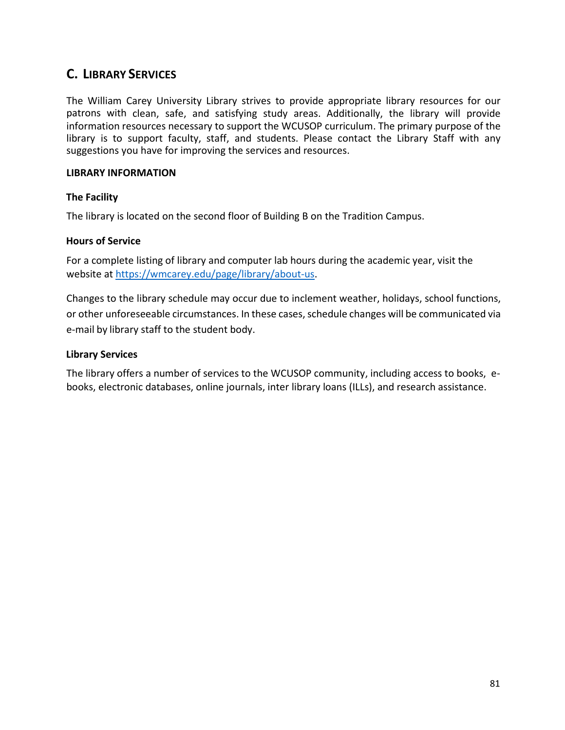## C. Library Services

The William Carey University Library strives to provide appropriate library resources for our patrons with clean, safe, and satisfying study areas. Additionally, the library will provide information resources necessary to support the WCUSOP curriculum. The primary purpose of the library is to support faculty, staff, and students. Please contact the Library Staff with any suggestions you have for improving the services and resources.

**LIBRARY INFORMATION**

**The Facility**

The library is located on the second floor of Building B on the Tradition Campus.

**Hours of Service**

For a complete listing of library and computer lab hours during the academic year, visit the website at [https://wmcarey.edu/page/library/about-us](https://wmcarey.edu/page/library/about-us).

Changes to the library schedule may occur due to inclement weather, holidays, school functions, or other unforeseeable circumstances. In these cases, schedule changes will be communicated via e-mail by library staff to the student body.

**Library Services**

The library offers a number of services to the WCUSOP community, including access to books, e-books, electronic databases, online journals, inter library loans (ILLs), and research assistance.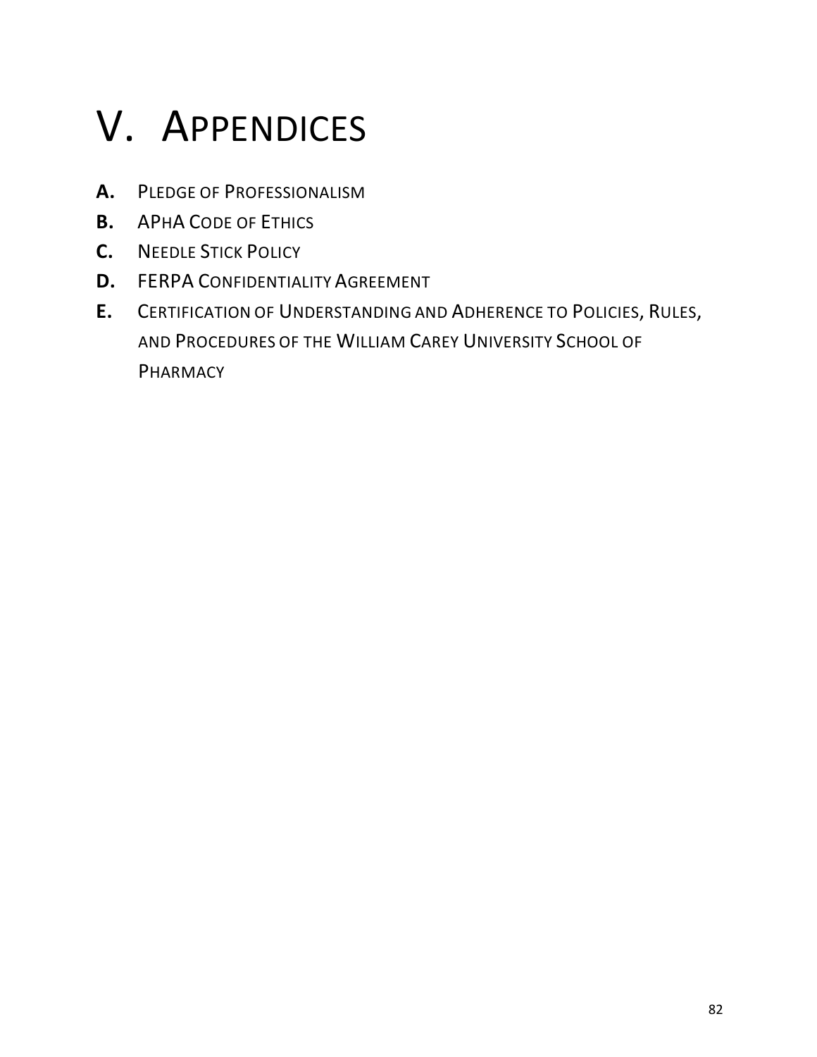# V. Appendices

**A.** Pledge of Professionalism

**B.** APhA Code of Ethics

**C.** Needle Stick Policy

**D.** FERPA Confidentiality Agreement

**E.** Certification of Understanding and Adherence to Policies, Rules, and Procedures of the William Carey University School of Pharmacy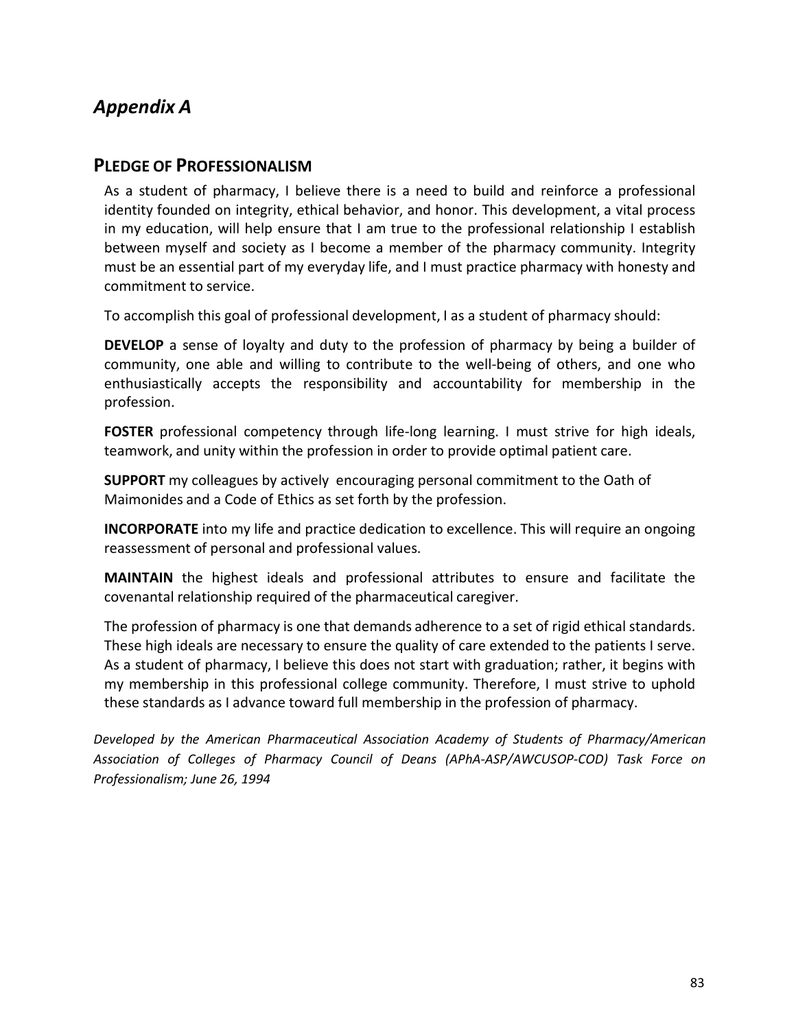# *Appendix A*

## PLEDGE OF PROFESSIONALISM

As a student of pharmacy, I believe there is a need to build and reinforce a professional identity founded on integrity, ethical behavior, and honor. This development, a vital process in my education, will help ensure that I am true to the professional relationship I establish between myself and society as I become a member of the pharmacy community. Integrity must be an essential part of my everyday life, and I must practice pharmacy with honesty and commitment to service.

To accomplish this goal of professional development, I as a student of pharmacy should:

**DEVELOP** a sense of loyalty and duty to the profession of pharmacy by being a builder of community, one able and willing to contribute to the well-being of others, and one who enthusiastically accepts the responsibility and accountability for membership in the profession.

**FOSTER** professional competency through life-long learning. I must strive for high ideals, teamwork, and unity within the profession in order to provide optimal patient care.

**SUPPORT** my colleagues by actively encouraging personal commitment to the Oath of Maimonides and a Code of Ethics as set forth by the profession.

**INCORPORATE** into my life and practice dedication to excellence. This will require an ongoing reassessment of personal and professional values.

**MAINTAIN** the highest ideals and professional attributes to ensure and facilitate the covenantal relationship required of the pharmaceutical caregiver.

The profession of pharmacy is one that demands adherence to a set of rigid ethical standards. These high ideals are necessary to ensure the quality of care extended to the patients I serve. As a student of pharmacy, I believe this does not start with graduation; rather, it begins with my membership in this professional college community. Therefore, I must strive to uphold these standards as I advance toward full membership in the profession of pharmacy.

*Developed by the American Pharmaceutical Association Academy of Students of Pharmacy/American Association of Colleges of Pharmacy Council of Deans (APhA-ASP/AWCUSOP-COD) Task Force on Professionalism; June 26, 1994*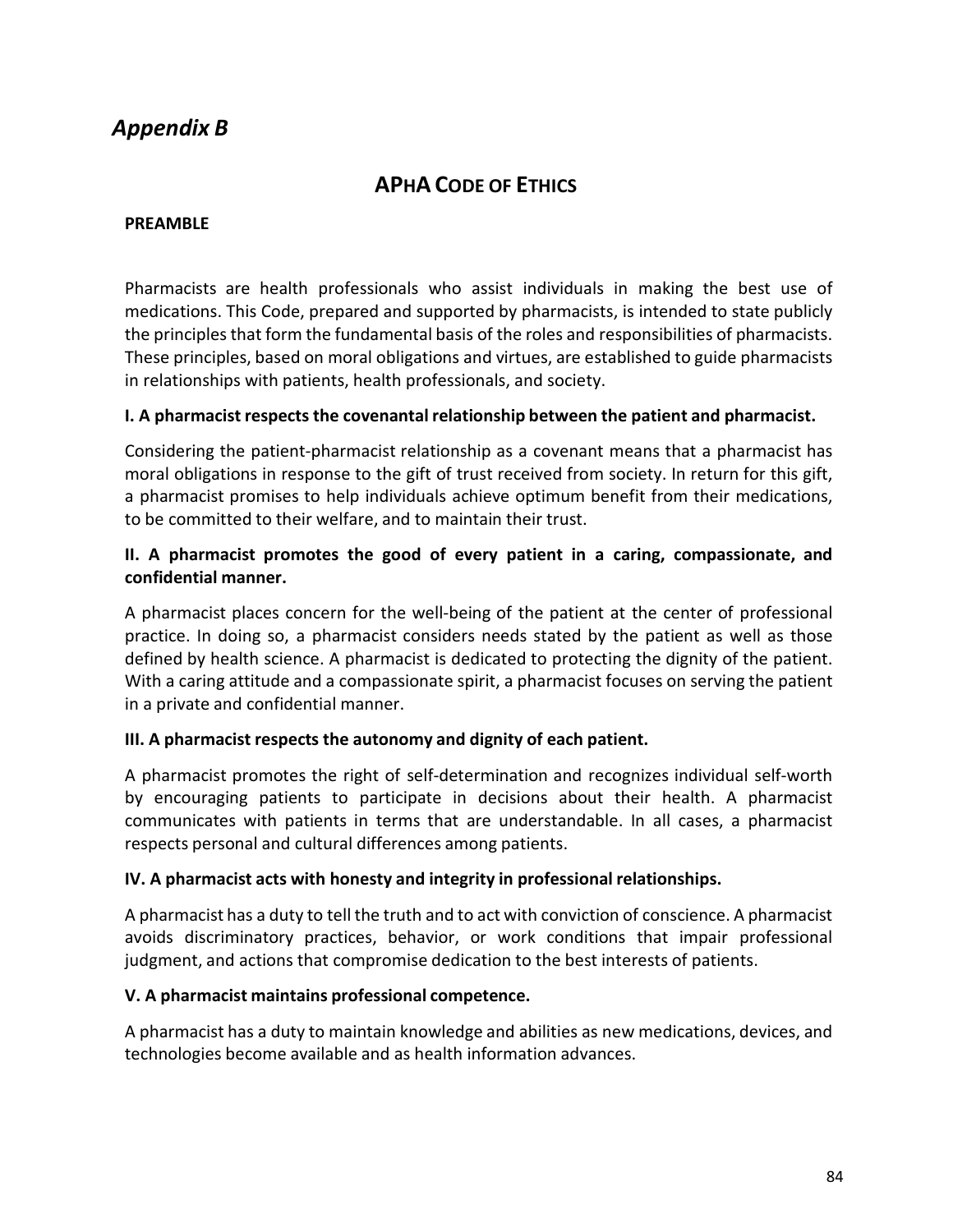# *Appendix B*

## APhA Code of Ethics

**PREAMBLE**

Pharmacists are health professionals who assist individuals in making the best use of medications. This Code, prepared and supported by pharmacists, is intended to state publicly the principles that form the fundamental basis of the roles and responsibilities of pharmacists. These principles, based on moral obligations and virtues, are established to guide pharmacists in relationships with patients, health professionals, and society.

**I. A pharmacist respects the covenantal relationship between the patient and pharmacist.**

Considering the patient-pharmacist relationship as a covenant means that a pharmacist has moral obligations in response to the gift of trust received from society. In return for this gift, a pharmacist promises to help individuals achieve optimum benefit from their medications, to be committed to their welfare, and to maintain their trust.

**II. A pharmacist promotes the good of every patient in a caring, compassionate, and confidential manner.**

A pharmacist places concern for the well-being of the patient at the center of professional practice. In doing so, a pharmacist considers needs stated by the patient as well as those defined by health science. A pharmacist is dedicated to protecting the dignity of the patient. With a caring attitude and a compassionate spirit, a pharmacist focuses on serving the patient in a private and confidential manner.

**III. A pharmacist respects the autonomy and dignity of each patient.**

A pharmacist promotes the right of self-determination and recognizes individual self-worth by encouraging patients to participate in decisions about their health. A pharmacist communicates with patients in terms that are understandable. In all cases, a pharmacist respects personal and cultural differences among patients.

**IV. A pharmacist acts with honesty and integrity in professional relationships.**

A pharmacist has a duty to tell the truth and to act with conviction of conscience. A pharmacist avoids discriminatory practices, behavior, or work conditions that impair professional judgment, and actions that compromise dedication to the best interests of patients.

**V. A pharmacist maintains professional competence.**

A pharmacist has a duty to maintain knowledge and abilities as new medications, devices, and technologies become available and as health information advances.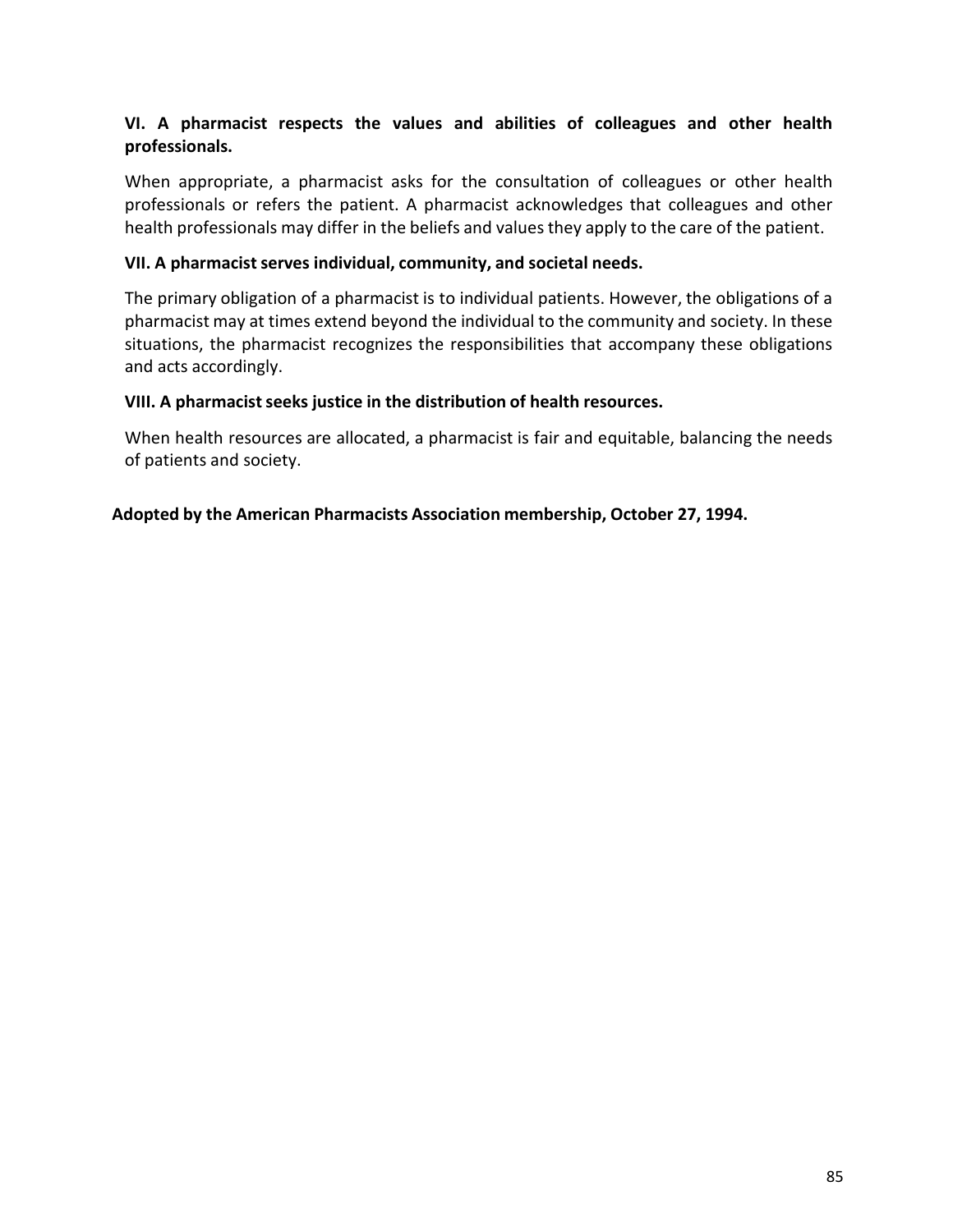**VI. A pharmacist respects the values and abilities of colleagues and other health professionals.**

When appropriate, a pharmacist asks for the consultation of colleagues or other health professionals or refers the patient. A pharmacist acknowledges that colleagues and other health professionals may differ in the beliefs and values they apply to the care of the patient.

**VII. A pharmacist serves individual, community, and societal needs.**

The primary obligation of a pharmacist is to individual patients. However, the obligations of a pharmacist may at times extend beyond the individual to the community and society. In these situations, the pharmacist recognizes the responsibilities that accompany these obligations and acts accordingly.

**VIII. A pharmacist seeks justice in the distribution of health resources.**

When health resources are allocated, a pharmacist is fair and equitable, balancing the needs of patients and society.

**Adopted by the American Pharmacists Association membership, October 27, 1994.**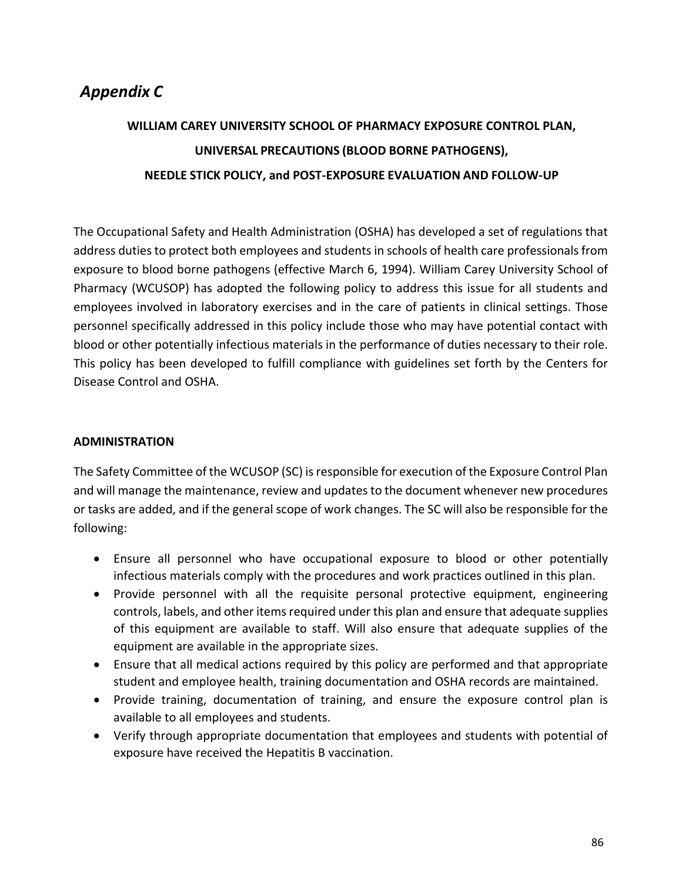## *Appendix C*

### WILLIAM CAREY UNIVERSITY SCHOOL OF PHARMACY EXPOSURE CONTROL PLAN, UNIVERSAL PRECAUTIONS (BLOOD BORNE PATHOGENS), NEEDLE STICK POLICY, and POST-EXPOSURE EVALUATION AND FOLLOW-UP

The Occupational Safety and Health Administration (OSHA) has developed a set of regulations that address duties to protect both employees and students in schools of health care professionals from exposure to blood borne pathogens (effective March 6, 1994). William Carey University School of Pharmacy (WCUSOP) has adopted the following policy to address this issue for all students and employees involved in laboratory exercises and in the care of patients in clinical settings. Those personnel specifically addressed in this policy include those who may have potential contact with blood or other potentially infectious materials in the performance of duties necessary to their role. This policy has been developed to fulfill compliance with guidelines set forth by the Centers for Disease Control and OSHA.

**ADMINISTRATION**

The Safety Committee of the WCUSOP (SC) is responsible for execution of the Exposure Control Plan and will manage the maintenance, review and updates to the document whenever new procedures or tasks are added, and if the general scope of work changes. The SC will also be responsible for the following:

- Ensure all personnel who have occupational exposure to blood or other potentially infectious materials comply with the procedures and work practices outlined in this plan.
- Provide personnel with all the requisite personal protective equipment, engineering controls, labels, and other items required under this plan and ensure that adequate supplies of this equipment are available to staff. Will also ensure that adequate supplies of the equipment are available in the appropriate sizes.
- Ensure that all medical actions required by this policy are performed and that appropriate student and employee health, training documentation and OSHA records are maintained.
- Provide training, documentation of training, and ensure the exposure control plan is available to all employees and students.
- Verify through appropriate documentation that employees and students with potential of exposure have received the Hepatitis B vaccination.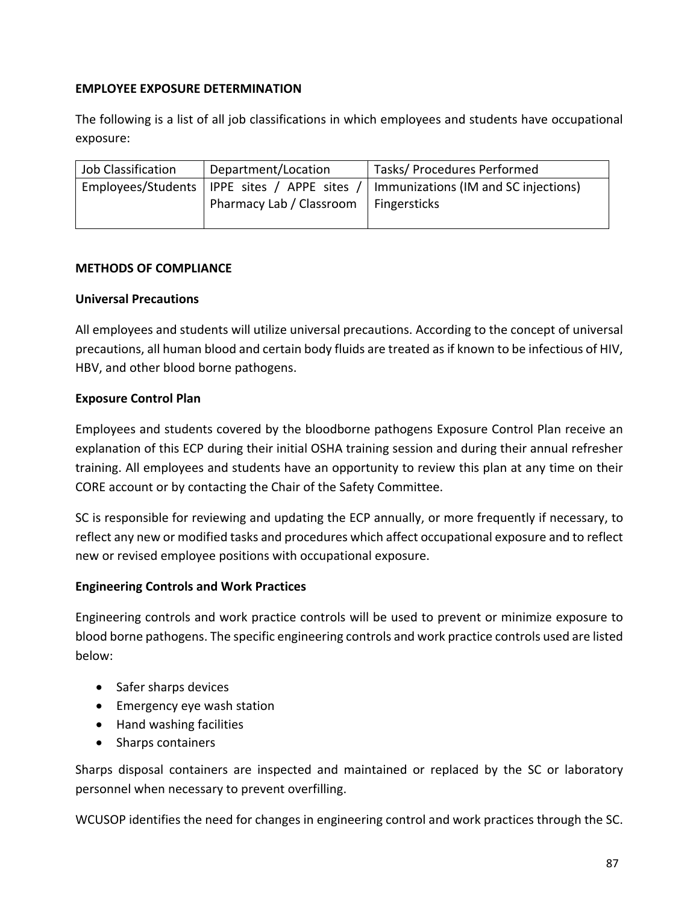**EMPLOYEE EXPOSURE DETERMINATION**

The following is a list of all job classifications in which employees and students have occupational exposure:

| Job Classification | Department/Location | Tasks/ Procedures Performed |
|---|---|---|
| Employees/Students | IPPE sites / APPE sites / Pharmacy Lab / Classroom | Immunizations (IM and SC injections) Fingersticks |

**METHODS OF COMPLIANCE**

**Universal Precautions**

All employees and students will utilize universal precautions. According to the concept of universal precautions, all human blood and certain body fluids are treated as if known to be infectious of HIV, HBV, and other blood borne pathogens.

**Exposure Control Plan**

Employees and students covered by the bloodborne pathogens Exposure Control Plan receive an explanation of this ECP during their initial OSHA training session and during their annual refresher training. All employees and students have an opportunity to review this plan at any time on their CORE account or by contacting the Chair of the Safety Committee.

SC is responsible for reviewing and updating the ECP annually, or more frequently if necessary, to reflect any new or modified tasks and procedures which affect occupational exposure and to reflect new or revised employee positions with occupational exposure.

**Engineering Controls and Work Practices**

Engineering controls and work practice controls will be used to prevent or minimize exposure to blood borne pathogens. The specific engineering controls and work practice controls used are listed below:

- Safer sharps devices
- Emergency eye wash station
- Hand washing facilities
- Sharps containers

Sharps disposal containers are inspected and maintained or replaced by the SC or laboratory personnel when necessary to prevent overfilling.

WCUSOP identifies the need for changes in engineering control and work practices through the SC.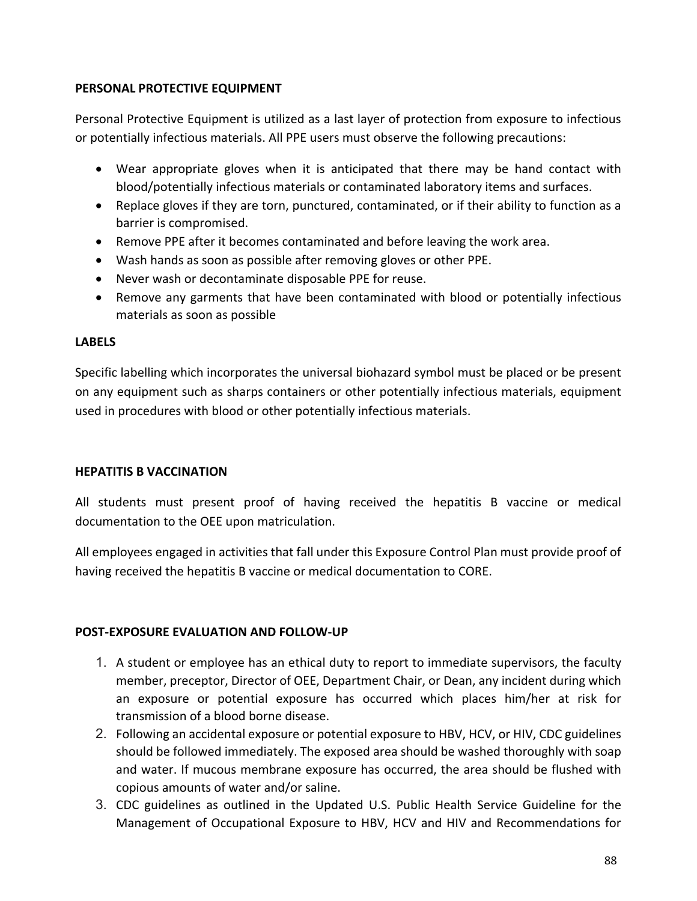## PERSONAL PROTECTIVE EQUIPMENT

Personal Protective Equipment is utilized as a last layer of protection from exposure to infectious or potentially infectious materials. All PPE users must observe the following precautions:

- Wear appropriate gloves when it is anticipated that there may be hand contact with blood/potentially infectious materials or contaminated laboratory items and surfaces.
- Replace gloves if they are torn, punctured, contaminated, or if their ability to function as a barrier is compromised.
- Remove PPE after it becomes contaminated and before leaving the work area.
- Wash hands as soon as possible after removing gloves or other PPE.
- Never wash or decontaminate disposable PPE for reuse.
- Remove any garments that have been contaminated with blood or potentially infectious materials as soon as possible

## LABELS

Specific labelling which incorporates the universal biohazard symbol must be placed or be present on any equipment such as sharps containers or other potentially infectious materials, equipment used in procedures with blood or other potentially infectious materials.

## HEPATITIS B VACCINATION

All students must present proof of having received the hepatitis B vaccine or medical documentation to the OEE upon matriculation.

All employees engaged in activities that fall under this Exposure Control Plan must provide proof of having received the hepatitis B vaccine or medical documentation to CORE.

## POST-EXPOSURE EVALUATION AND FOLLOW-UP

1. A student or employee has an ethical duty to report to immediate supervisors, the faculty member, preceptor, Director of OEE, Department Chair, or Dean, any incident during which an exposure or potential exposure has occurred which places him/her at risk for transmission of a blood borne disease.
2. Following an accidental exposure or potential exposure to HBV, HCV, or HIV, CDC guidelines should be followed immediately. The exposed area should be washed thoroughly with soap and water. If mucous membrane exposure has occurred, the area should be flushed with copious amounts of water and/or saline.
3. CDC guidelines as outlined in the Updated U.S. Public Health Service Guideline for the Management of Occupational Exposure to HBV, HCV and HIV and Recommendations for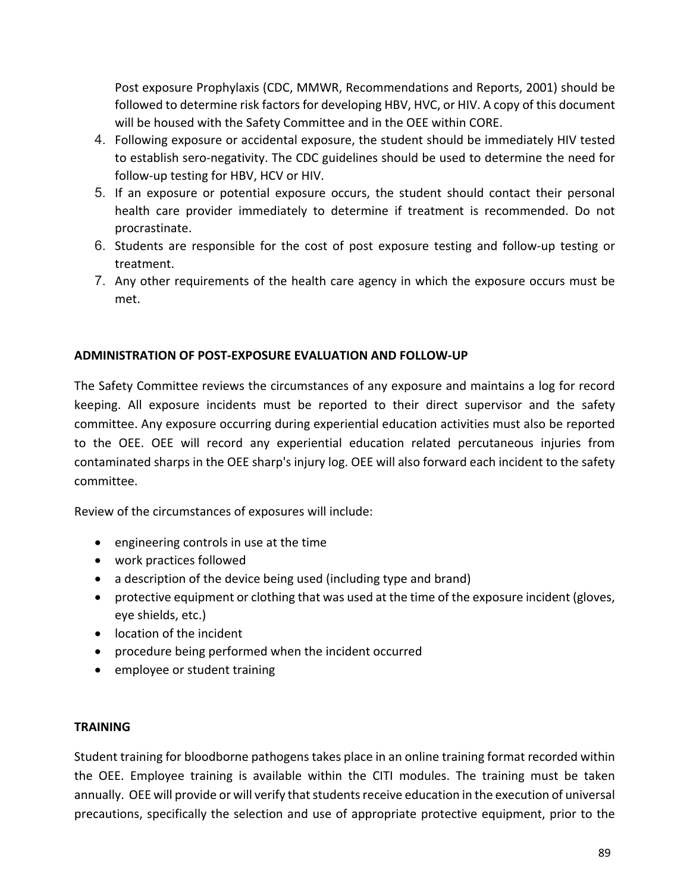Post exposure Prophylaxis (CDC, MMWR, Recommendations and Reports, 2001) should be followed to determine risk factors for developing HBV, HVC, or HIV. A copy of this document will be housed with the Safety Committee and in the OEE within CORE.

4. Following exposure or accidental exposure, the student should be immediately HIV tested to establish sero-negativity. The CDC guidelines should be used to determine the need for follow-up testing for HBV, HCV or HIV.
5. If an exposure or potential exposure occurs, the student should contact their personal health care provider immediately to determine if treatment is recommended. Do not procrastinate.
6. Students are responsible for the cost of post exposure testing and follow-up testing or treatment.
7. Any other requirements of the health care agency in which the exposure occurs must be met.

**ADMINISTRATION OF POST-EXPOSURE EVALUATION AND FOLLOW-UP**

The Safety Committee reviews the circumstances of any exposure and maintains a log for record keeping. All exposure incidents must be reported to their direct supervisor and the safety committee. Any exposure occurring during experiential education activities must also be reported to the OEE. OEE will record any experiential education related percutaneous injuries from contaminated sharps in the OEE sharp's injury log. OEE will also forward each incident to the safety committee.

Review of the circumstances of exposures will include:

- engineering controls in use at the time
- work practices followed
- a description of the device being used (including type and brand)
- protective equipment or clothing that was used at the time of the exposure incident (gloves, eye shields, etc.)
- location of the incident
- procedure being performed when the incident occurred
- employee or student training

**TRAINING**

Student training for bloodborne pathogens takes place in an online training format recorded within the OEE. Employee training is available within the CITI modules. The training must be taken annually. OEE will provide or will verify that students receive education in the execution of universal precautions, specifically the selection and use of appropriate protective equipment, prior to the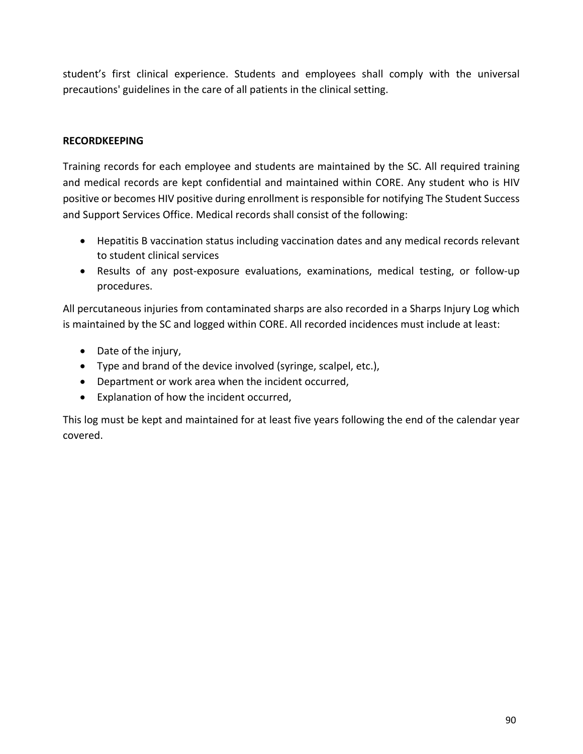student's first clinical experience. Students and employees shall comply with the universal precautions' guidelines in the care of all patients in the clinical setting.

**RECORDKEEPING**

Training records for each employee and students are maintained by the SC. All required training and medical records are kept confidential and maintained within CORE. Any student who is HIV positive or becomes HIV positive during enrollment is responsible for notifying The Student Success and Support Services Office. Medical records shall consist of the following:

- Hepatitis B vaccination status including vaccination dates and any medical records relevant to student clinical services
- Results of any post-exposure evaluations, examinations, medical testing, or follow-up procedures.

All percutaneous injuries from contaminated sharps are also recorded in a Sharps Injury Log which is maintained by the SC and logged within CORE. All recorded incidences must include at least:

- Date of the injury,
- Type and brand of the device involved (syringe, scalpel, etc.),
- Department or work area when the incident occurred,
- Explanation of how the incident occurred,

This log must be kept and maintained for at least five years following the end of the calendar year covered.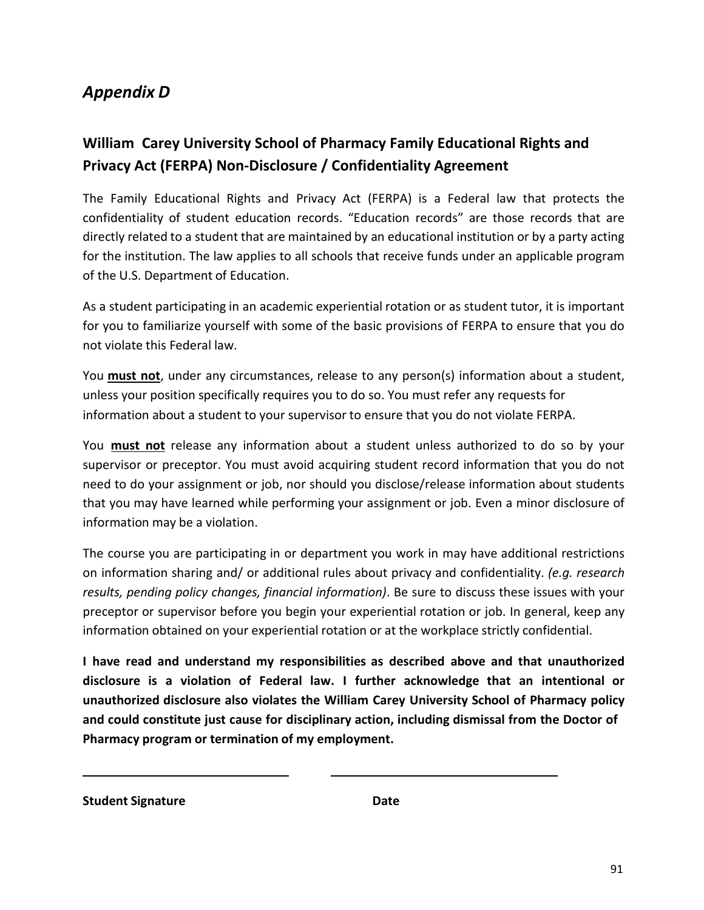# *Appendix D*

## William Carey University School of Pharmacy Family Educational Rights and Privacy Act (FERPA) Non-Disclosure / Confidentiality Agreement

The Family Educational Rights and Privacy Act (FERPA) is a Federal law that protects the confidentiality of student education records. "Education records" are those records that are directly related to a student that are maintained by an educational institution or by a party acting for the institution. The law applies to all schools that receive funds under an applicable program of the U.S. Department of Education.

As a student participating in an academic experiential rotation or as student tutor, it is important for you to familiarize yourself with some of the basic provisions of FERPA to ensure that you do not violate this Federal law.

You <u>**must not**</u>, under any circumstances, release to any person(s) information about a student, unless your position specifically requires you to do so. You must refer any requests for information about a student to your supervisor to ensure that you do not violate FERPA.

You <u>**must not**</u> release any information about a student unless authorized to do so by your supervisor or preceptor. You must avoid acquiring student record information that you do not need to do your assignment or job, nor should you disclose/release information about students that you may have learned while performing your assignment or job. Even a minor disclosure of information may be a violation.

The course you are participating in or department you work in may have additional restrictions on information sharing and/ or additional rules about privacy and confidentiality. *(e.g. research results, pending policy changes, financial information)*. Be sure to discuss these issues with your preceptor or supervisor before you begin your experiential rotation or job. In general, keep any information obtained on your experiential rotation or at the workplace strictly confidential.

**I have read and understand my responsibilities as described above and that unauthorized disclosure is a violation of Federal law. I further acknowledge that an intentional or unauthorized disclosure also violates the William Carey University School of Pharmacy policy and could constitute just cause for disciplinary action, including dismissal from the Doctor of Pharmacy program or termination of my employment.**

_______________________________ _______________________________

**Student Signature** **Date**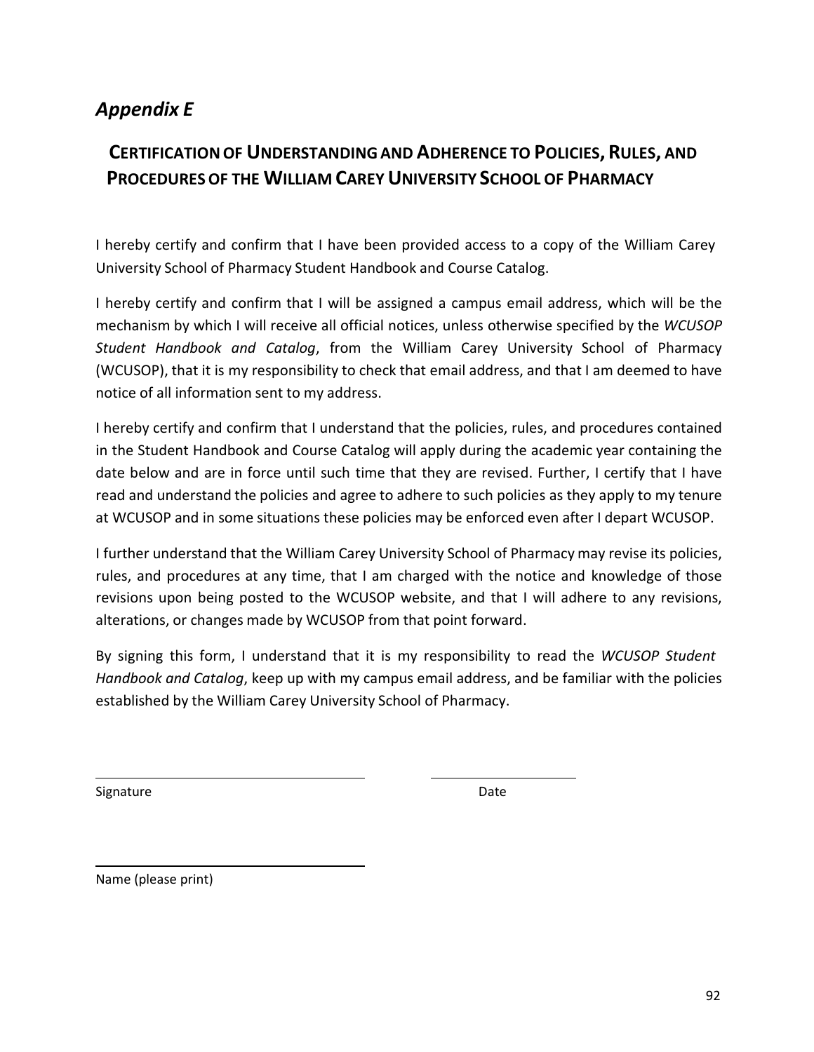## *Appendix E*

### CERTIFICATION OF UNDERSTANDING AND ADHERENCE TO POLICIES, RULES, AND PROCEDURES OF THE WILLIAM CAREY UNIVERSITY SCHOOL OF PHARMACY

I hereby certify and confirm that I have been provided access to a copy of the William Carey University School of Pharmacy Student Handbook and Course Catalog.

I hereby certify and confirm that I will be assigned a campus email address, which will be the mechanism by which I will receive all official notices, unless otherwise specified by the *WCUSOP Student Handbook and Catalog*, from the William Carey University School of Pharmacy (WCUSOP), that it is my responsibility to check that email address, and that I am deemed to have notice of all information sent to my address.

I hereby certify and confirm that I understand that the policies, rules, and procedures contained in the Student Handbook and Course Catalog will apply during the academic year containing the date below and are in force until such time that they are revised. Further, I certify that I have read and understand the policies and agree to adhere to such policies as they apply to my tenure at WCUSOP and in some situations these policies may be enforced even after I depart WCUSOP.

I further understand that the William Carey University School of Pharmacy may revise its policies, rules, and procedures at any time, that I am charged with the notice and knowledge of those revisions upon being posted to the WCUSOP website, and that I will adhere to any revisions, alterations, or changes made by WCUSOP from that point forward.

By signing this form, I understand that it is my responsibility to read the *WCUSOP Student Handbook and Catalog*, keep up with my campus email address, and be familiar with the policies established by the William Carey University School of Pharmacy.

\_\_\_\_\_\_\_\_\_\_\_\_\_\_\_\_\_\_\_\_\_\_\_\_\_\_\_\_\_\_\_\_\_\_\_\_ \_\_\_\_\_\_\_\_\_\_\_\_\_\_\_\_\_\_\_\_

Signature Date

\_\_\_\_\_\_\_\_\_\_\_\_\_\_\_\_\_\_\_\_\_\_\_\_\_\_\_\_\_\_\_\_\_\_\_\_

Name (please print)